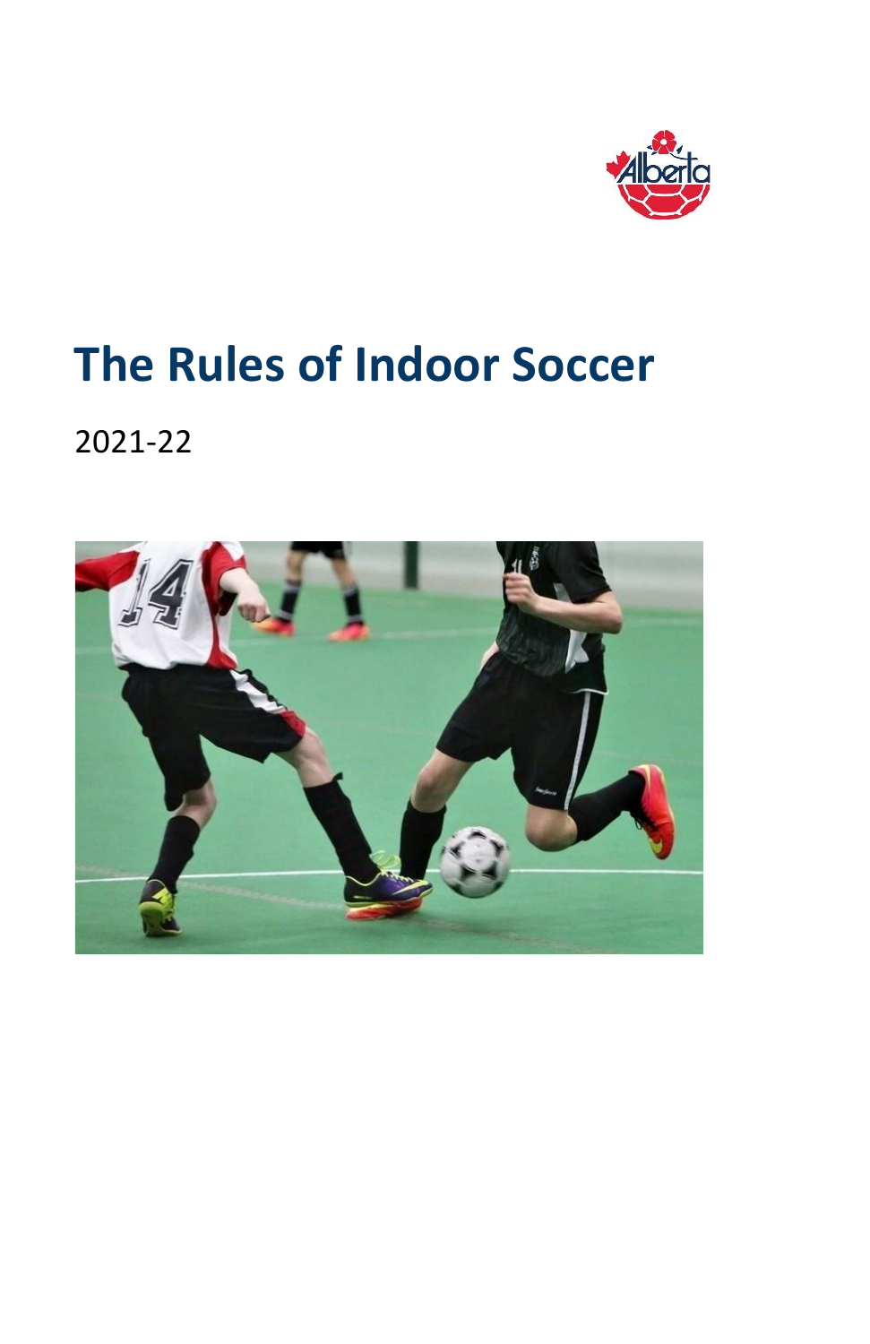# The Rules of Indoor Soccer

2021-22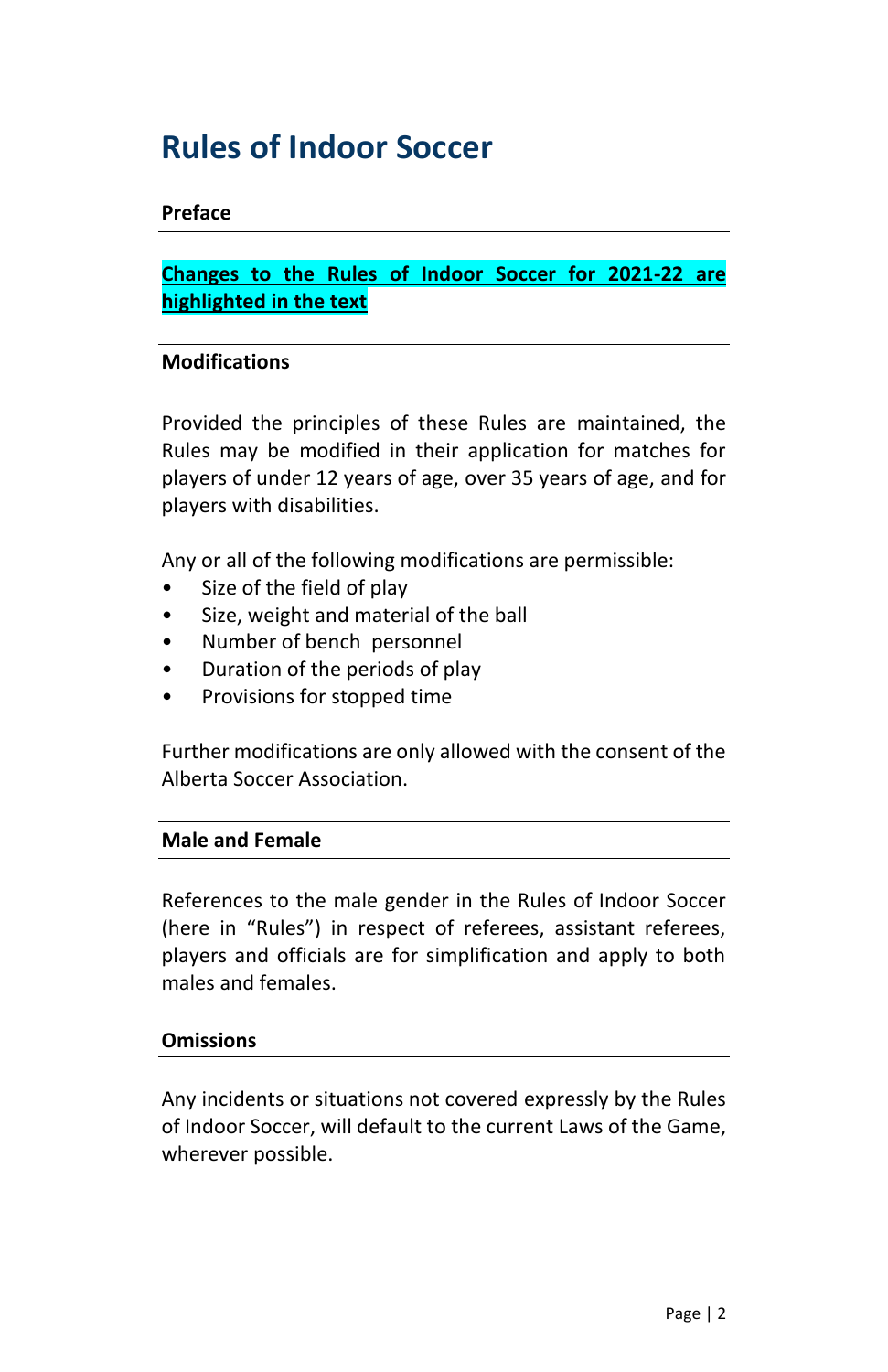# Rules of Indoor Soccer

## Preface

**Changes to the Rules of Indoor Soccer for 2021-22 are highlighted in the text**

## Modifications

Provided the principles of these Rules are maintained, the Rules may be modified in their application for matches for players of under 12 years of age, over 35 years of age, and for players with disabilities.

Any or all of the following modifications are permissible:

- Size of the field of play
- Size, weight and material of the ball
- Number of bench personnel
- Duration of the periods of play
- Provisions for stopped time

Further modifications are only allowed with the consent of the Alberta Soccer Association.

## Male and Female

References to the male gender in the Rules of Indoor Soccer (here in "Rules") in respect of referees, assistant referees, players and officials are for simplification and apply to both males and females.

## Omissions

Any incidents or situations not covered expressly by the Rules of Indoor Soccer, will default to the current Laws of the Game, wherever possible.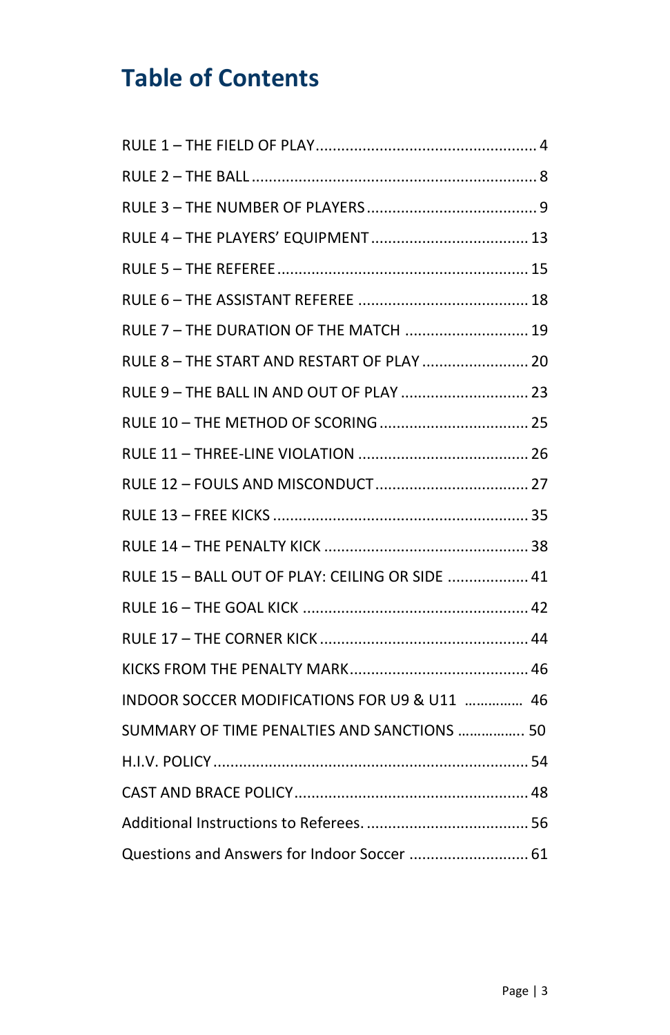# Table of Contents

RULE 1 – THE FIELD OF PLAY .................................................... 4

RULE 2 – THE BALL .................................................................. 8

RULE 3 – THE NUMBER OF PLAYERS ........................................ 9

RULE 4 – THE PLAYERS' EQUIPMENT ..................................... 13

RULE 5 – THE REFEREE .......................................................... 15

RULE 6 – THE ASSISTANT REFEREE ........................................ 18

RULE 7 – THE DURATION OF THE MATCH ............................. 19

RULE 8 – THE START AND RESTART OF PLAY ......................... 20

RULE 9 – THE BALL IN AND OUT OF PLAY .............................. 23

RULE 10 – THE METHOD OF SCORING ................................... 25

RULE 11 – THREE-LINE VIOLATION ........................................ 26

RULE 12 – FOULS AND MISCONDUCT .................................... 27

RULE 13 – FREE KICKS ........................................................... 35

RULE 14 – THE PENALTY KICK ............................................... 38

RULE 15 – BALL OUT OF PLAY: CEILING OR SIDE ................... 41

RULE 16 – THE GOAL KICK .................................................... 42

RULE 17 – THE CORNER KICK ................................................ 44

KICKS FROM THE PENALTY MARK .......................................... 46

INDOOR SOCCER MODIFICATIONS FOR U9 & U11 ............... 46

SUMMARY OF TIME PENALTIES AND SANCTIONS ................. 50

H.I.V. POLICY ......................................................................... 54

CAST AND BRACE POLICY ...................................................... 48

Additional Instructions to Referees. ...................................... 56

Questions and Answers for Indoor Soccer ............................ 61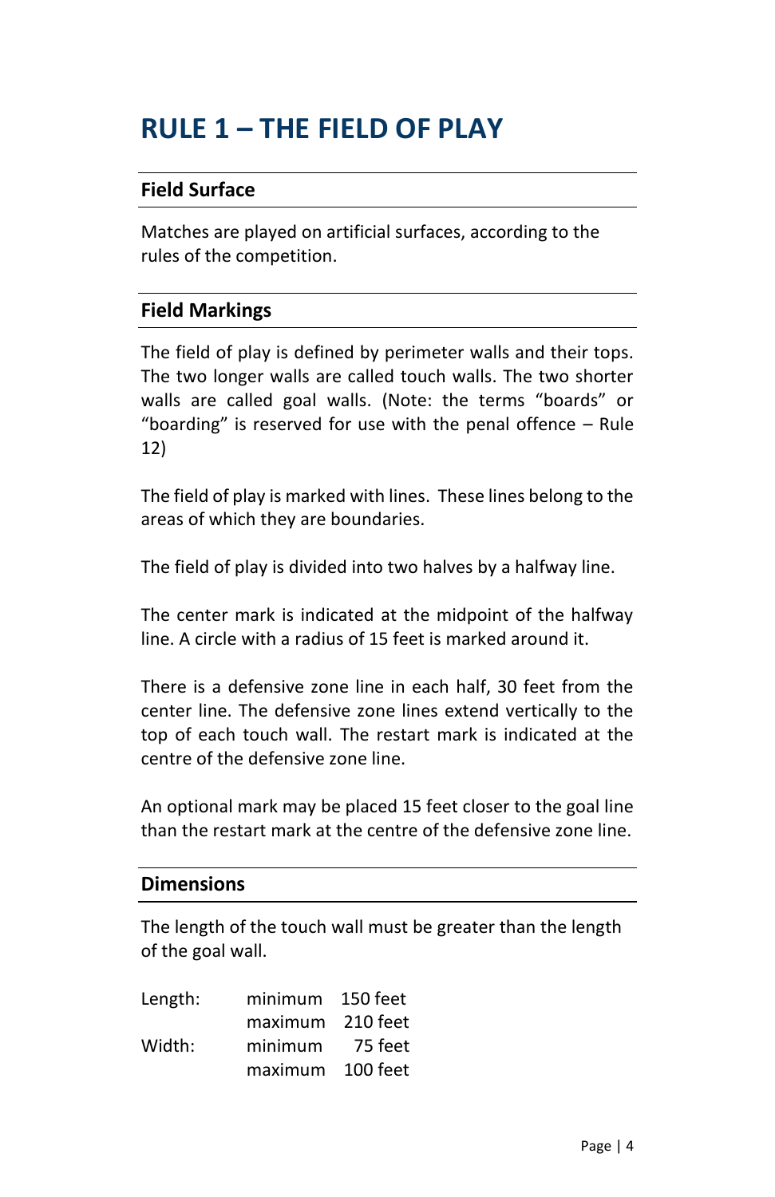# RULE 1 – THE FIELD OF PLAY

## Field Surface

Matches are played on artificial surfaces, according to the rules of the competition.

## Field Markings

The field of play is defined by perimeter walls and their tops. The two longer walls are called touch walls. The two shorter walls are called goal walls. (Note: the terms "boards" or "boarding" is reserved for use with the penal offence – Rule 12)

The field of play is marked with lines. These lines belong to the areas of which they are boundaries.

The field of play is divided into two halves by a halfway line.

The center mark is indicated at the midpoint of the halfway line. A circle with a radius of 15 feet is marked around it.

There is a defensive zone line in each half, 30 feet from the center line. The defensive zone lines extend vertically to the top of each touch wall. The restart mark is indicated at the centre of the defensive zone line.

An optional mark may be placed 15 feet closer to the goal line than the restart mark at the centre of the defensive zone line.

## Dimensions

The length of the touch wall must be greater than the length of the goal wall.

| | | |
|---|---|---|
| Length: | minimum | 150 feet |
| | maximum | 210 feet |
| Width: | minimum | 75 feet |
| | maximum | 100 feet |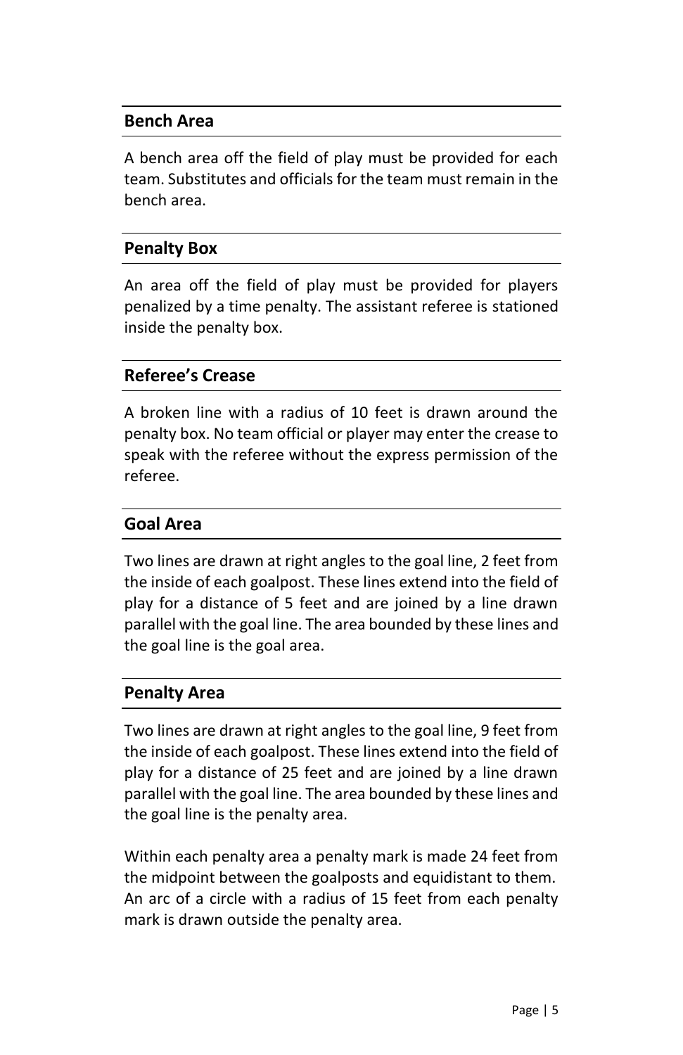### Bench Area

A bench area off the field of play must be provided for each team. Substitutes and officials for the team must remain in the bench area.

### Penalty Box

An area off the field of play must be provided for players penalized by a time penalty. The assistant referee is stationed inside the penalty box.

### Referee's Crease

A broken line with a radius of 10 feet is drawn around the penalty box. No team official or player may enter the crease to speak with the referee without the express permission of the referee.

### Goal Area

Two lines are drawn at right angles to the goal line, 2 feet from the inside of each goalpost. These lines extend into the field of play for a distance of 5 feet and are joined by a line drawn parallel with the goal line. The area bounded by these lines and the goal line is the goal area.

### Penalty Area

Two lines are drawn at right angles to the goal line, 9 feet from the inside of each goalpost. These lines extend into the field of play for a distance of 25 feet and are joined by a line drawn parallel with the goal line. The area bounded by these lines and the goal line is the penalty area.

Within each penalty area a penalty mark is made 24 feet from the midpoint between the goalposts and equidistant to them. An arc of a circle with a radius of 15 feet from each penalty mark is drawn outside the penalty area.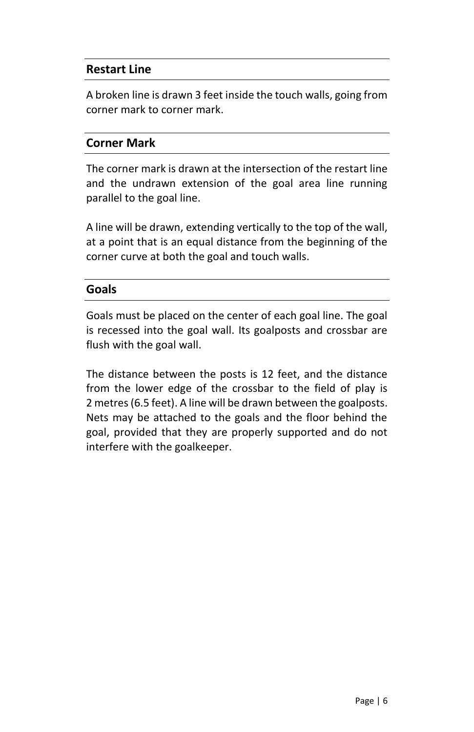## Restart Line

A broken line is drawn 3 feet inside the touch walls, going from corner mark to corner mark.

## Corner Mark

The corner mark is drawn at the intersection of the restart line and the undrawn extension of the goal area line running parallel to the goal line.

A line will be drawn, extending vertically to the top of the wall, at a point that is an equal distance from the beginning of the corner curve at both the goal and touch walls.

## Goals

Goals must be placed on the center of each goal line. The goal is recessed into the goal wall. Its goalposts and crossbar are flush with the goal wall.

The distance between the posts is 12 feet, and the distance from the lower edge of the crossbar to the field of play is 2 metres (6.5 feet). A line will be drawn between the goalposts. Nets may be attached to the goals and the floor behind the goal, provided that they are properly supported and do not interfere with the goalkeeper.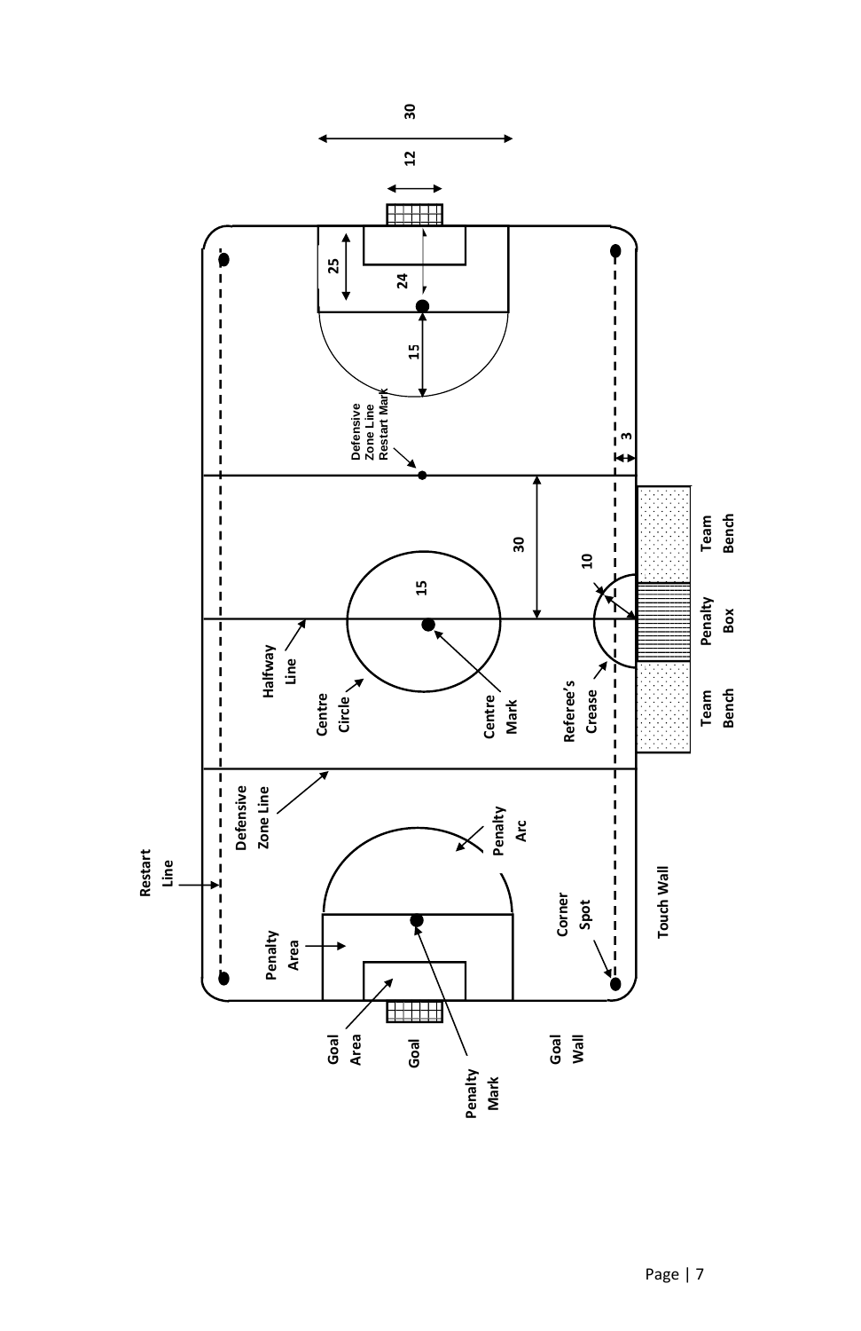Restart Line

Defensive Zone Line

Halfway Line

Centre Circle

Centre Mark

Referee's Crease

Penalty Area

Penalty Arc

Corner Spot

Touch Wall

Goal Area

Goal

Penalty Mark

Goal Wall

Team Bench

Penalty Box

Team Bench

Defensive Zone Line Restart Mark

30

12

25

24

15

3

30

10

15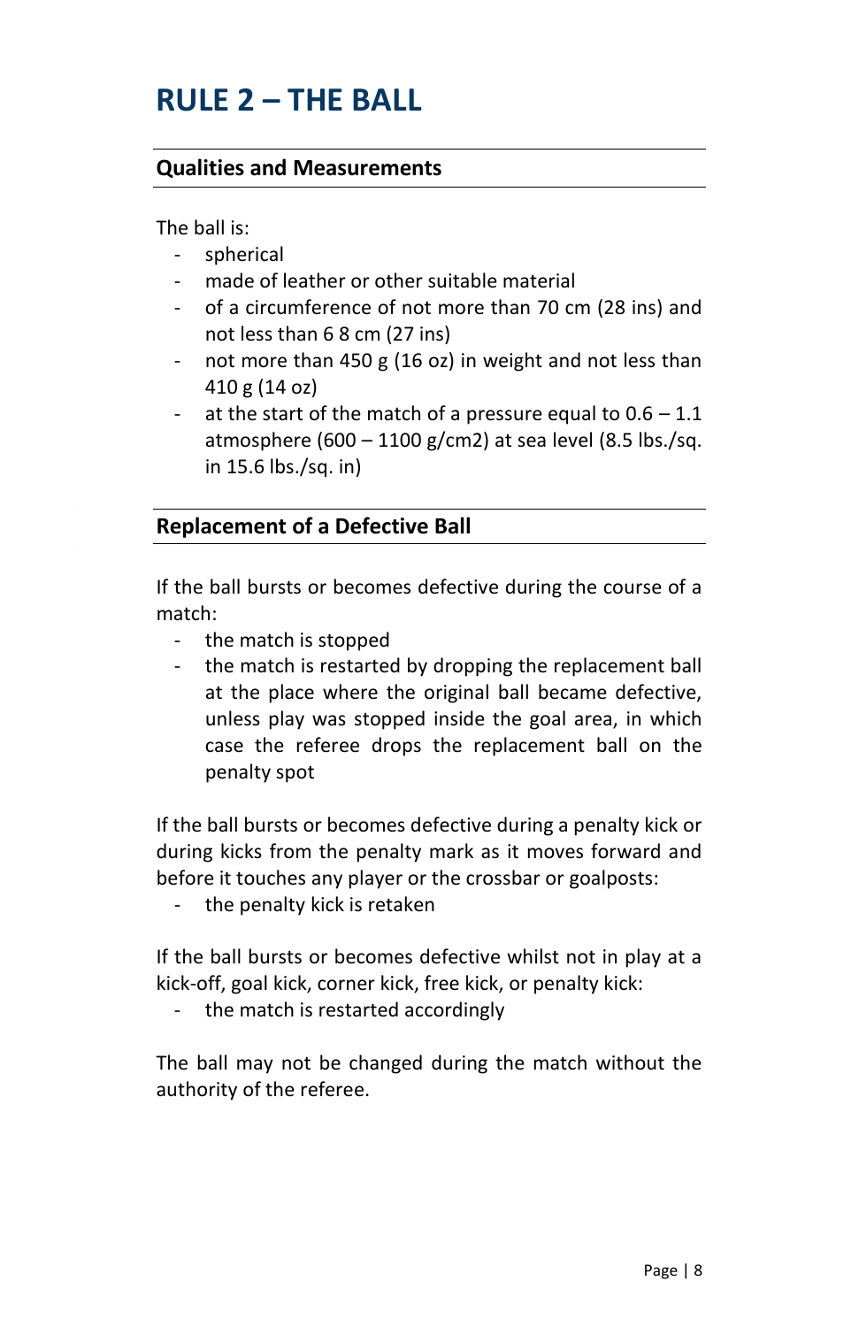# RULE 2 – THE BALL

## Qualities and Measurements

The ball is:

- spherical
- made of leather or other suitable material
- of a circumference of not more than 70 cm (28 ins) and not less than 6 8 cm (27 ins)
- not more than 450 g (16 oz) in weight and not less than 410 g (14 oz)
- at the start of the match of a pressure equal to 0.6 – 1.1 atmosphere (600 – 1100 g/cm2) at sea level (8.5 lbs./sq. in 15.6 lbs./sq. in)

## Replacement of a Defective Ball

If the ball bursts or becomes defective during the course of a match:

- the match is stopped
- the match is restarted by dropping the replacement ball at the place where the original ball became defective, unless play was stopped inside the goal area, in which case the referee drops the replacement ball on the penalty spot

If the ball bursts or becomes defective during a penalty kick or during kicks from the penalty mark as it moves forward and before it touches any player or the crossbar or goalposts:

- the penalty kick is retaken

If the ball bursts or becomes defective whilst not in play at a kick-off, goal kick, corner kick, free kick, or penalty kick:

- the match is restarted accordingly

The ball may not be changed during the match without the authority of the referee.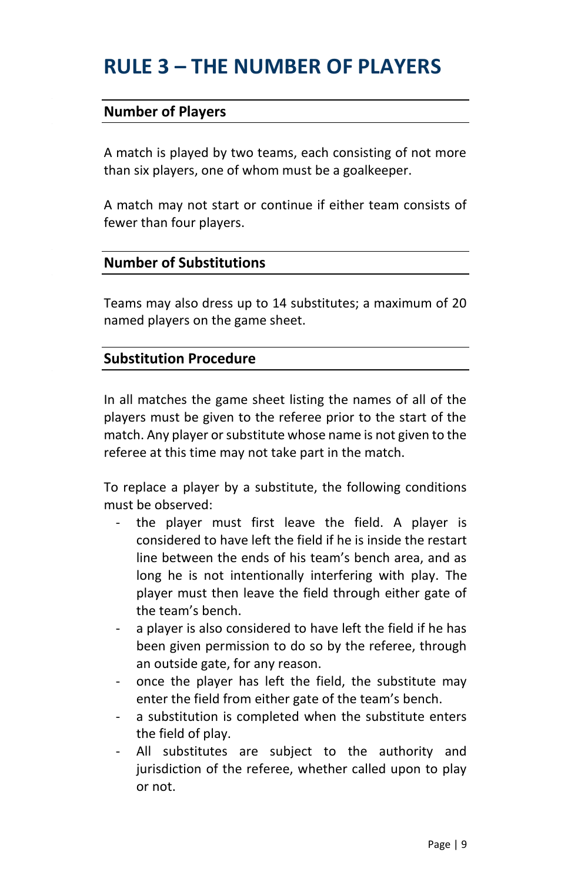# RULE 3 – THE NUMBER OF PLAYERS

## Number of Players

A match is played by two teams, each consisting of not more than six players, one of whom must be a goalkeeper.

A match may not start or continue if either team consists of fewer than four players.

## Number of Substitutions

Teams may also dress up to 14 substitutes; a maximum of 20 named players on the game sheet.

## Substitution Procedure

In all matches the game sheet listing the names of all of the players must be given to the referee prior to the start of the match. Any player or substitute whose name is not given to the referee at this time may not take part in the match.

To replace a player by a substitute, the following conditions must be observed:

- the player must first leave the field. A player is considered to have left the field if he is inside the restart line between the ends of his team's bench area, and as long he is not intentionally interfering with play. The player must then leave the field through either gate of the team's bench.
- a player is also considered to have left the field if he has been given permission to do so by the referee, through an outside gate, for any reason.
- once the player has left the field, the substitute may enter the field from either gate of the team's bench.
- a substitution is completed when the substitute enters the field of play.
- All substitutes are subject to the authority and jurisdiction of the referee, whether called upon to play or not.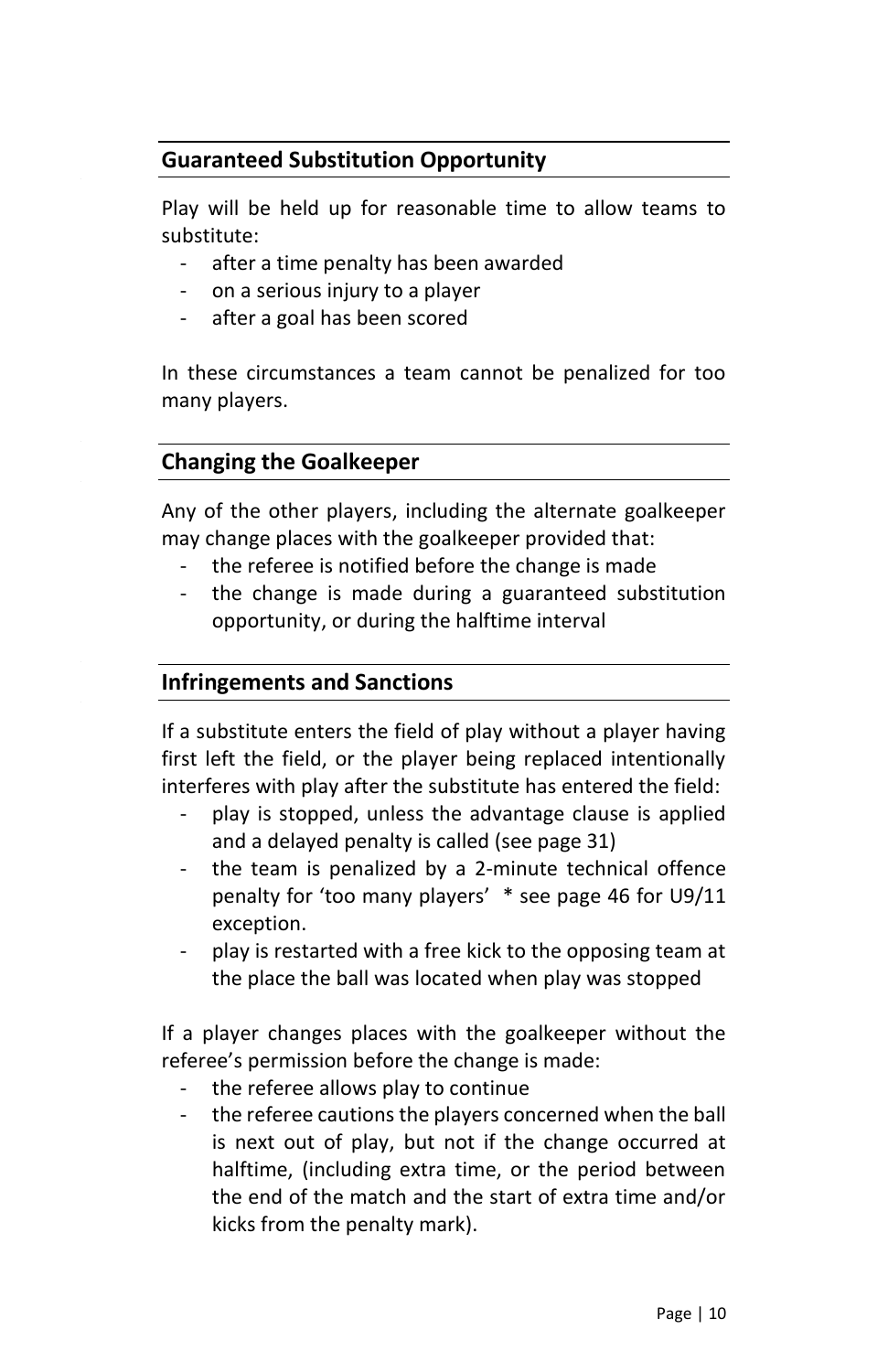## Guaranteed Substitution Opportunity

Play will be held up for reasonable time to allow teams to substitute:

- after a time penalty has been awarded
- on a serious injury to a player
- after a goal has been scored

In these circumstances a team cannot be penalized for too many players.

## Changing the Goalkeeper

Any of the other players, including the alternate goalkeeper may change places with the goalkeeper provided that:

- the referee is notified before the change is made
- the change is made during a guaranteed substitution opportunity, or during the halftime interval

## Infringements and Sanctions

If a substitute enters the field of play without a player having first left the field, or the player being replaced intentionally interferes with play after the substitute has entered the field:

- play is stopped, unless the advantage clause is applied and a delayed penalty is called (see page 31)
- the team is penalized by a 2-minute technical offence penalty for 'too many players' * see page 46 for U9/11 exception.
- play is restarted with a free kick to the opposing team at the place the ball was located when play was stopped

If a player changes places with the goalkeeper without the referee's permission before the change is made:

- the referee allows play to continue
- the referee cautions the players concerned when the ball is next out of play, but not if the change occurred at halftime, (including extra time, or the period between the end of the match and the start of extra time and/or kicks from the penalty mark).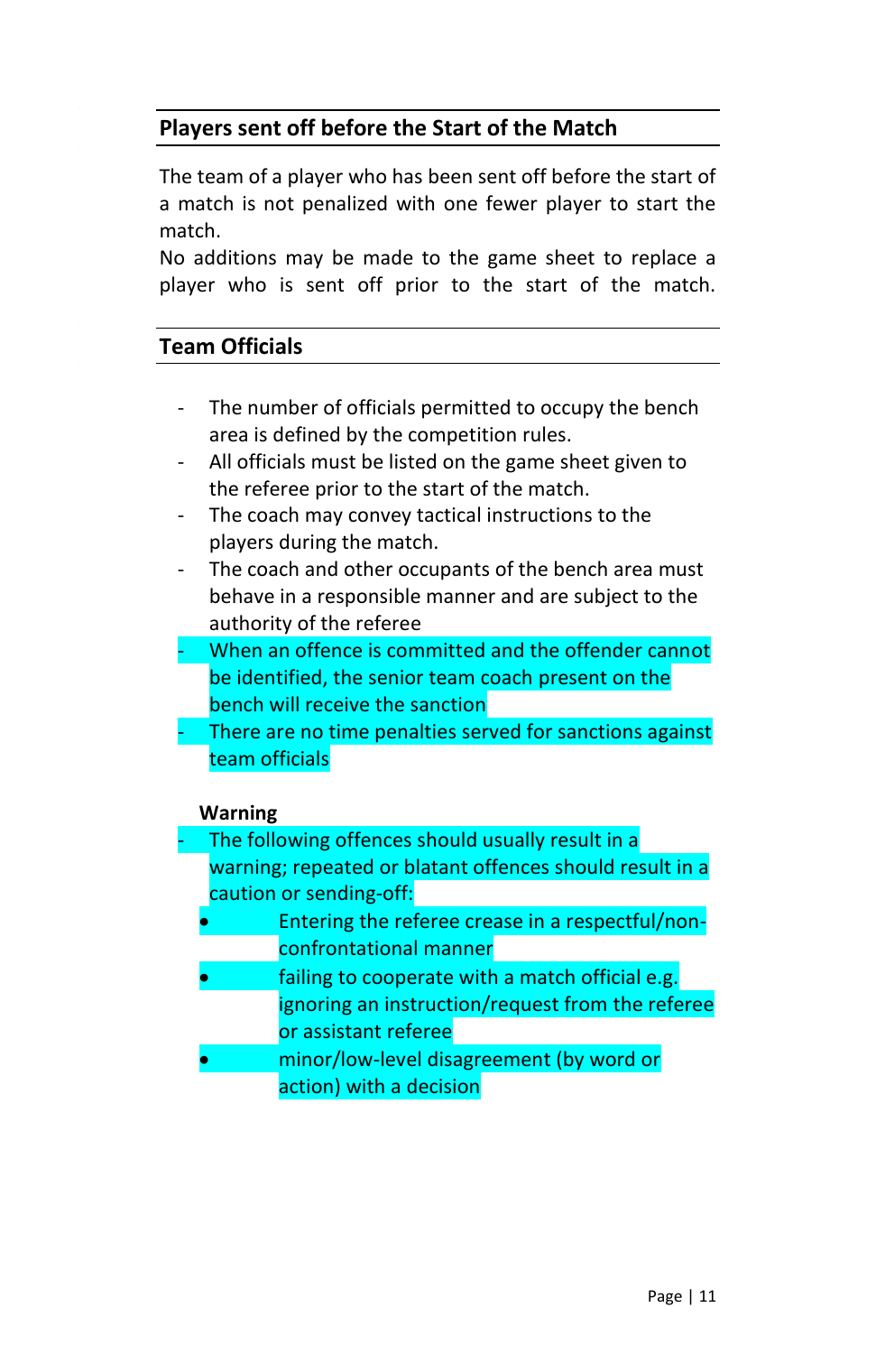## Players sent off before the Start of the Match

The team of a player who has been sent off before the start of a match is not penalized with one fewer player to start the match.
No additions may be made to the game sheet to replace a player who is sent off prior to the start of the match.

## Team Officials

- The number of officials permitted to occupy the bench area is defined by the competition rules.
- All officials must be listed on the game sheet given to the referee prior to the start of the match.
- The coach may convey tactical instructions to the players during the match.
- The coach and other occupants of the bench area must behave in a responsible manner and are subject to the authority of the referee
- When an offence is committed and the offender cannot be identified, the senior team coach present on the bench will receive the sanction
- There are no time penalties served for sanctions against team officials

### Warning

- The following offences should usually result in a warning; repeated or blatant offences should result in a caution or sending-off:
  - Entering the referee crease in a respectful/non-confrontational manner
  - failing to cooperate with a match official e.g. ignoring an instruction/request from the referee or assistant referee
  - minor/low-level disagreement (by word or action) with a decision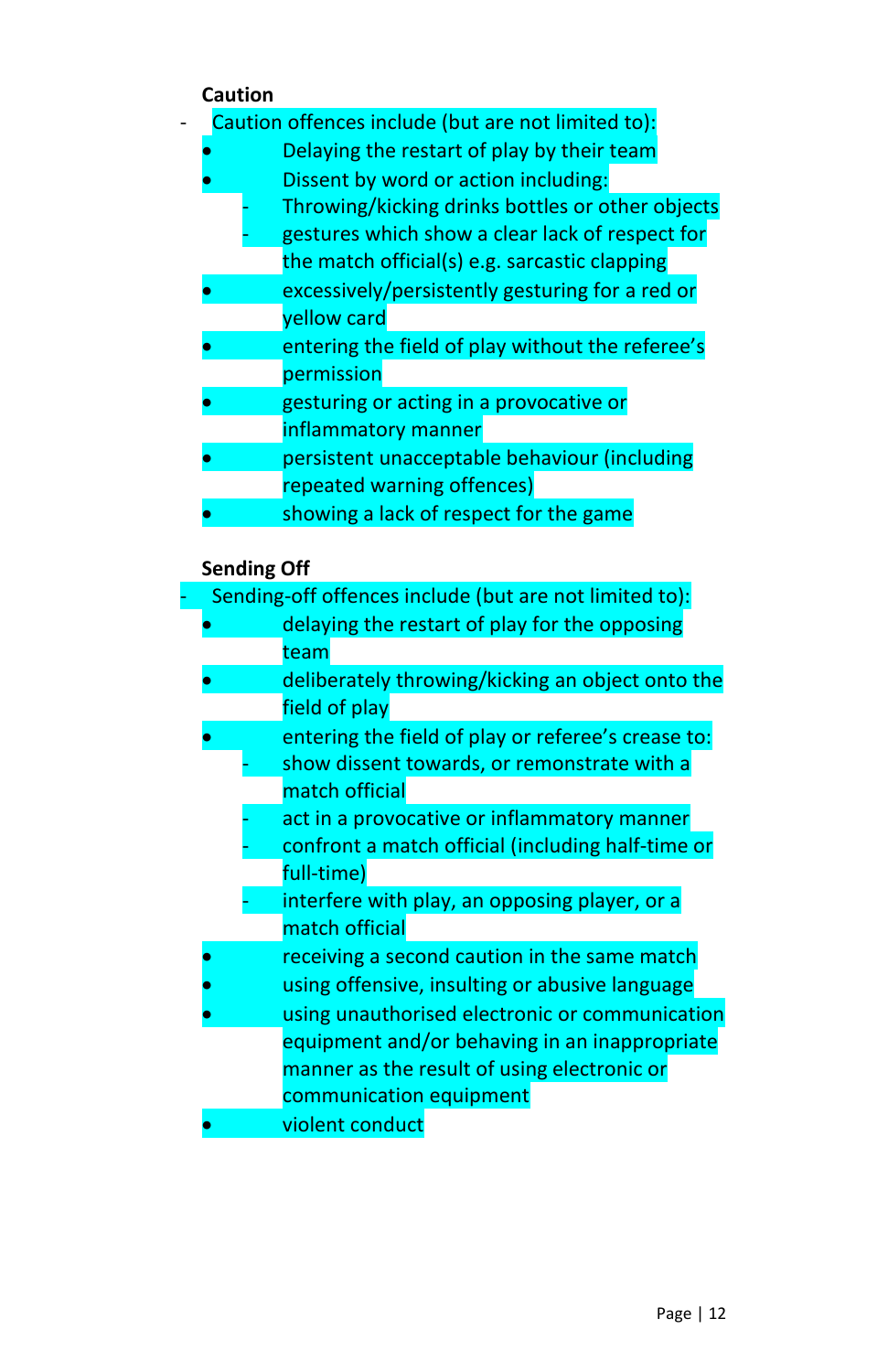**Caution**

- Caution offences include (but are not limited to):
  - Delaying the restart of play by their team
  - Dissent by word or action including:
    - Throwing/kicking drinks bottles or other objects
    - gestures which show a clear lack of respect for the match official(s) e.g. sarcastic clapping
  - excessively/persistently gesturing for a red or yellow card
  - entering the field of play without the referee's permission
  - gesturing or acting in a provocative or inflammatory manner
  - persistent unacceptable behaviour (including repeated warning offences)
  - showing a lack of respect for the game

**Sending Off**

- Sending-off offences include (but are not limited to):
  - delaying the restart of play for the opposing team
  - deliberately throwing/kicking an object onto the field of play
  - entering the field of play or referee's crease to:
    - show dissent towards, or remonstrate with a match official
    - act in a provocative or inflammatory manner
    - confront a match official (including half-time or full-time)
    - interfere with play, an opposing player, or a match official
  - receiving a second caution in the same match
  - using offensive, insulting or abusive language
  - using unauthorised electronic or communication equipment and/or behaving in an inappropriate manner as the result of using electronic or communication equipment
  - violent conduct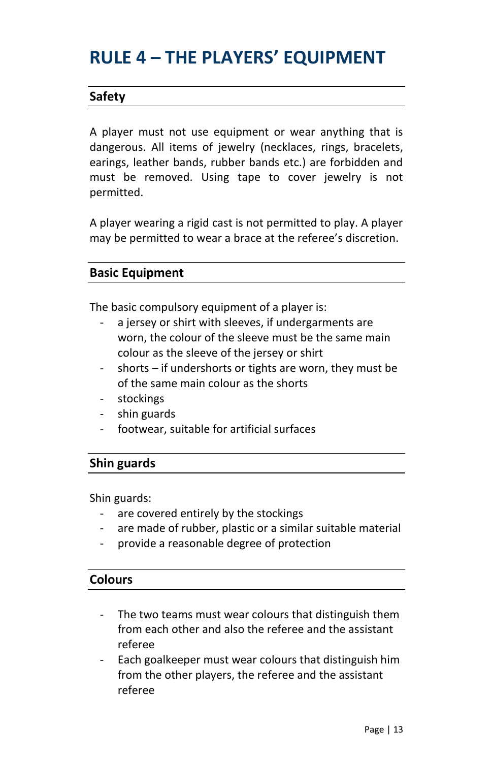# RULE 4 – THE PLAYERS' EQUIPMENT

## Safety

A player must not use equipment or wear anything that is dangerous. All items of jewelry (necklaces, rings, bracelets, earings, leather bands, rubber bands etc.) are forbidden and must be removed. Using tape to cover jewelry is not permitted.

A player wearing a rigid cast is not permitted to play. A player may be permitted to wear a brace at the referee's discretion.

## Basic Equipment

The basic compulsory equipment of a player is:

- a jersey or shirt with sleeves, if undergarments are worn, the colour of the sleeve must be the same main colour as the sleeve of the jersey or shirt
- shorts – if undershorts or tights are worn, they must be of the same main colour as the shorts
- stockings
- shin guards
- footwear, suitable for artificial surfaces

## Shin guards

Shin guards:

- are covered entirely by the stockings
- are made of rubber, plastic or a similar suitable material
- provide a reasonable degree of protection

## Colours

- The two teams must wear colours that distinguish them from each other and also the referee and the assistant referee
- Each goalkeeper must wear colours that distinguish him from the other players, the referee and the assistant referee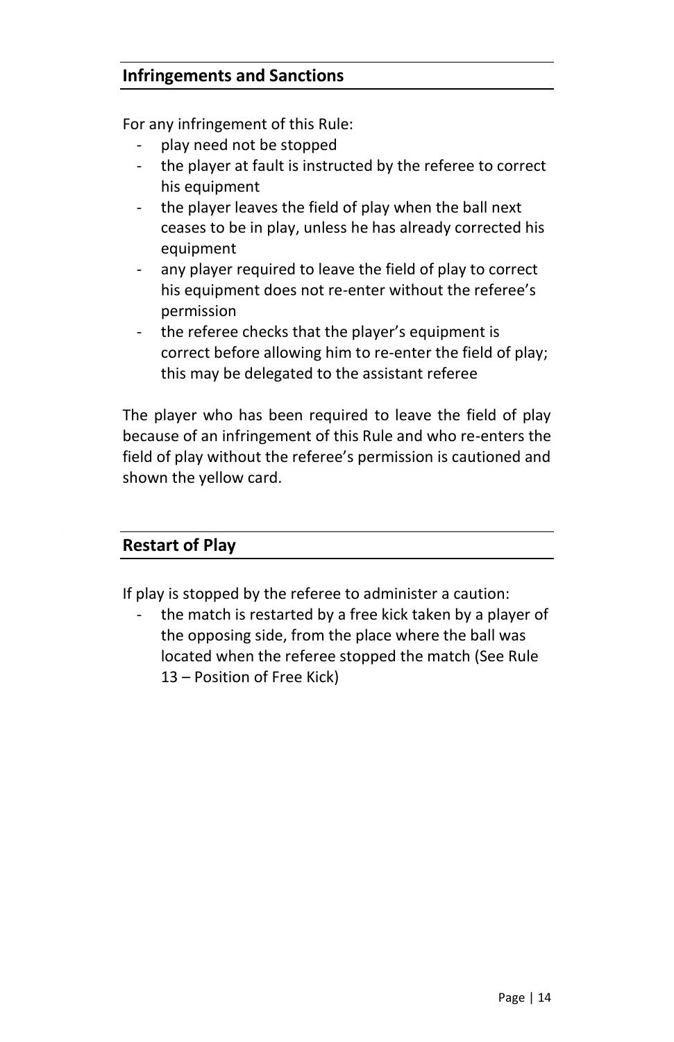## Infringements and Sanctions

For any infringement of this Rule:

- play need not be stopped
- the player at fault is instructed by the referee to correct his equipment
- the player leaves the field of play when the ball next ceases to be in play, unless he has already corrected his equipment
- any player required to leave the field of play to correct his equipment does not re-enter without the referee's permission
- the referee checks that the player's equipment is correct before allowing him to re-enter the field of play; this may be delegated to the assistant referee

The player who has been required to leave the field of play because of an infringement of this Rule and who re-enters the field of play without the referee's permission is cautioned and shown the yellow card.

## Restart of Play

If play is stopped by the referee to administer a caution:

- the match is restarted by a free kick taken by a player of the opposing side, from the place where the ball was located when the referee stopped the match (See Rule 13 – Position of Free Kick)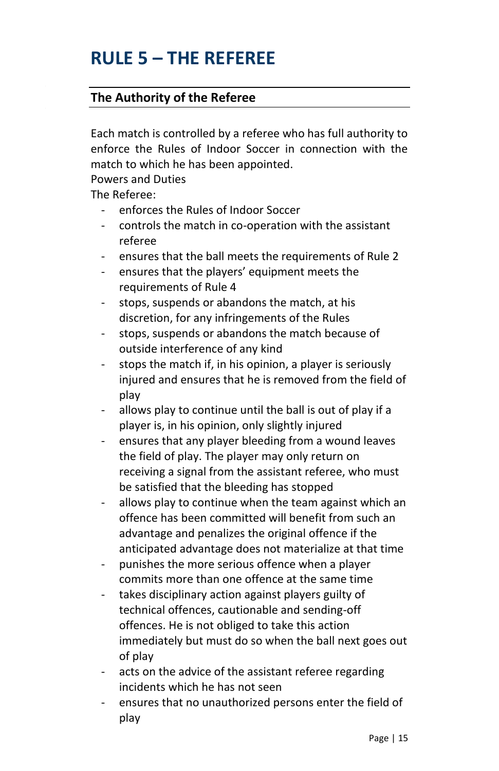# RULE 5 – THE REFEREE

## The Authority of the Referee

Each match is controlled by a referee who has full authority to enforce the Rules of Indoor Soccer in connection with the match to which he has been appointed.

Powers and Duties

The Referee:

- enforces the Rules of Indoor Soccer
- controls the match in co-operation with the assistant referee
- ensures that the ball meets the requirements of Rule 2
- ensures that the players' equipment meets the requirements of Rule 4
- stops, suspends or abandons the match, at his discretion, for any infringements of the Rules
- stops, suspends or abandons the match because of outside interference of any kind
- stops the match if, in his opinion, a player is seriously injured and ensures that he is removed from the field of play
- allows play to continue until the ball is out of play if a player is, in his opinion, only slightly injured
- ensures that any player bleeding from a wound leaves the field of play. The player may only return on receiving a signal from the assistant referee, who must be satisfied that the bleeding has stopped
- allows play to continue when the team against which an offence has been committed will benefit from such an advantage and penalizes the original offence if the anticipated advantage does not materialize at that time
- punishes the more serious offence when a player commits more than one offence at the same time
- takes disciplinary action against players guilty of technical offences, cautionable and sending-off offences. He is not obliged to take this action immediately but must do so when the ball next goes out of play
- acts on the advice of the assistant referee regarding incidents which he has not seen
- ensures that no unauthorized persons enter the field of play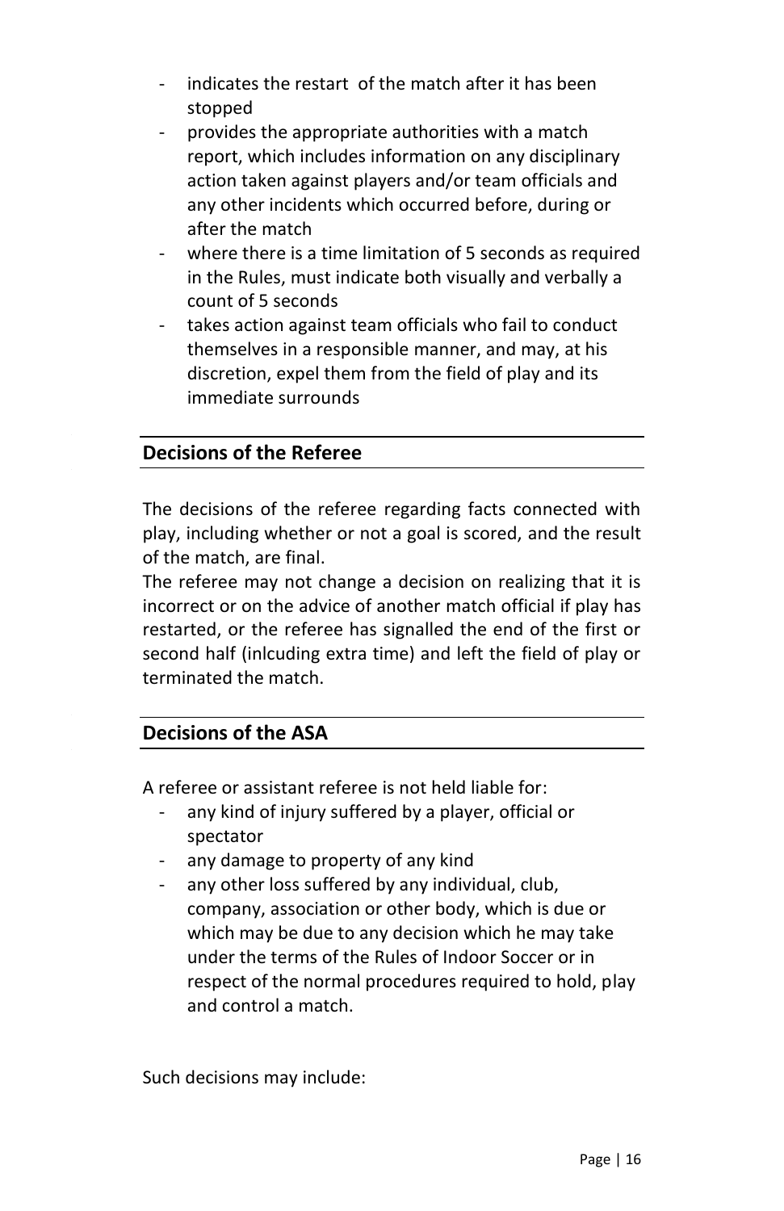- indicates the restart  of the match after it has been stopped
- provides the appropriate authorities with a match report, which includes information on any disciplinary action taken against players and/or team officials and any other incidents which occurred before, during or after the match
- where there is a time limitation of 5 seconds as required in the Rules, must indicate both visually and verbally a count of 5 seconds
- takes action against team officials who fail to conduct themselves in a responsible manner, and may, at his discretion, expel them from the field of play and its immediate surrounds

## Decisions of the Referee

The decisions of the referee regarding facts connected with play, including whether or not a goal is scored, and the result of the match, are final.
The referee may not change a decision on realizing that it is incorrect or on the advice of another match official if play has restarted, or the referee has signalled the end of the first or second half (inlcuding extra time) and left the field of play or terminated the match.

## Decisions of the ASA

A referee or assistant referee is not held liable for:

- any kind of injury suffered by a player, official or spectator
- any damage to property of any kind
- any other loss suffered by any individual, club, company, association or other body, which is due or which may be due to any decision which he may take under the terms of the Rules of Indoor Soccer or in respect of the normal procedures required to hold, play and control a match.

Such decisions may include: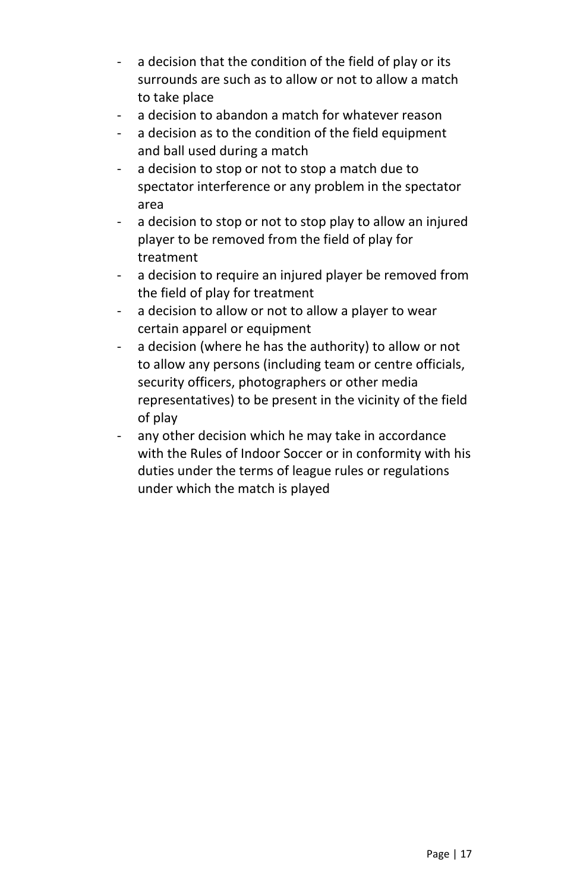- a decision that the condition of the field of play or its surrounds are such as to allow or not to allow a match to take place
- a decision to abandon a match for whatever reason
- a decision as to the condition of the field equipment and ball used during a match
- a decision to stop or not to stop a match due to spectator interference or any problem in the spectator area
- a decision to stop or not to stop play to allow an injured player to be removed from the field of play for treatment
- a decision to require an injured player be removed from the field of play for treatment
- a decision to allow or not to allow a player to wear certain apparel or equipment
- a decision (where he has the authority) to allow or not to allow any persons (including team or centre officials, security officers, photographers or other media representatives) to be present in the vicinity of the field of play
- any other decision which he may take in accordance with the Rules of Indoor Soccer or in conformity with his duties under the terms of league rules or regulations under which the match is played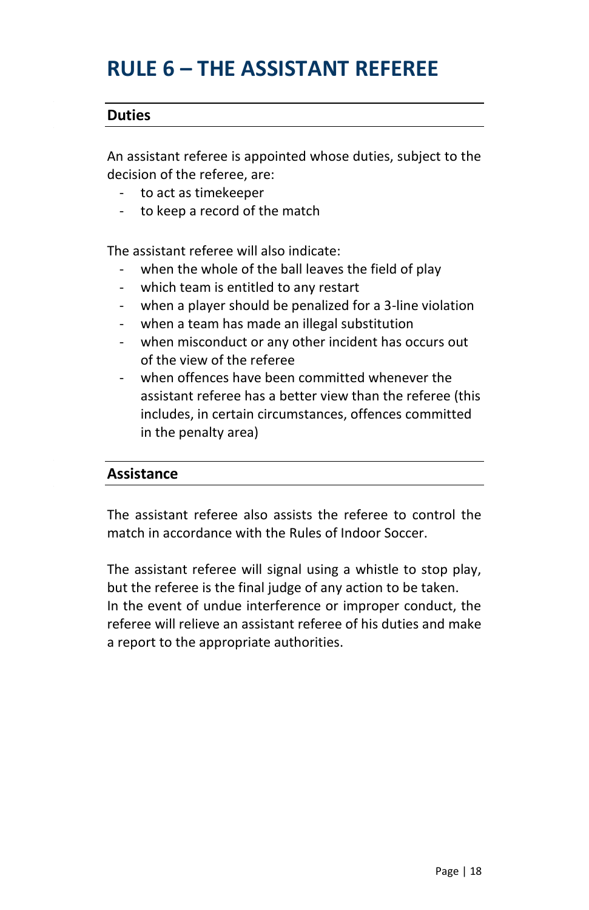# RULE 6 – THE ASSISTANT REFEREE

## Duties

An assistant referee is appointed whose duties, subject to the decision of the referee, are:

- to act as timekeeper
- to keep a record of the match

The assistant referee will also indicate:

- when the whole of the ball leaves the field of play
- which team is entitled to any restart
- when a player should be penalized for a 3-line violation
- when a team has made an illegal substitution
- when misconduct or any other incident has occurs out of the view of the referee
- when offences have been committed whenever the assistant referee has a better view than the referee (this includes, in certain circumstances, offences committed in the penalty area)

## Assistance

The assistant referee also assists the referee to control the match in accordance with the Rules of Indoor Soccer.

The assistant referee will signal using a whistle to stop play, but the referee is the final judge of any action to be taken.
In the event of undue interference or improper conduct, the referee will relieve an assistant referee of his duties and make a report to the appropriate authorities.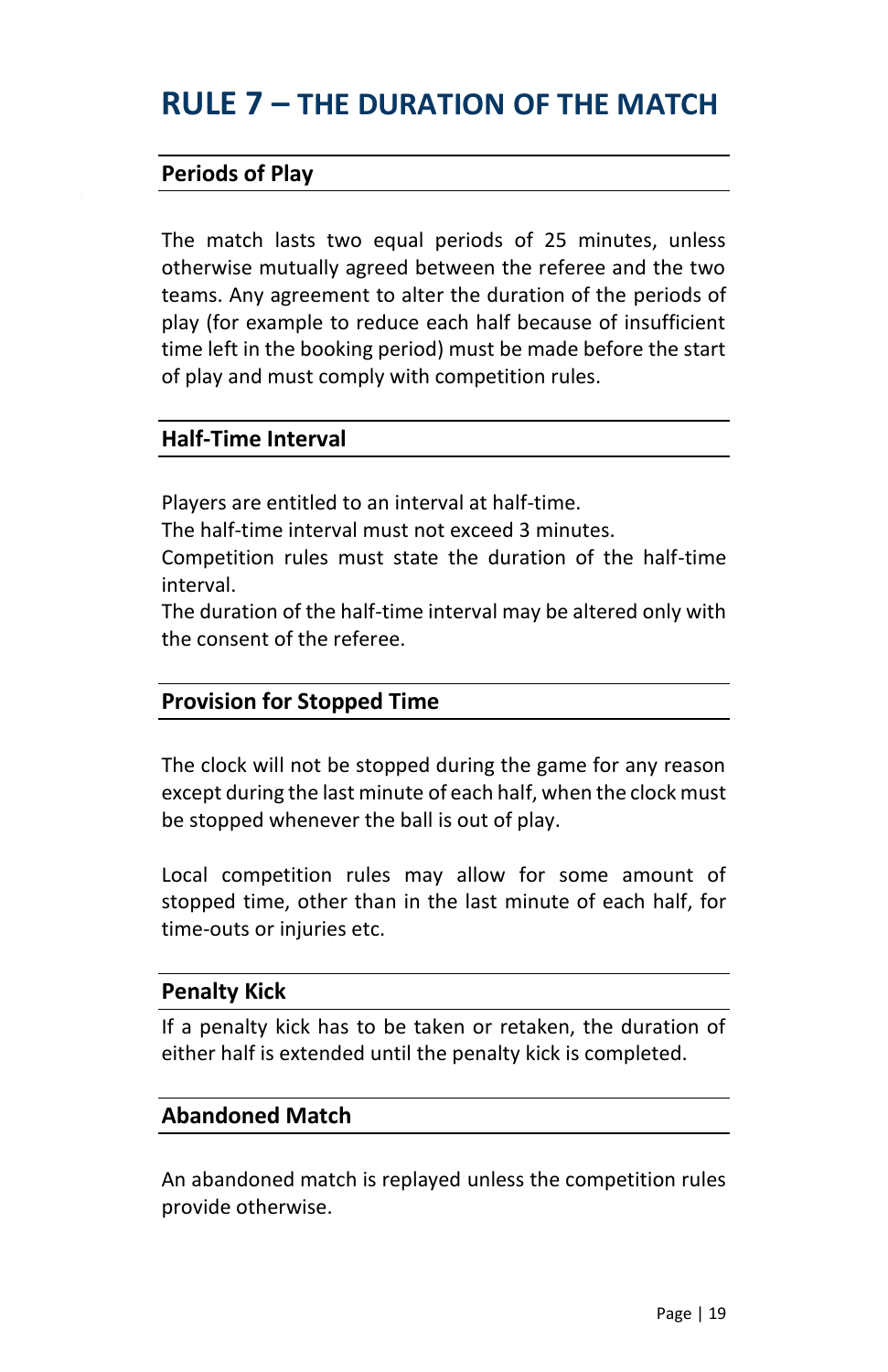# RULE 7 – THE DURATION OF THE MATCH

## Periods of Play

The match lasts two equal periods of 25 minutes, unless otherwise mutually agreed between the referee and the two teams. Any agreement to alter the duration of the periods of play (for example to reduce each half because of insufficient time left in the booking period) must be made before the start of play and must comply with competition rules.

## Half-Time Interval

Players are entitled to an interval at half-time.
The half-time interval must not exceed 3 minutes.
Competition rules must state the duration of the half-time interval.
The duration of the half-time interval may be altered only with the consent of the referee.

## Provision for Stopped Time

The clock will not be stopped during the game for any reason except during the last minute of each half, when the clock must be stopped whenever the ball is out of play.

Local competition rules may allow for some amount of stopped time, other than in the last minute of each half, for time-outs or injuries etc.

## Penalty Kick

If a penalty kick has to be taken or retaken, the duration of either half is extended until the penalty kick is completed.

## Abandoned Match

An abandoned match is replayed unless the competition rules provide otherwise.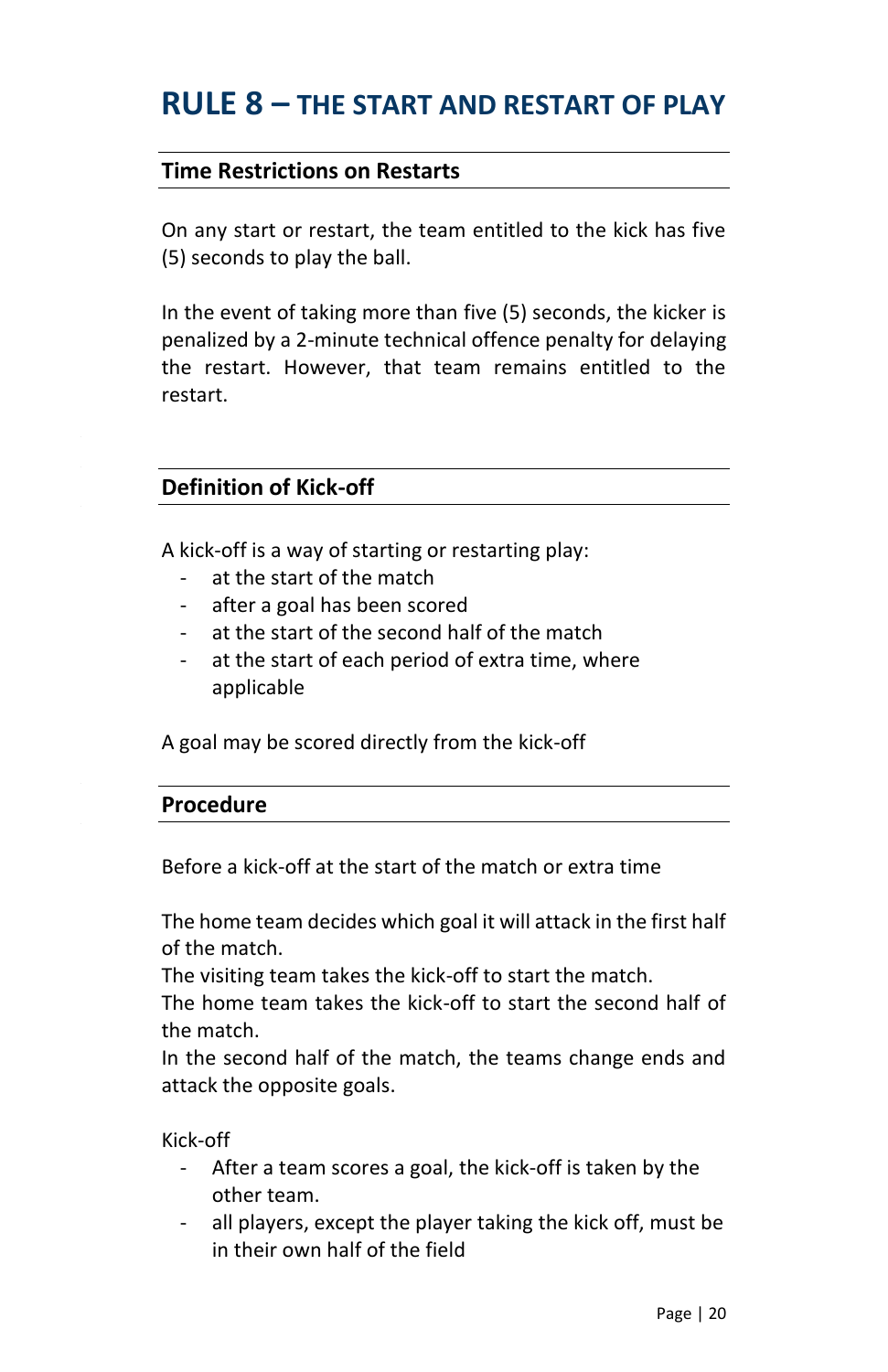# RULE 8 – THE START AND RESTART OF PLAY

## Time Restrictions on Restarts

On any start or restart, the team entitled to the kick has five (5) seconds to play the ball.

In the event of taking more than five (5) seconds, the kicker is penalized by a 2-minute technical offence penalty for delaying the restart. However, that team remains entitled to the restart.

## Definition of Kick-off

A kick-off is a way of starting or restarting play:

- at the start of the match
- after a goal has been scored
- at the start of the second half of the match
- at the start of each period of extra time, where applicable

A goal may be scored directly from the kick-off

## Procedure

Before a kick-off at the start of the match or extra time

The home team decides which goal it will attack in the first half of the match.
The visiting team takes the kick-off to start the match.
The home team takes the kick-off to start the second half of the match.
In the second half of the match, the teams change ends and attack the opposite goals.

Kick-off

- After a team scores a goal, the kick-off is taken by the other team.
- all players, except the player taking the kick off, must be in their own half of the field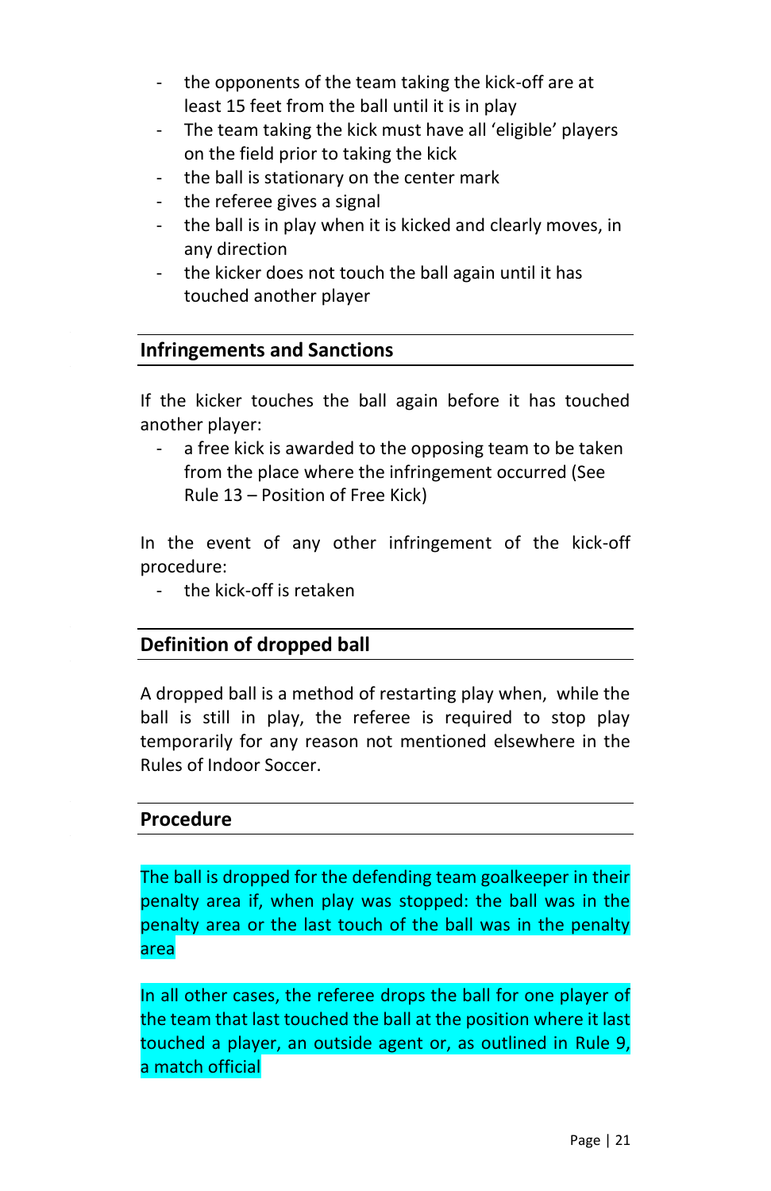- the opponents of the team taking the kick-off are at least 15 feet from the ball until it is in play
- The team taking the kick must have all 'eligible' players on the field prior to taking the kick
- the ball is stationary on the center mark
- the referee gives a signal
- the ball is in play when it is kicked and clearly moves, in any direction
- the kicker does not touch the ball again until it has touched another player

## Infringements and Sanctions

If the kicker touches the ball again before it has touched another player:

- a free kick is awarded to the opposing team to be taken from the place where the infringement occurred (See Rule 13 – Position of Free Kick)

In the event of any other infringement of the kick-off procedure:

- the kick-off is retaken

## Definition of dropped ball

A dropped ball is a method of restarting play when, while the ball is still in play, the referee is required to stop play temporarily for any reason not mentioned elsewhere in the Rules of Indoor Soccer.

## Procedure

The ball is dropped for the defending team goalkeeper in their penalty area if, when play was stopped: the ball was in the penalty area or the last touch of the ball was in the penalty area

In all other cases, the referee drops the ball for one player of the team that last touched the ball at the position where it last touched a player, an outside agent or, as outlined in Rule 9, a match official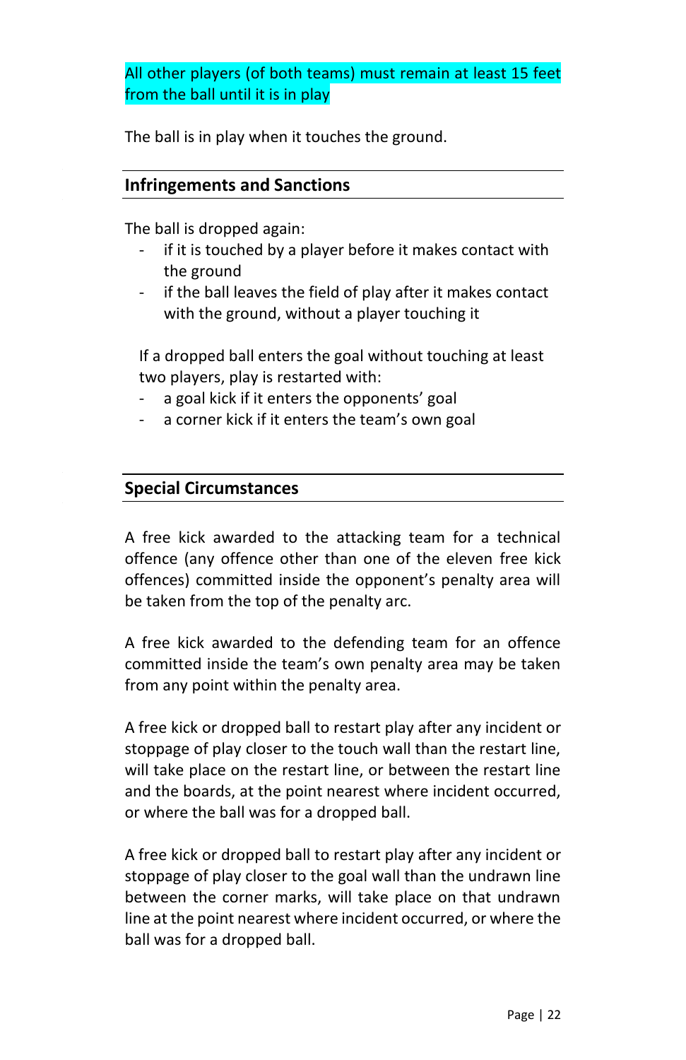All other players (of both teams) must remain at least 15 feet from the ball until it is in play

The ball is in play when it touches the ground.

## Infringements and Sanctions

The ball is dropped again:

- if it is touched by a player before it makes contact with the ground
- if the ball leaves the field of play after it makes contact with the ground, without a player touching it

If a dropped ball enters the goal without touching at least two players, play is restarted with:

- a goal kick if it enters the opponents' goal
- a corner kick if it enters the team's own goal

## Special Circumstances

A free kick awarded to the attacking team for a technical offence (any offence other than one of the eleven free kick offences) committed inside the opponent's penalty area will be taken from the top of the penalty arc.

A free kick awarded to the defending team for an offence committed inside the team's own penalty area may be taken from any point within the penalty area.

A free kick or dropped ball to restart play after any incident or stoppage of play closer to the touch wall than the restart line, will take place on the restart line, or between the restart line and the boards, at the point nearest where incident occurred, or where the ball was for a dropped ball.

A free kick or dropped ball to restart play after any incident or stoppage of play closer to the goal wall than the undrawn line between the corner marks, will take place on that undrawn line at the point nearest where incident occurred, or where the ball was for a dropped ball.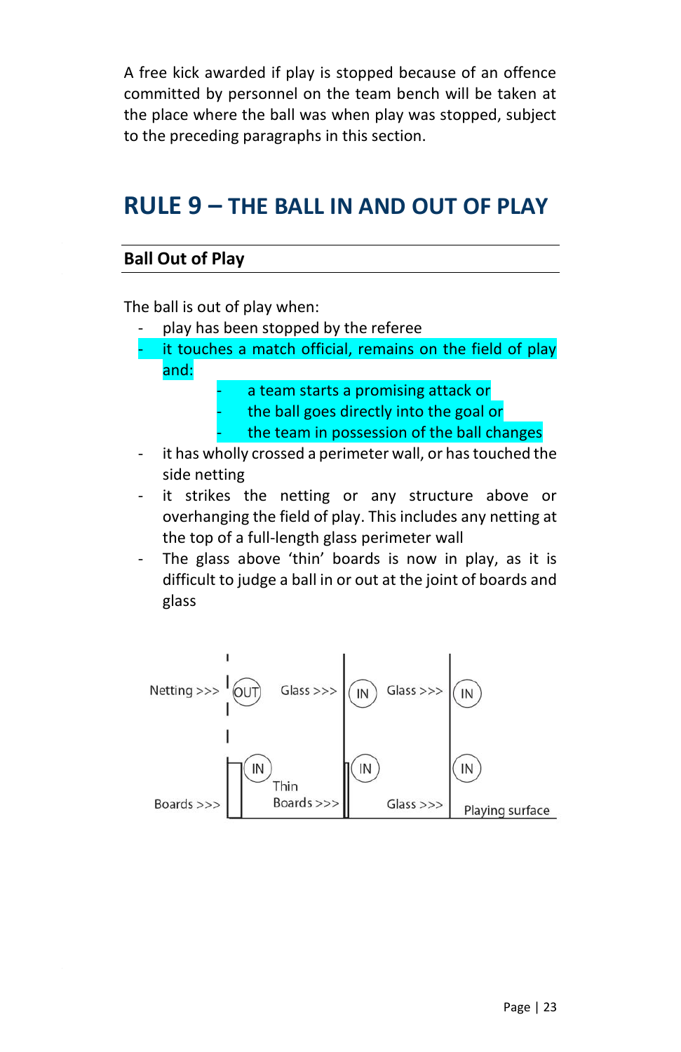A free kick awarded if play is stopped because of an offence committed by personnel on the team bench will be taken at the place where the ball was when play was stopped, subject to the preceding paragraphs in this section.

# RULE 9 – THE BALL IN AND OUT OF PLAY

## Ball Out of Play

The ball is out of play when:

- play has been stopped by the referee
- it touches a match official, remains on the field of play and:
    - a team starts a promising attack or
    - the ball goes directly into the goal or
    - the team in possession of the ball changes
- it has wholly crossed a perimeter wall, or has touched the side netting
- it strikes the netting or any structure above or overhanging the field of play. This includes any netting at the top of a full-length glass perimeter wall
- The glass above 'thin' boards is now in play, as it is difficult to judge a ball in or out at the joint of boards and glass

Netting >>> OUT
Glass >>> IN
Glass >>> IN
Boards >>> IN
Thin Boards >>> IN
Glass >>> IN
Playing surface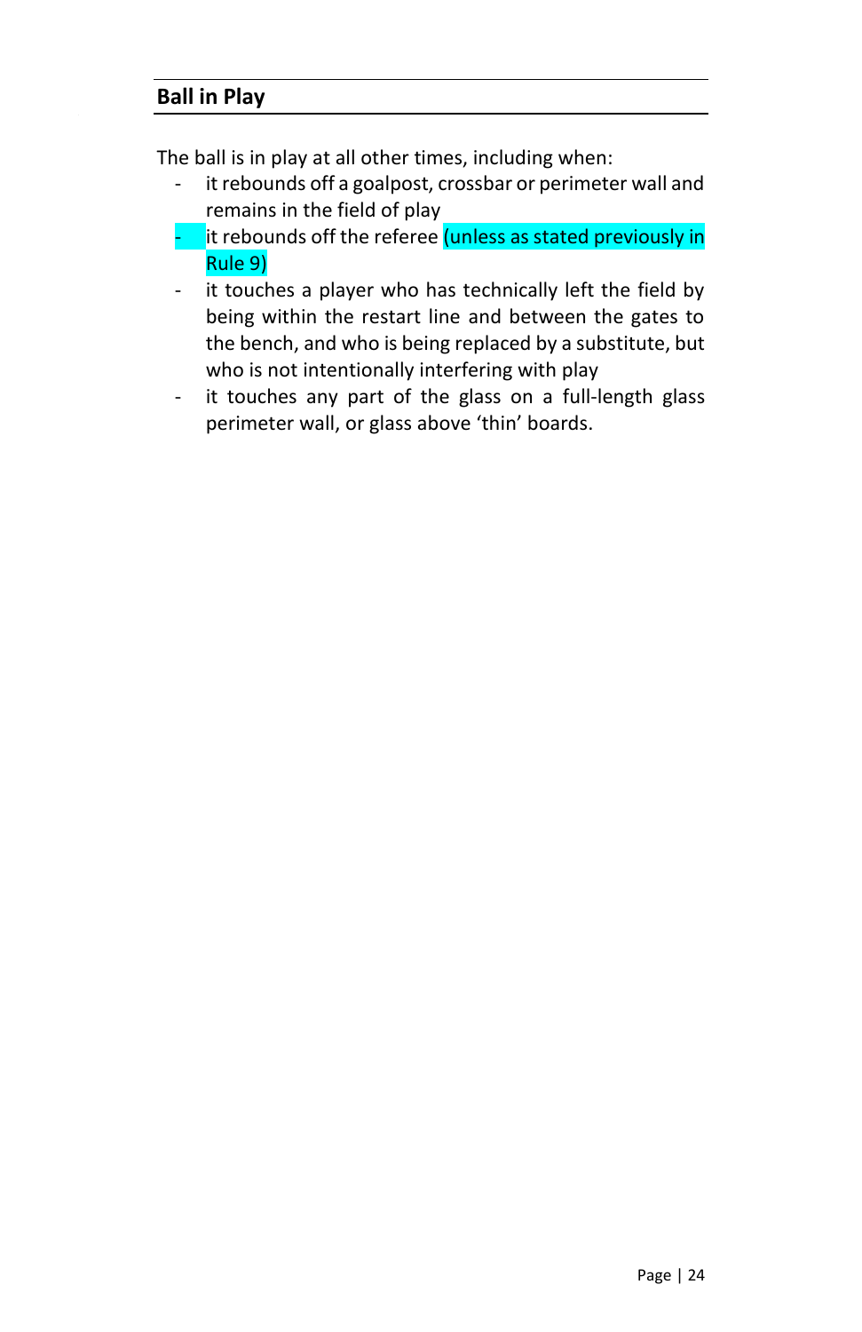## Ball in Play

The ball is in play at all other times, including when:

- it rebounds off a goalpost, crossbar or perimeter wall and remains in the field of play
- it rebounds off the referee (unless as stated previously in Rule 9)
- it touches a player who has technically left the field by being within the restart line and between the gates to the bench, and who is being replaced by a substitute, but who is not intentionally interfering with play
- it touches any part of the glass on a full-length glass perimeter wall, or glass above 'thin' boards.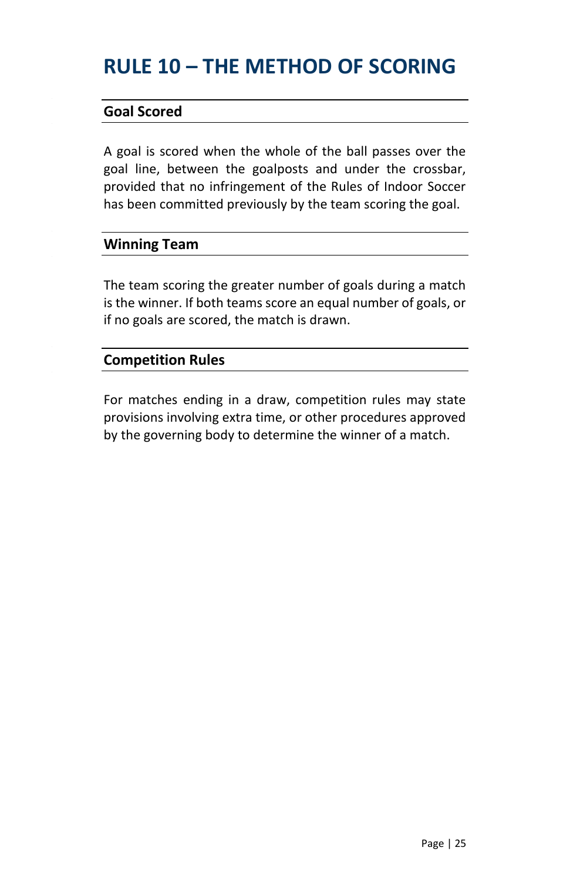# RULE 10 – THE METHOD OF SCORING

## Goal Scored

A goal is scored when the whole of the ball passes over the goal line, between the goalposts and under the crossbar, provided that no infringement of the Rules of Indoor Soccer has been committed previously by the team scoring the goal.

## Winning Team

The team scoring the greater number of goals during a match is the winner. If both teams score an equal number of goals, or if no goals are scored, the match is drawn.

## Competition Rules

For matches ending in a draw, competition rules may state provisions involving extra time, or other procedures approved by the governing body to determine the winner of a match.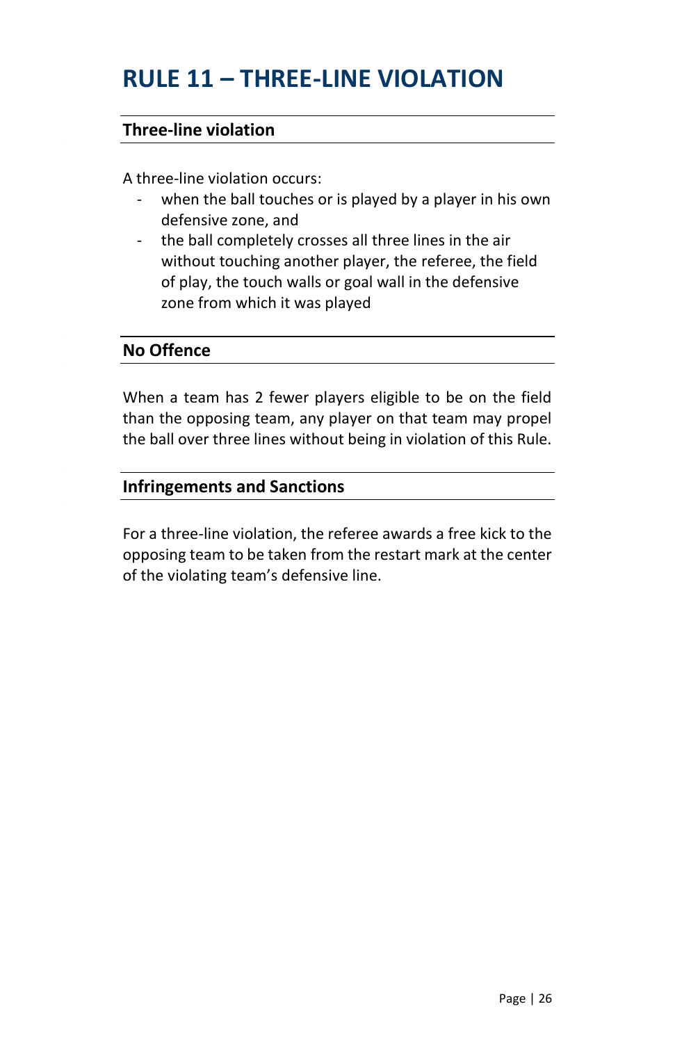# RULE 11 – THREE-LINE VIOLATION

## Three-line violation

A three-line violation occurs:

- when the ball touches or is played by a player in his own defensive zone, and
- the ball completely crosses all three lines in the air without touching another player, the referee, the field of play, the touch walls or goal wall in the defensive zone from which it was played

## No Offence

When a team has 2 fewer players eligible to be on the field than the opposing team, any player on that team may propel the ball over three lines without being in violation of this Rule.

## Infringements and Sanctions

For a three-line violation, the referee awards a free kick to the opposing team to be taken from the restart mark at the center of the violating team's defensive line.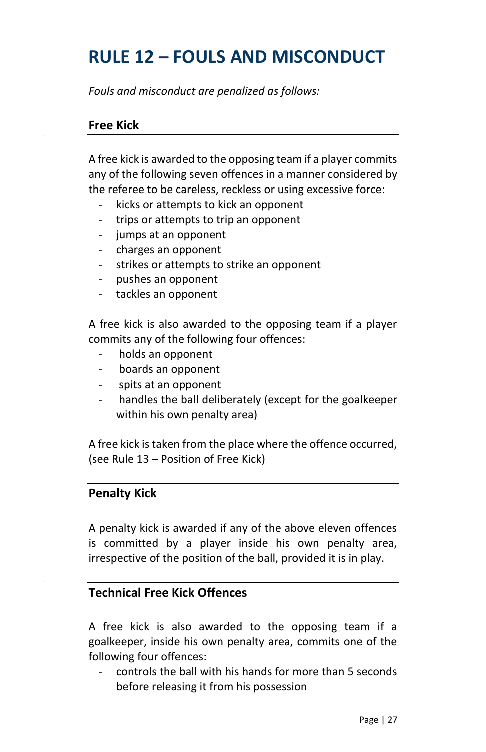# RULE 12 – FOULS AND MISCONDUCT

*Fouls and misconduct are penalized as follows:*

## Free Kick

A free kick is awarded to the opposing team if a player commits any of the following seven offences in a manner considered by the referee to be careless, reckless or using excessive force:

- kicks or attempts to kick an opponent
- trips or attempts to trip an opponent
- jumps at an opponent
- charges an opponent
- strikes or attempts to strike an opponent
- pushes an opponent
- tackles an opponent

A free kick is also awarded to the opposing team if a player commits any of the following four offences:

- holds an opponent
- boards an opponent
- spits at an opponent
- handles the ball deliberately (except for the goalkeeper within his own penalty area)

A free kick is taken from the place where the offence occurred, (see Rule 13 – Position of Free Kick)

## Penalty Kick

A penalty kick is awarded if any of the above eleven offences is committed by a player inside his own penalty area, irrespective of the position of the ball, provided it is in play.

## Technical Free Kick Offences

A free kick is also awarded to the opposing team if a goalkeeper, inside his own penalty area, commits one of the following four offences:

- controls the ball with his hands for more than 5 seconds before releasing it from his possession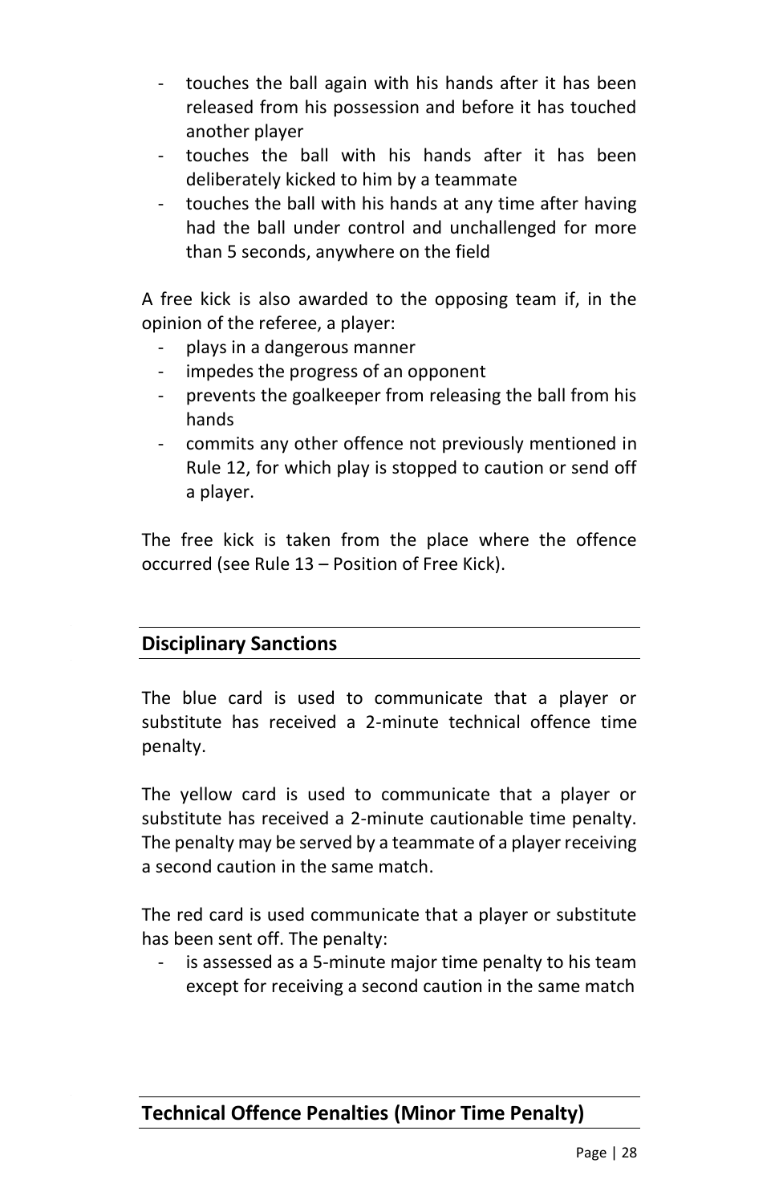- touches the ball again with his hands after it has been released from his possession and before it has touched another player
- touches the ball with his hands after it has been deliberately kicked to him by a teammate
- touches the ball with his hands at any time after having had the ball under control and unchallenged for more than 5 seconds, anywhere on the field

A free kick is also awarded to the opposing team if, in the opinion of the referee, a player:

- plays in a dangerous manner
- impedes the progress of an opponent
- prevents the goalkeeper from releasing the ball from his hands
- commits any other offence not previously mentioned in Rule 12, for which play is stopped to caution or send off a player.

The free kick is taken from the place where the offence occurred (see Rule 13 – Position of Free Kick).

## Disciplinary Sanctions

The blue card is used to communicate that a player or substitute has received a 2-minute technical offence time penalty.

The yellow card is used to communicate that a player or substitute has received a 2-minute cautionable time penalty. The penalty may be served by a teammate of a player receiving a second caution in the same match.

The red card is used communicate that a player or substitute has been sent off. The penalty:

- is assessed as a 5-minute major time penalty to his team except for receiving a second caution in the same match

## Technical Offence Penalties (Minor Time Penalty)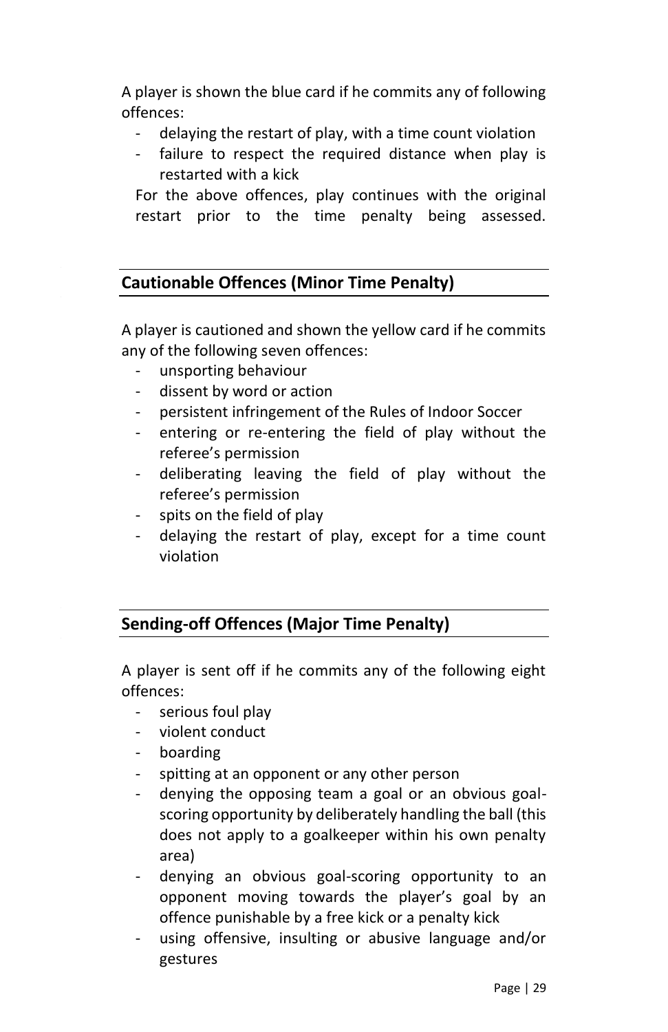A player is shown the blue card if he commits any of following offences:

- delaying the restart of play, with a time count violation
- failure to respect the required distance when play is restarted with a kick

For the above offences, play continues with the original restart prior to the time penalty being assessed.

## Cautionable Offences (Minor Time Penalty)

A player is cautioned and shown the yellow card if he commits any of the following seven offences:

- unsporting behaviour
- dissent by word or action
- persistent infringement of the Rules of Indoor Soccer
- entering or re-entering the field of play without the referee's permission
- deliberating leaving the field of play without the referee's permission
- spits on the field of play
- delaying the restart of play, except for a time count violation

## Sending-off Offences (Major Time Penalty)

A player is sent off if he commits any of the following eight offences:

- serious foul play
- violent conduct
- boarding
- spitting at an opponent or any other person
- denying the opposing team a goal or an obvious goal-scoring opportunity by deliberately handling the ball (this does not apply to a goalkeeper within his own penalty area)
- denying an obvious goal-scoring opportunity to an opponent moving towards the player's goal by an offence punishable by a free kick or a penalty kick
- using offensive, insulting or abusive language and/or gestures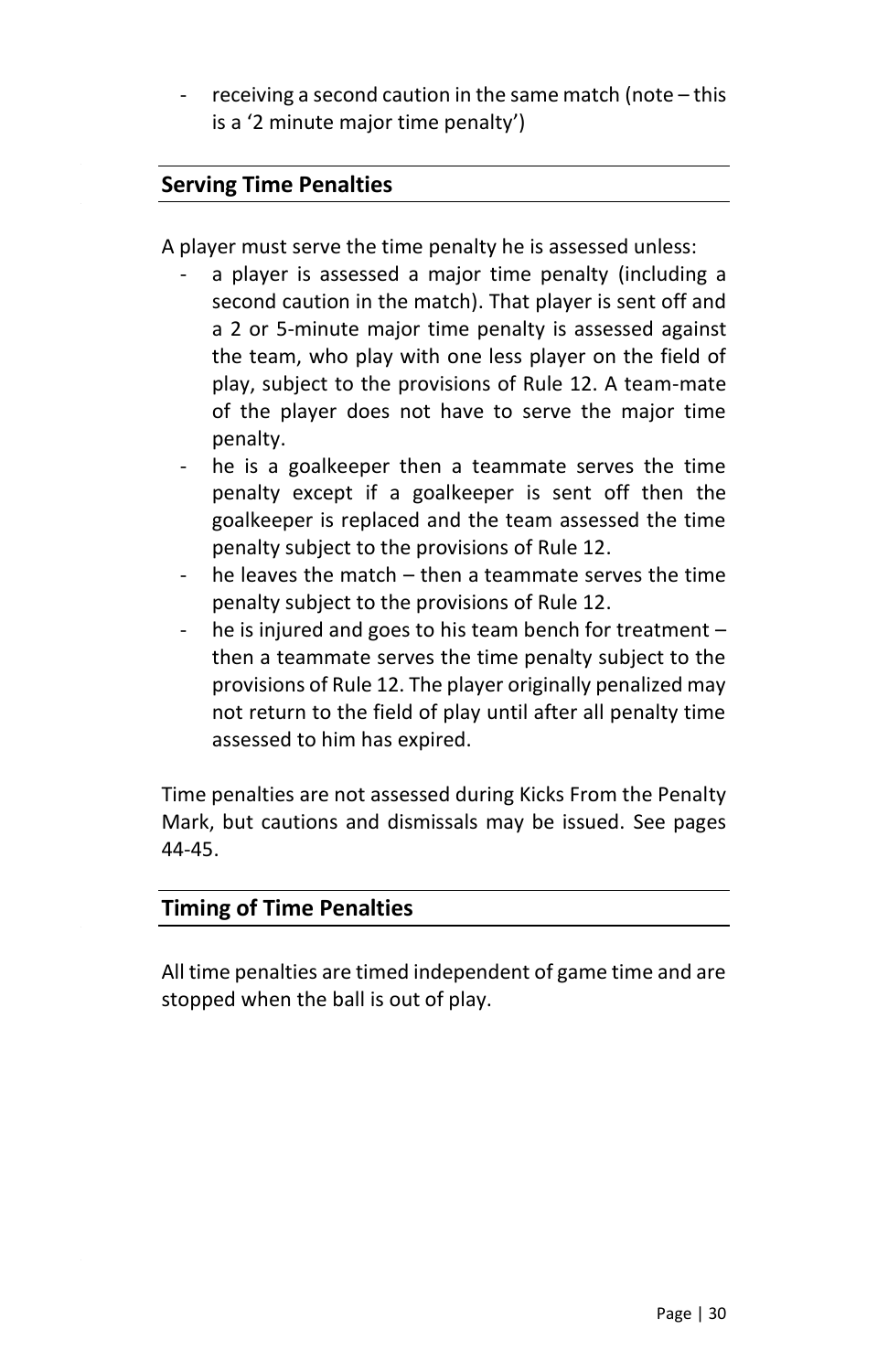- receiving a second caution in the same match (note – this is a '2 minute major time penalty')

## Serving Time Penalties

A player must serve the time penalty he is assessed unless:

- a player is assessed a major time penalty (including a second caution in the match). That player is sent off and a 2 or 5-minute major time penalty is assessed against the team, who play with one less player on the field of play, subject to the provisions of Rule 12. A team-mate of the player does not have to serve the major time penalty.
- he is a goalkeeper then a teammate serves the time penalty except if a goalkeeper is sent off then the goalkeeper is replaced and the team assessed the time penalty subject to the provisions of Rule 12.
- he leaves the match – then a teammate serves the time penalty subject to the provisions of Rule 12.
- he is injured and goes to his team bench for treatment – then a teammate serves the time penalty subject to the provisions of Rule 12. The player originally penalized may not return to the field of play until after all penalty time assessed to him has expired.

Time penalties are not assessed during Kicks From the Penalty Mark, but cautions and dismissals may be issued. See pages 44-45.

## Timing of Time Penalties

All time penalties are timed independent of game time and are stopped when the ball is out of play.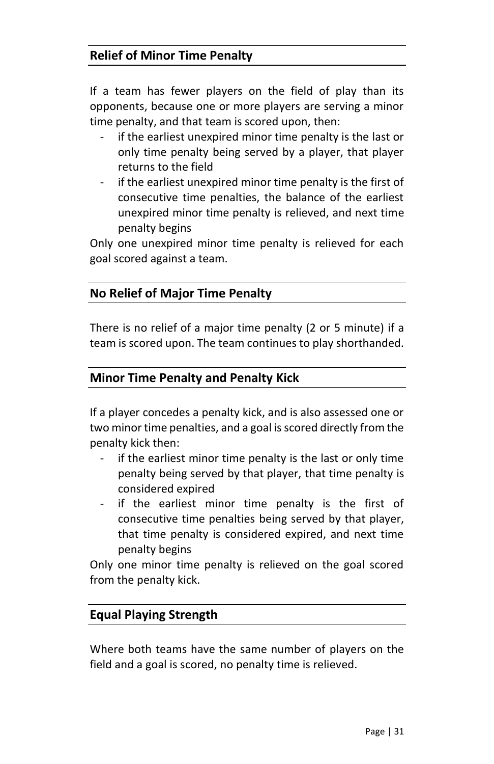## Relief of Minor Time Penalty

If a team has fewer players on the field of play than its opponents, because one or more players are serving a minor time penalty, and that team is scored upon, then:

- if the earliest unexpired minor time penalty is the last or only time penalty being served by a player, that player returns to the field
- if the earliest unexpired minor time penalty is the first of consecutive time penalties, the balance of the earliest unexpired minor time penalty is relieved, and next time penalty begins

Only one unexpired minor time penalty is relieved for each goal scored against a team.

## No Relief of Major Time Penalty

There is no relief of a major time penalty (2 or 5 minute) if a team is scored upon. The team continues to play shorthanded.

## Minor Time Penalty and Penalty Kick

If a player concedes a penalty kick, and is also assessed one or two minor time penalties, and a goal is scored directly from the penalty kick then:

- if the earliest minor time penalty is the last or only time penalty being served by that player, that time penalty is considered expired
- if the earliest minor time penalty is the first of consecutive time penalties being served by that player, that time penalty is considered expired, and next time penalty begins

Only one minor time penalty is relieved on the goal scored from the penalty kick.

## Equal Playing Strength

Where both teams have the same number of players on the field and a goal is scored, no penalty time is relieved.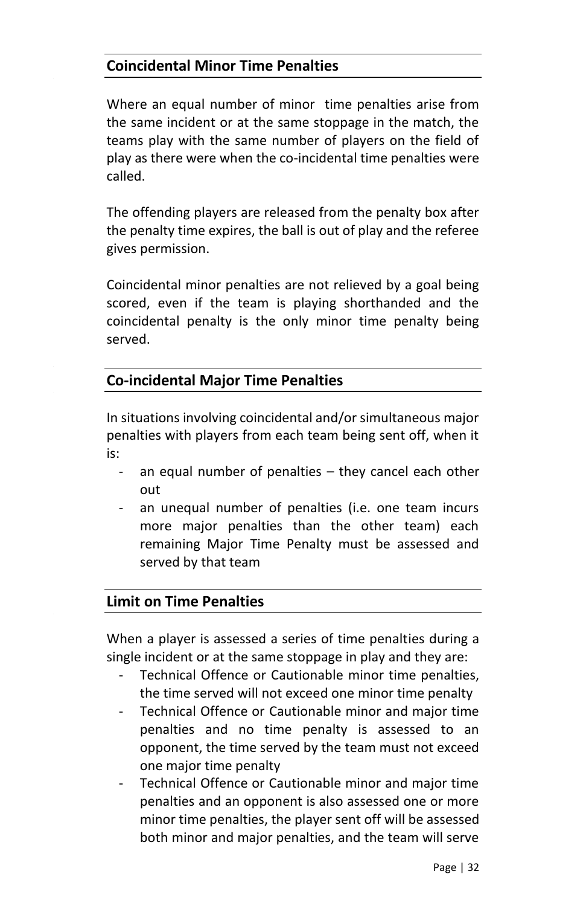## Coincidental Minor Time Penalties

Where an equal number of minor time penalties arise from the same incident or at the same stoppage in the match, the teams play with the same number of players on the field of play as there were when the co-incidental time penalties were called.

The offending players are released from the penalty box after the penalty time expires, the ball is out of play and the referee gives permission.

Coincidental minor penalties are not relieved by a goal being scored, even if the team is playing shorthanded and the coincidental penalty is the only minor time penalty being served.

## Co-incidental Major Time Penalties

In situations involving coincidental and/or simultaneous major penalties with players from each team being sent off, when it is:

- an equal number of penalties – they cancel each other out
- an unequal number of penalties (i.e. one team incurs more major penalties than the other team) each remaining Major Time Penalty must be assessed and served by that team

## Limit on Time Penalties

When a player is assessed a series of time penalties during a single incident or at the same stoppage in play and they are:

- Technical Offence or Cautionable minor time penalties, the time served will not exceed one minor time penalty
- Technical Offence or Cautionable minor and major time penalties and no time penalty is assessed to an opponent, the time served by the team must not exceed one major time penalty
- Technical Offence or Cautionable minor and major time penalties and an opponent is also assessed one or more minor time penalties, the player sent off will be assessed both minor and major penalties, and the team will serve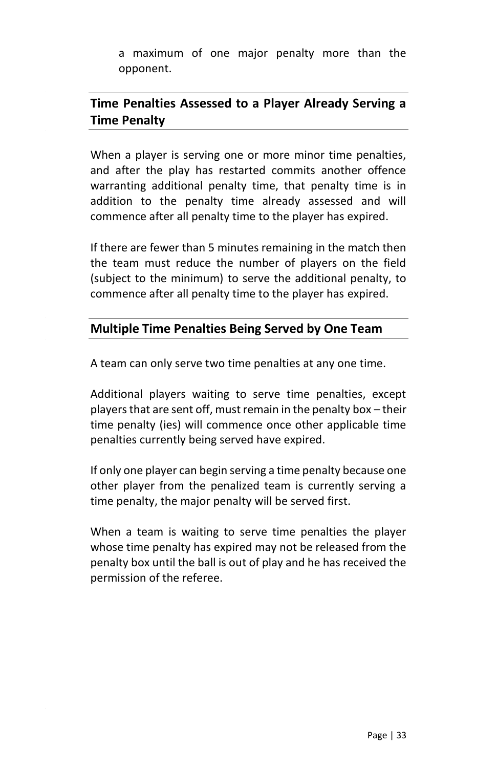a maximum of one major penalty more than the opponent.

## Time Penalties Assessed to a Player Already Serving a Time Penalty

When a player is serving one or more minor time penalties, and after the play has restarted commits another offence warranting additional penalty time, that penalty time is in addition to the penalty time already assessed and will commence after all penalty time to the player has expired.

If there are fewer than 5 minutes remaining in the match then the team must reduce the number of players on the field (subject to the minimum) to serve the additional penalty, to commence after all penalty time to the player has expired.

## Multiple Time Penalties Being Served by One Team

A team can only serve two time penalties at any one time.

Additional players waiting to serve time penalties, except players that are sent off, must remain in the penalty box – their time penalty (ies) will commence once other applicable time penalties currently being served have expired.

If only one player can begin serving a time penalty because one other player from the penalized team is currently serving a time penalty, the major penalty will be served first.

When a team is waiting to serve time penalties the player whose time penalty has expired may not be released from the penalty box until the ball is out of play and he has received the permission of the referee.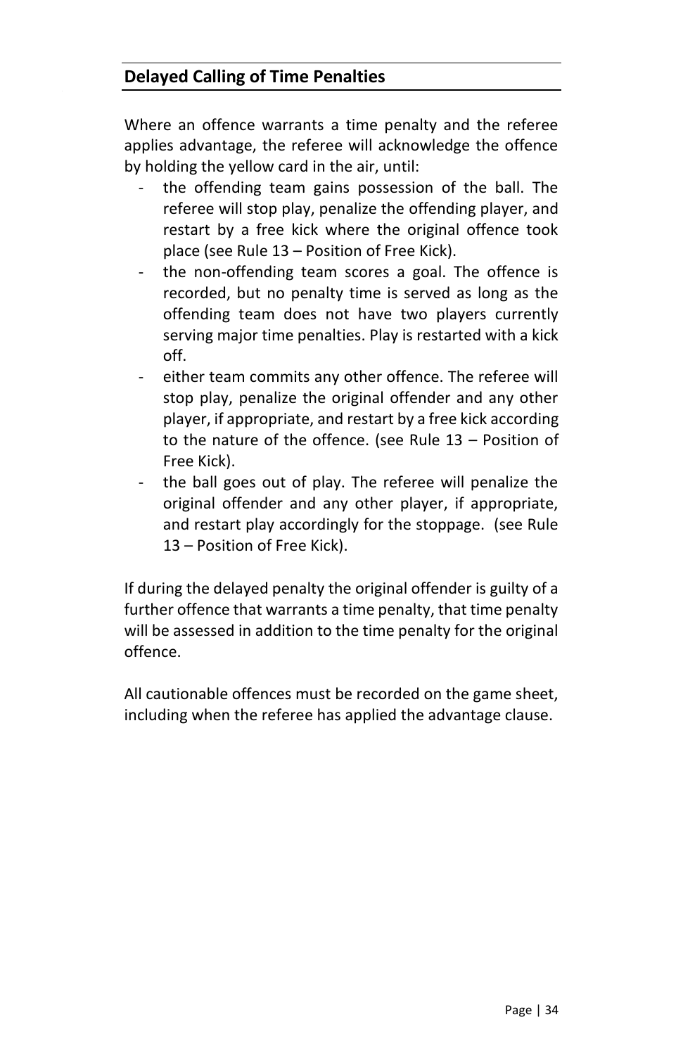## Delayed Calling of Time Penalties

Where an offence warrants a time penalty and the referee applies advantage, the referee will acknowledge the offence by holding the yellow card in the air, until:

- the offending team gains possession of the ball. The referee will stop play, penalize the offending player, and restart by a free kick where the original offence took place (see Rule 13 – Position of Free Kick).
- the non-offending team scores a goal. The offence is recorded, but no penalty time is served as long as the offending team does not have two players currently serving major time penalties. Play is restarted with a kick off.
- either team commits any other offence. The referee will stop play, penalize the original offender and any other player, if appropriate, and restart by a free kick according to the nature of the offence. (see Rule 13 – Position of Free Kick).
- the ball goes out of play. The referee will penalize the original offender and any other player, if appropriate, and restart play accordingly for the stoppage. (see Rule 13 – Position of Free Kick).

If during the delayed penalty the original offender is guilty of a further offence that warrants a time penalty, that time penalty will be assessed in addition to the time penalty for the original offence.

All cautionable offences must be recorded on the game sheet, including when the referee has applied the advantage clause.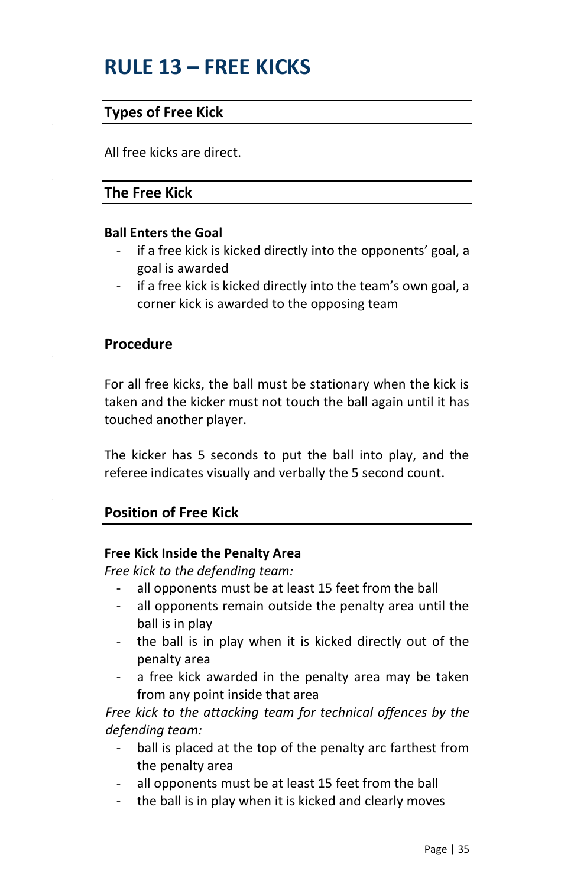# RULE 13 – FREE KICKS

## Types of Free Kick

All free kicks are direct.

## The Free Kick

**Ball Enters the Goal**

- if a free kick is kicked directly into the opponents' goal, a goal is awarded
- if a free kick is kicked directly into the team's own goal, a corner kick is awarded to the opposing team

## Procedure

For all free kicks, the ball must be stationary when the kick is taken and the kicker must not touch the ball again until it has touched another player.

The kicker has 5 seconds to put the ball into play, and the referee indicates visually and verbally the 5 second count.

## Position of Free Kick

**Free Kick Inside the Penalty Area**

*Free kick to the defending team:*

- all opponents must be at least 15 feet from the ball
- all opponents remain outside the penalty area until the ball is in play
- the ball is in play when it is kicked directly out of the penalty area
- a free kick awarded in the penalty area may be taken from any point inside that area

*Free kick to the attacking team for technical offences by the defending team:*

- ball is placed at the top of the penalty arc farthest from the penalty area
- all opponents must be at least 15 feet from the ball
- the ball is in play when it is kicked and clearly moves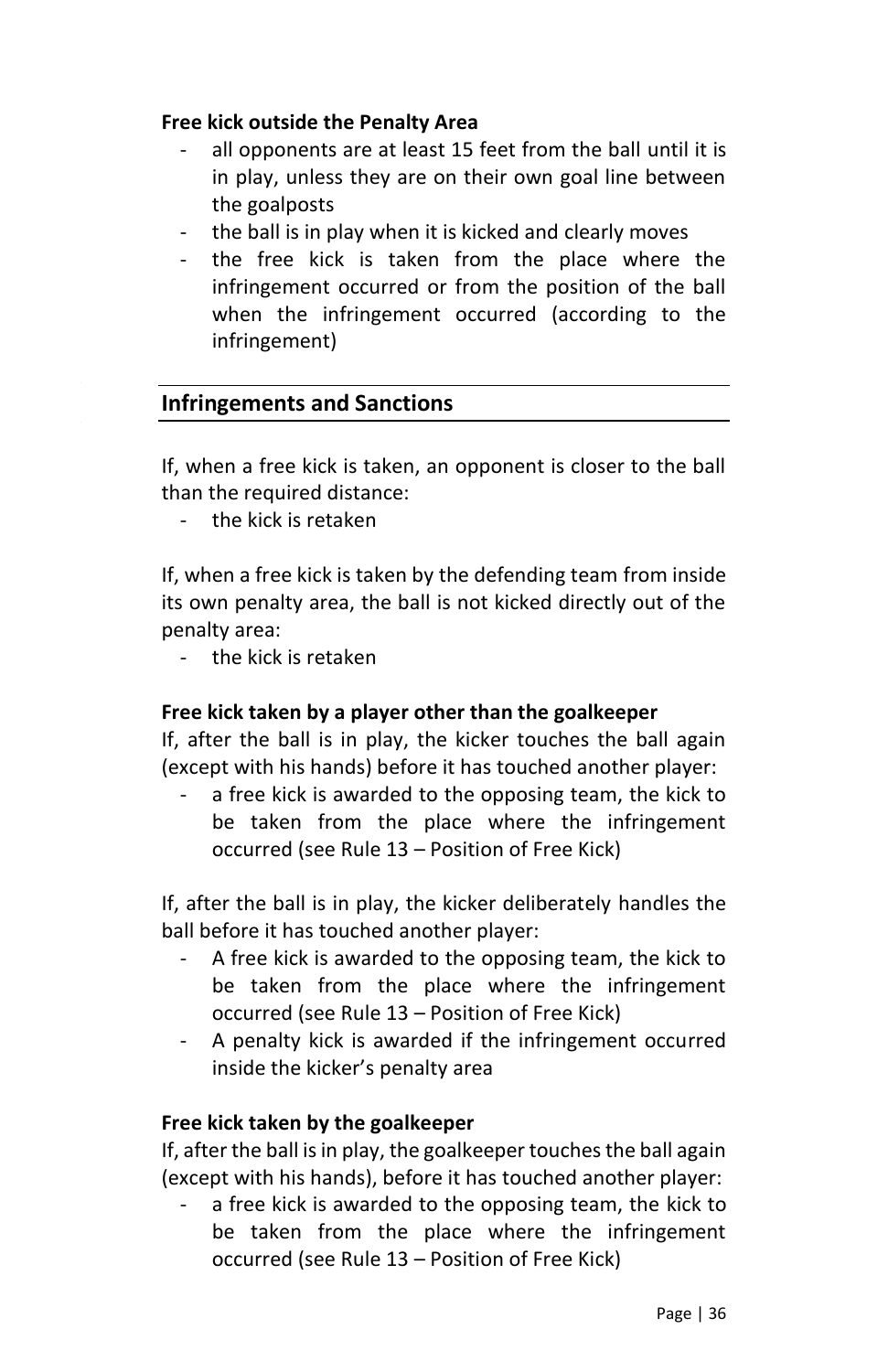**Free kick outside the Penalty Area**

- all opponents are at least 15 feet from the ball until it is in play, unless they are on their own goal line between the goalposts
- the ball is in play when it is kicked and clearly moves
- the free kick is taken from the place where the infringement occurred or from the position of the ball when the infringement occurred (according to the infringement)

## Infringements and Sanctions

If, when a free kick is taken, an opponent is closer to the ball than the required distance:

- the kick is retaken

If, when a free kick is taken by the defending team from inside its own penalty area, the ball is not kicked directly out of the penalty area:

- the kick is retaken

**Free kick taken by a player other than the goalkeeper**

If, after the ball is in play, the kicker touches the ball again (except with his hands) before it has touched another player:

- a free kick is awarded to the opposing team, the kick to be taken from the place where the infringement occurred (see Rule 13 – Position of Free Kick)

If, after the ball is in play, the kicker deliberately handles the ball before it has touched another player:

- A free kick is awarded to the opposing team, the kick to be taken from the place where the infringement occurred (see Rule 13 – Position of Free Kick)
- A penalty kick is awarded if the infringement occurred inside the kicker's penalty area

**Free kick taken by the goalkeeper**

If, after the ball is in play, the goalkeeper touches the ball again (except with his hands), before it has touched another player:

- a free kick is awarded to the opposing team, the kick to be taken from the place where the infringement occurred (see Rule 13 – Position of Free Kick)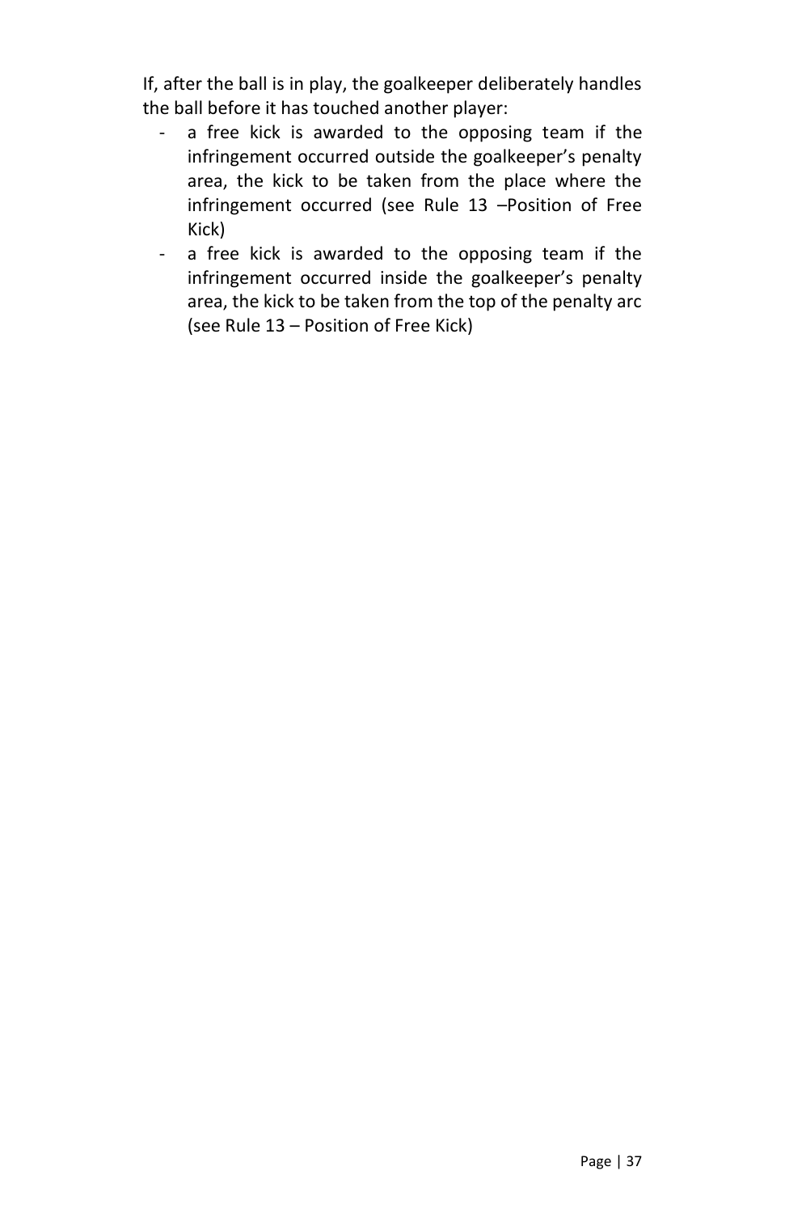If, after the ball is in play, the goalkeeper deliberately handles the ball before it has touched another player:

- a free kick is awarded to the opposing team if the infringement occurred outside the goalkeeper's penalty area, the kick to be taken from the place where the infringement occurred (see Rule 13 –Position of Free Kick)
- a free kick is awarded to the opposing team if the infringement occurred inside the goalkeeper's penalty area, the kick to be taken from the top of the penalty arc (see Rule 13 – Position of Free Kick)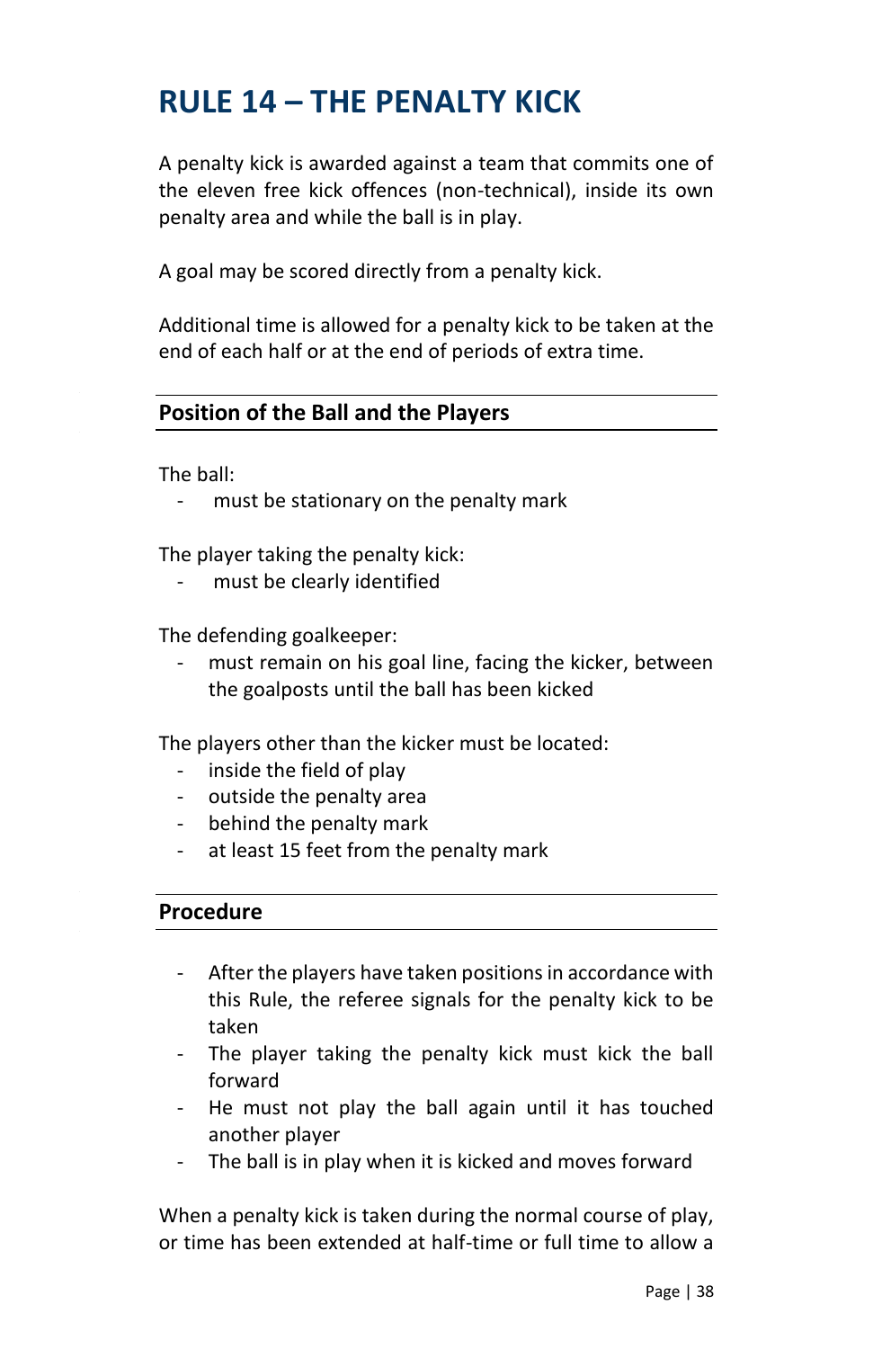# RULE 14 – THE PENALTY KICK

A penalty kick is awarded against a team that commits one of the eleven free kick offences (non-technical), inside its own penalty area and while the ball is in play.

A goal may be scored directly from a penalty kick.

Additional time is allowed for a penalty kick to be taken at the end of each half or at the end of periods of extra time.

## Position of the Ball and the Players

The ball:

- must be stationary on the penalty mark

The player taking the penalty kick:

- must be clearly identified

The defending goalkeeper:

- must remain on his goal line, facing the kicker, between the goalposts until the ball has been kicked

The players other than the kicker must be located:

- inside the field of play
- outside the penalty area
- behind the penalty mark
- at least 15 feet from the penalty mark

## Procedure

- After the players have taken positions in accordance with this Rule, the referee signals for the penalty kick to be taken
- The player taking the penalty kick must kick the ball forward
- He must not play the ball again until it has touched another player
- The ball is in play when it is kicked and moves forward

When a penalty kick is taken during the normal course of play, or time has been extended at half-time or full time to allow a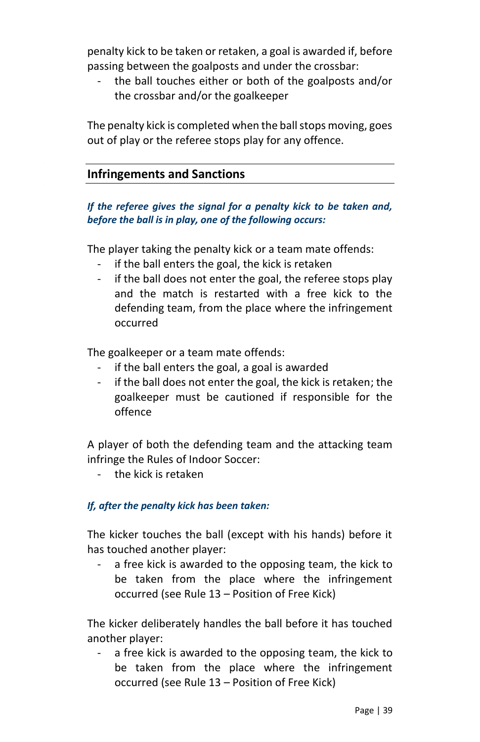penalty kick to be taken or retaken, a goal is awarded if, before passing between the goalposts and under the crossbar:

- the ball touches either or both of the goalposts and/or the crossbar and/or the goalkeeper

The penalty kick is completed when the ball stops moving, goes out of play or the referee stops play for any offence.

## Infringements and Sanctions

***If the referee gives the signal for a penalty kick to be taken and, before the ball is in play, one of the following occurs:***

The player taking the penalty kick or a team mate offends:

- if the ball enters the goal, the kick is retaken
- if the ball does not enter the goal, the referee stops play and the match is restarted with a free kick to the defending team, from the place where the infringement occurred

The goalkeeper or a team mate offends:

- if the ball enters the goal, a goal is awarded
- if the ball does not enter the goal, the kick is retaken; the goalkeeper must be cautioned if responsible for the offence

A player of both the defending team and the attacking team infringe the Rules of Indoor Soccer:

- the kick is retaken

***If, after the penalty kick has been taken:***

The kicker touches the ball (except with his hands) before it has touched another player:

- a free kick is awarded to the opposing team, the kick to be taken from the place where the infringement occurred (see Rule 13 – Position of Free Kick)

The kicker deliberately handles the ball before it has touched another player:

- a free kick is awarded to the opposing team, the kick to be taken from the place where the infringement occurred (see Rule 13 – Position of Free Kick)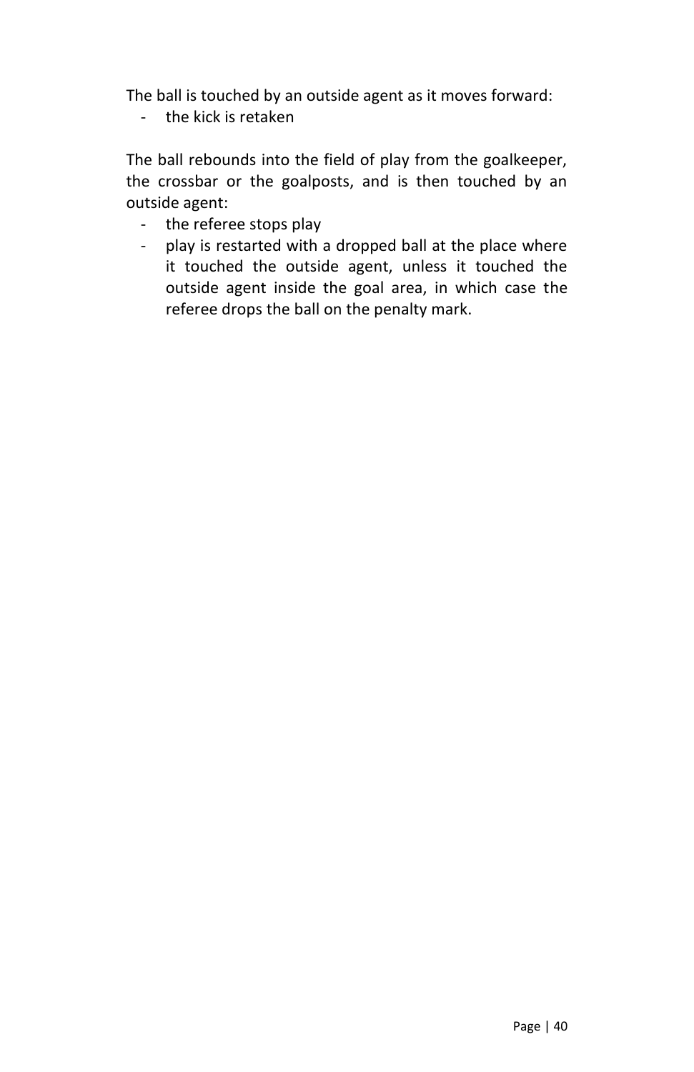The ball is touched by an outside agent as it moves forward:

- the kick is retaken

The ball rebounds into the field of play from the goalkeeper, the crossbar or the goalposts, and is then touched by an outside agent:

- the referee stops play
- play is restarted with a dropped ball at the place where it touched the outside agent, unless it touched the outside agent inside the goal area, in which case the referee drops the ball on the penalty mark.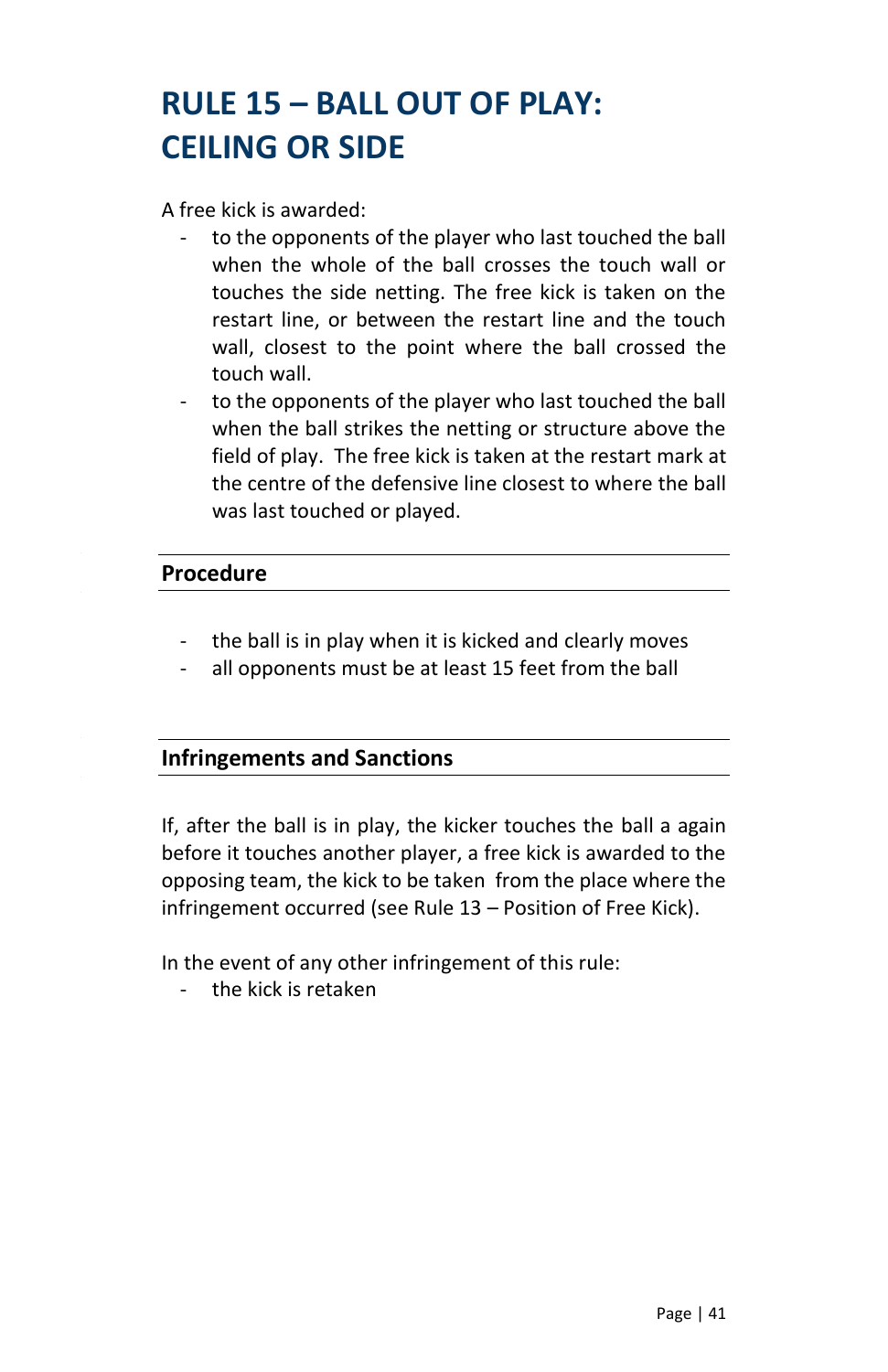# RULE 15 – BALL OUT OF PLAY: CEILING OR SIDE

A free kick is awarded:

- to the opponents of the player who last touched the ball when the whole of the ball crosses the touch wall or touches the side netting. The free kick is taken on the restart line, or between the restart line and the touch wall, closest to the point where the ball crossed the touch wall.
- to the opponents of the player who last touched the ball when the ball strikes the netting or structure above the field of play. The free kick is taken at the restart mark at the centre of the defensive line closest to where the ball was last touched or played.

## Procedure

- the ball is in play when it is kicked and clearly moves
- all opponents must be at least 15 feet from the ball

## Infringements and Sanctions

If, after the ball is in play, the kicker touches the ball a again before it touches another player, a free kick is awarded to the opposing team, the kick to be taken from the place where the infringement occurred (see Rule 13 – Position of Free Kick).

In the event of any other infringement of this rule:

- the kick is retaken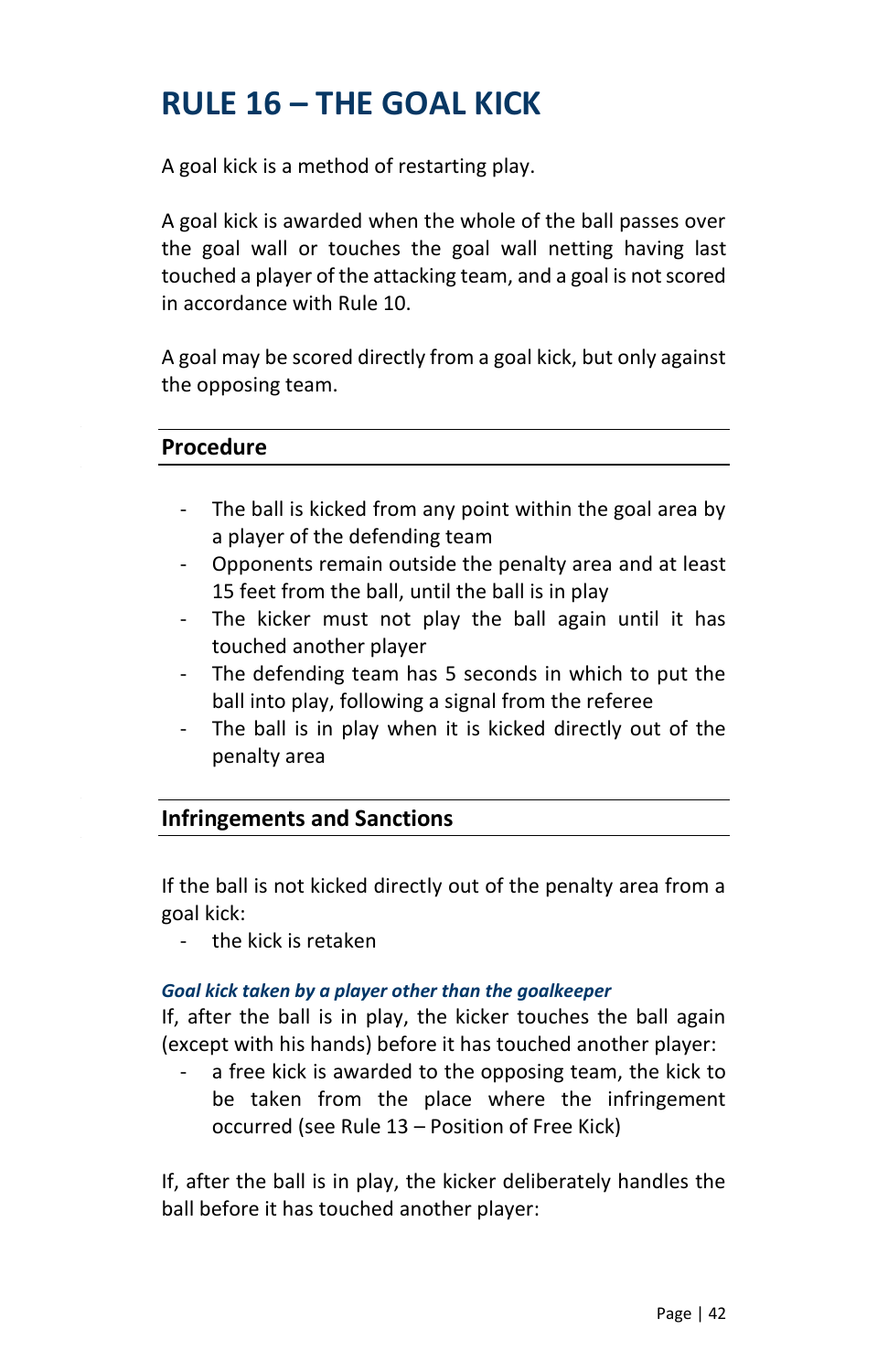# RULE 16 – THE GOAL KICK

A goal kick is a method of restarting play.

A goal kick is awarded when the whole of the ball passes over the goal wall or touches the goal wall netting having last touched a player of the attacking team, and a goal is not scored in accordance with Rule 10.

A goal may be scored directly from a goal kick, but only against the opposing team.

## Procedure

- The ball is kicked from any point within the goal area by a player of the defending team
- Opponents remain outside the penalty area and at least 15 feet from the ball, until the ball is in play
- The kicker must not play the ball again until it has touched another player
- The defending team has 5 seconds in which to put the ball into play, following a signal from the referee
- The ball is in play when it is kicked directly out of the penalty area

## Infringements and Sanctions

If the ball is not kicked directly out of the penalty area from a goal kick:

- the kick is retaken

***Goal kick taken by a player other than the goalkeeper***

If, after the ball is in play, the kicker touches the ball again (except with his hands) before it has touched another player:

- a free kick is awarded to the opposing team, the kick to be taken from the place where the infringement occurred (see Rule 13 – Position of Free Kick)

If, after the ball is in play, the kicker deliberately handles the ball before it has touched another player: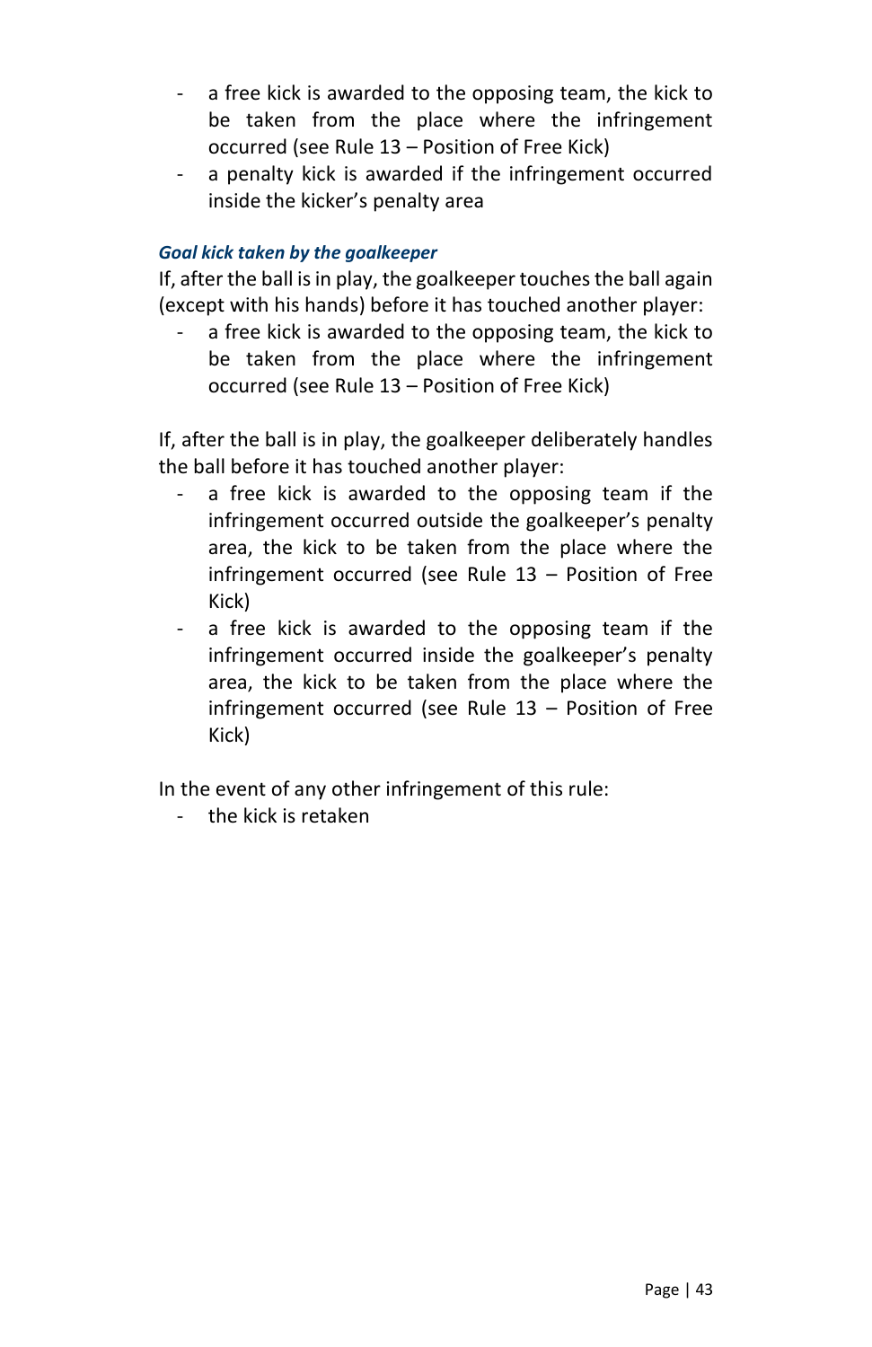- a free kick is awarded to the opposing team, the kick to be taken from the place where the infringement occurred (see Rule 13 – Position of Free Kick)
- a penalty kick is awarded if the infringement occurred inside the kicker's penalty area

### *Goal kick taken by the goalkeeper*

If, after the ball is in play, the goalkeeper touches the ball again (except with his hands) before it has touched another player:

- a free kick is awarded to the opposing team, the kick to be taken from the place where the infringement occurred (see Rule 13 – Position of Free Kick)

If, after the ball is in play, the goalkeeper deliberately handles the ball before it has touched another player:

- a free kick is awarded to the opposing team if the infringement occurred outside the goalkeeper's penalty area, the kick to be taken from the place where the infringement occurred (see Rule 13 – Position of Free Kick)
- a free kick is awarded to the opposing team if the infringement occurred inside the goalkeeper's penalty area, the kick to be taken from the place where the infringement occurred (see Rule 13 – Position of Free Kick)

In the event of any other infringement of this rule:

- the kick is retaken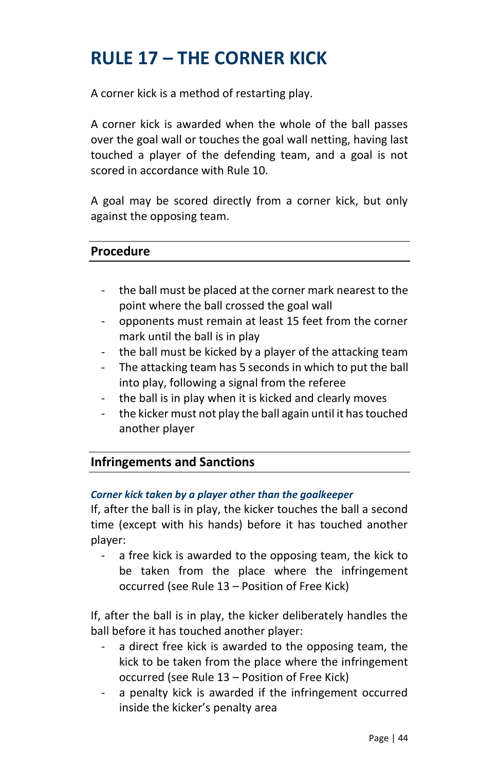# RULE 17 – THE CORNER KICK

A corner kick is a method of restarting play.

A corner kick is awarded when the whole of the ball passes over the goal wall or touches the goal wall netting, having last touched a player of the defending team, and a goal is not scored in accordance with Rule 10.

A goal may be scored directly from a corner kick, but only against the opposing team.

## Procedure

- the ball must be placed at the corner mark nearest to the point where the ball crossed the goal wall
- opponents must remain at least 15 feet from the corner mark until the ball is in play
- the ball must be kicked by a player of the attacking team
- The attacking team has 5 seconds in which to put the ball into play, following a signal from the referee
- the ball is in play when it is kicked and clearly moves
- the kicker must not play the ball again until it has touched another player

## Infringements and Sanctions

***Corner kick taken by a player other than the goalkeeper***

If, after the ball is in play, the kicker touches the ball a second time (except with his hands) before it has touched another player:

- a free kick is awarded to the opposing team, the kick to be taken from the place where the infringement occurred (see Rule 13 – Position of Free Kick)

If, after the ball is in play, the kicker deliberately handles the ball before it has touched another player:

- a direct free kick is awarded to the opposing team, the kick to be taken from the place where the infringement occurred (see Rule 13 – Position of Free Kick)
- a penalty kick is awarded if the infringement occurred inside the kicker's penalty area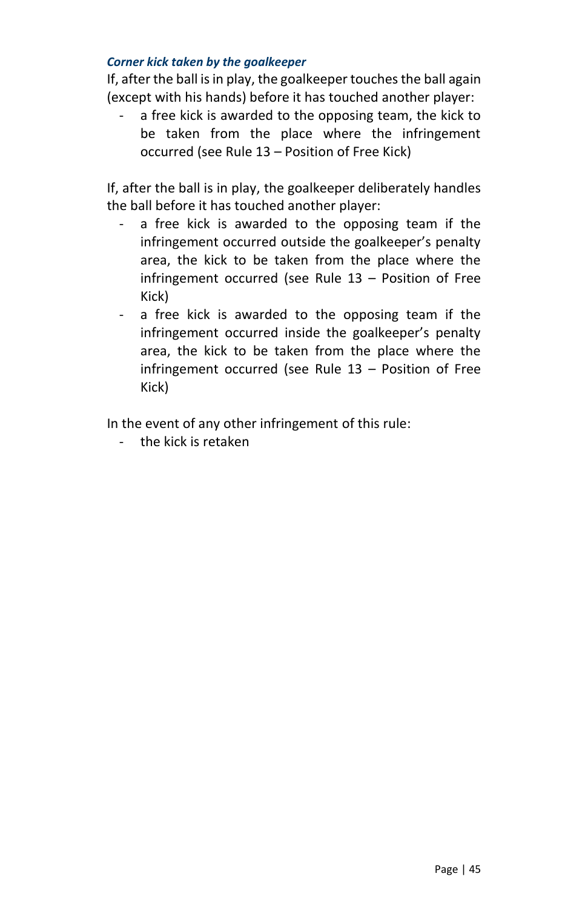*Corner kick taken by the goalkeeper*

If, after the ball is in play, the goalkeeper touches the ball again (except with his hands) before it has touched another player:

- a free kick is awarded to the opposing team, the kick to be taken from the place where the infringement occurred (see Rule 13 – Position of Free Kick)

If, after the ball is in play, the goalkeeper deliberately handles the ball before it has touched another player:

- a free kick is awarded to the opposing team if the infringement occurred outside the goalkeeper's penalty area, the kick to be taken from the place where the infringement occurred (see Rule 13 – Position of Free Kick)
- a free kick is awarded to the opposing team if the infringement occurred inside the goalkeeper's penalty area, the kick to be taken from the place where the infringement occurred (see Rule 13 – Position of Free Kick)

In the event of any other infringement of this rule:

- the kick is retaken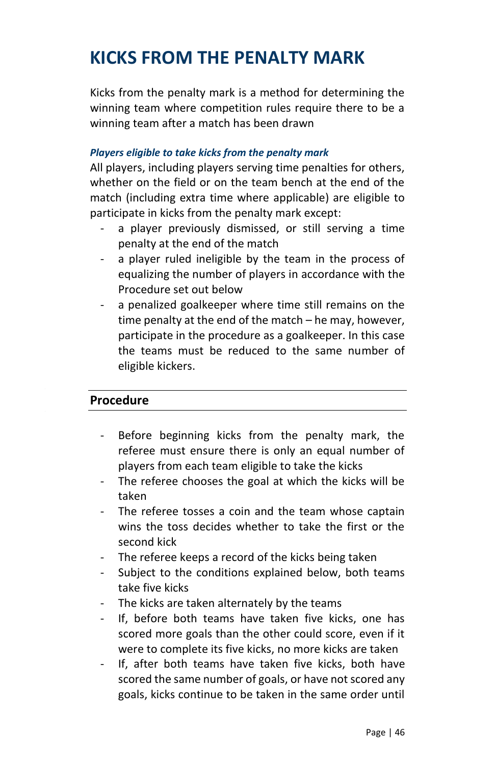# KICKS FROM THE PENALTY MARK

Kicks from the penalty mark is a method for determining the winning team where competition rules require there to be a winning team after a match has been drawn

***Players eligible to take kicks from the penalty mark***

All players, including players serving time penalties for others, whether on the field or on the team bench at the end of the match (including extra time where applicable) are eligible to participate in kicks from the penalty mark except:

- a player previously dismissed, or still serving a time penalty at the end of the match
- a player ruled ineligible by the team in the process of equalizing the number of players in accordance with the Procedure set out below
- a penalized goalkeeper where time still remains on the time penalty at the end of the match – he may, however, participate in the procedure as a goalkeeper. In this case the teams must be reduced to the same number of eligible kickers.

## Procedure

- Before beginning kicks from the penalty mark, the referee must ensure there is only an equal number of players from each team eligible to take the kicks
- The referee chooses the goal at which the kicks will be taken
- The referee tosses a coin and the team whose captain wins the toss decides whether to take the first or the second kick
- The referee keeps a record of the kicks being taken
- Subject to the conditions explained below, both teams take five kicks
- The kicks are taken alternately by the teams
- If, before both teams have taken five kicks, one has scored more goals than the other could score, even if it were to complete its five kicks, no more kicks are taken
- If, after both teams have taken five kicks, both have scored the same number of goals, or have not scored any goals, kicks continue to be taken in the same order until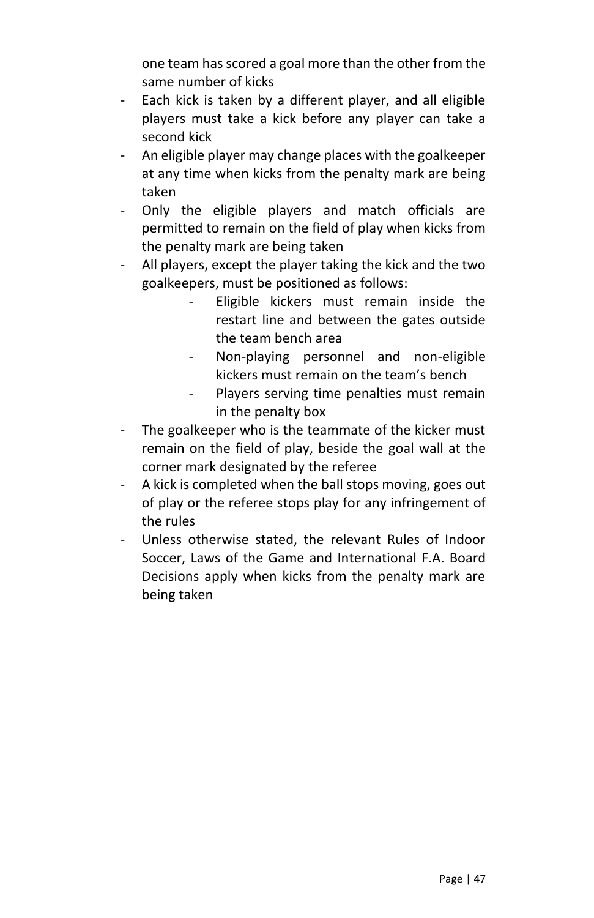one team has scored a goal more than the other from the same number of kicks

- Each kick is taken by a different player, and all eligible players must take a kick before any player can take a second kick
- An eligible player may change places with the goalkeeper at any time when kicks from the penalty mark are being taken
- Only the eligible players and match officials are permitted to remain on the field of play when kicks from the penalty mark are being taken
- All players, except the player taking the kick and the two goalkeepers, must be positioned as follows:
    - Eligible kickers must remain inside the restart line and between the gates outside the team bench area
    - Non-playing personnel and non-eligible kickers must remain on the team's bench
    - Players serving time penalties must remain in the penalty box
- The goalkeeper who is the teammate of the kicker must remain on the field of play, beside the goal wall at the corner mark designated by the referee
- A kick is completed when the ball stops moving, goes out of play or the referee stops play for any infringement of the rules
- Unless otherwise stated, the relevant Rules of Indoor Soccer, Laws of the Game and International F.A. Board Decisions apply when kicks from the penalty mark are being taken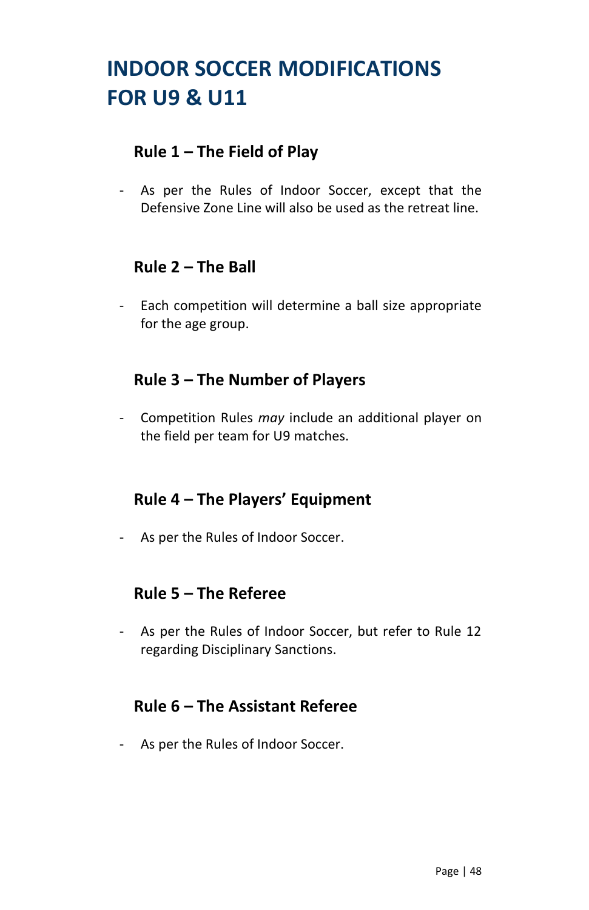# INDOOR SOCCER MODIFICATIONS FOR U9 & U11

## Rule 1 – The Field of Play

- As per the Rules of Indoor Soccer, except that the Defensive Zone Line will also be used as the retreat line.

## Rule 2 – The Ball

- Each competition will determine a ball size appropriate for the age group.

## Rule 3 – The Number of Players

- Competition Rules *may* include an additional player on the field per team for U9 matches.

## Rule 4 – The Players' Equipment

- As per the Rules of Indoor Soccer.

## Rule 5 – The Referee

- As per the Rules of Indoor Soccer, but refer to Rule 12 regarding Disciplinary Sanctions.

## Rule 6 – The Assistant Referee

- As per the Rules of Indoor Soccer.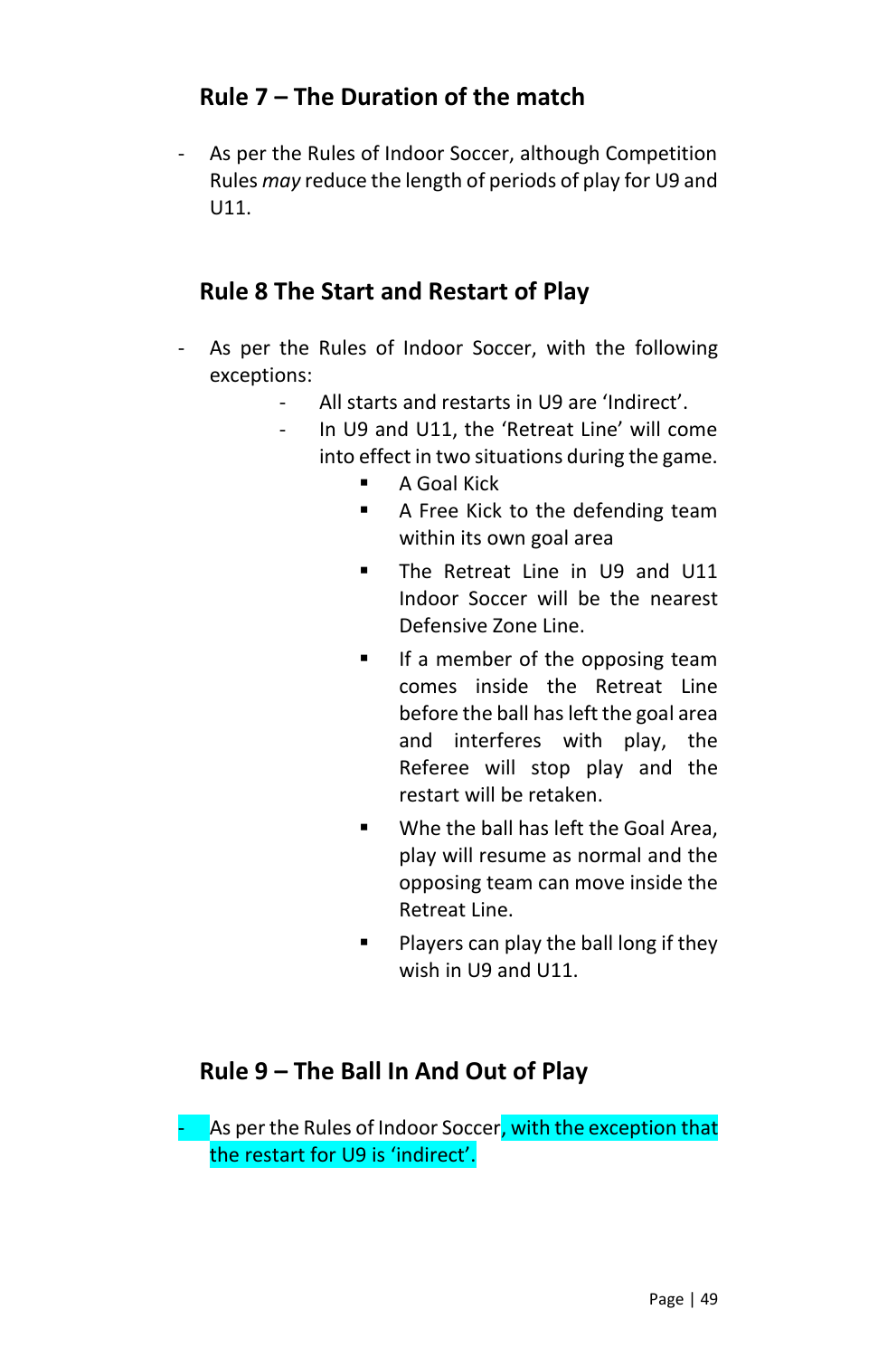## Rule 7 – The Duration of the match

- As per the Rules of Indoor Soccer, although Competition Rules *may* reduce the length of periods of play for U9 and U11.

## Rule 8 The Start and Restart of Play

- As per the Rules of Indoor Soccer, with the following exceptions:
  - All starts and restarts in U9 are 'Indirect'.
  - In U9 and U11, the 'Retreat Line' will come into effect in two situations during the game.
    - A Goal Kick
    - A Free Kick to the defending team within its own goal area
    - The Retreat Line in U9 and U11 Indoor Soccer will be the nearest Defensive Zone Line.
    - If a member of the opposing team comes inside the Retreat Line before the ball has left the goal area and interferes with play, the Referee will stop play and the restart will be retaken.
    - Whe the ball has left the Goal Area, play will resume as normal and the opposing team can move inside the Retreat Line.
    - Players can play the ball long if they wish in U9 and U11.

## Rule 9 – The Ball In And Out of Play

- As per the Rules of Indoor Soccer, with the exception that the restart for U9 is 'indirect'.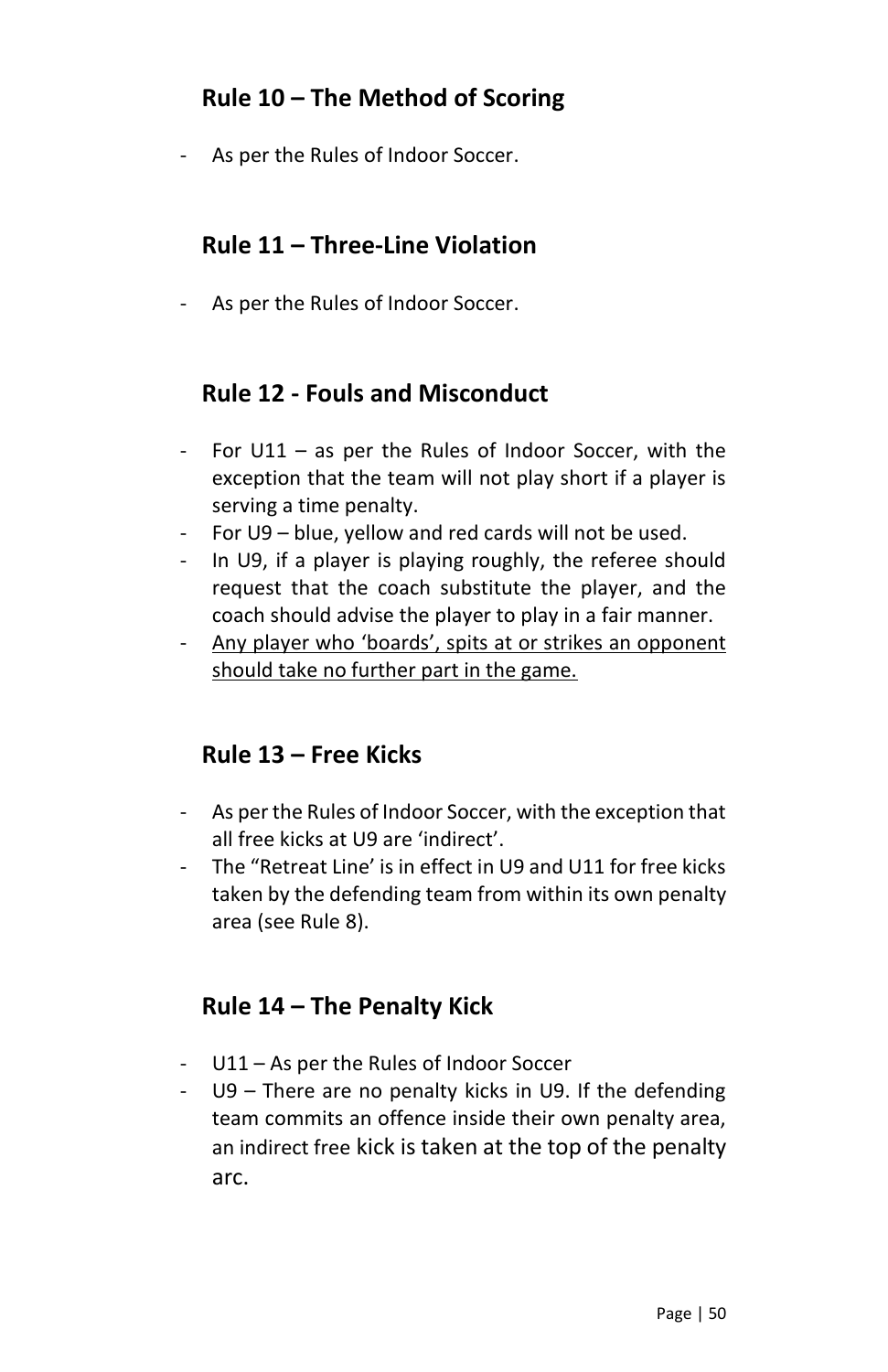## Rule 10 – The Method of Scoring

- As per the Rules of Indoor Soccer.

## Rule 11 – Three-Line Violation

- As per the Rules of Indoor Soccer.

## Rule 12 - Fouls and Misconduct

- For U11 – as per the Rules of Indoor Soccer, with the exception that the team will not play short if a player is serving a time penalty.
- For U9 – blue, yellow and red cards will not be used.
- In U9, if a player is playing roughly, the referee should request that the coach substitute the player, and the coach should advise the player to play in a fair manner.
- <u>Any player who 'boards', spits at or strikes an opponent should take no further part in the game.</u>

## Rule 13 – Free Kicks

- As per the Rules of Indoor Soccer, with the exception that all free kicks at U9 are 'indirect'.
- The "Retreat Line' is in effect in U9 and U11 for free kicks taken by the defending team from within its own penalty area (see Rule 8).

## Rule 14 – The Penalty Kick

- U11 – As per the Rules of Indoor Soccer
- U9 – There are no penalty kicks in U9. If the defending team commits an offence inside their own penalty area, an indirect free kick is taken at the top of the penalty arc.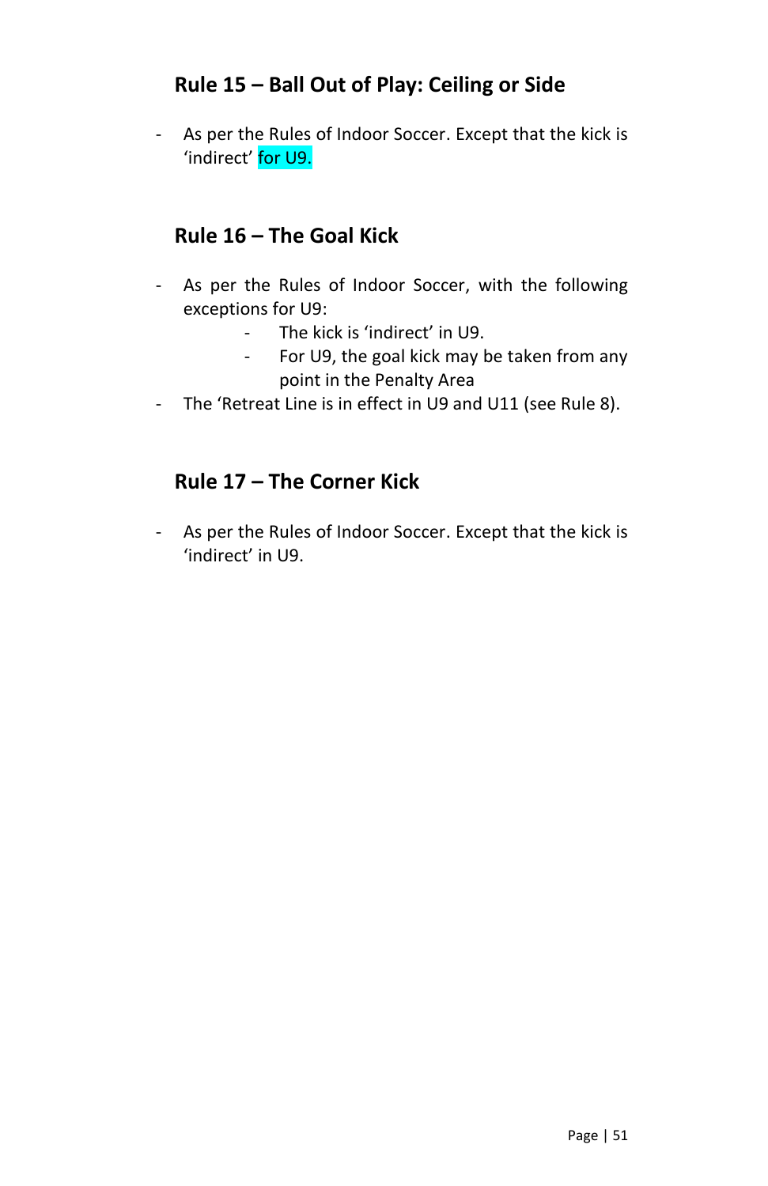## Rule 15 – Ball Out of Play: Ceiling or Side

- As per the Rules of Indoor Soccer. Except that the kick is 'indirect' for U9.

## Rule 16 – The Goal Kick

- As per the Rules of Indoor Soccer, with the following exceptions for U9:
  - The kick is 'indirect' in U9.
  - For U9, the goal kick may be taken from any point in the Penalty Area
- The 'Retreat Line is in effect in U9 and U11 (see Rule 8).

## Rule 17 – The Corner Kick

- As per the Rules of Indoor Soccer. Except that the kick is 'indirect' in U9.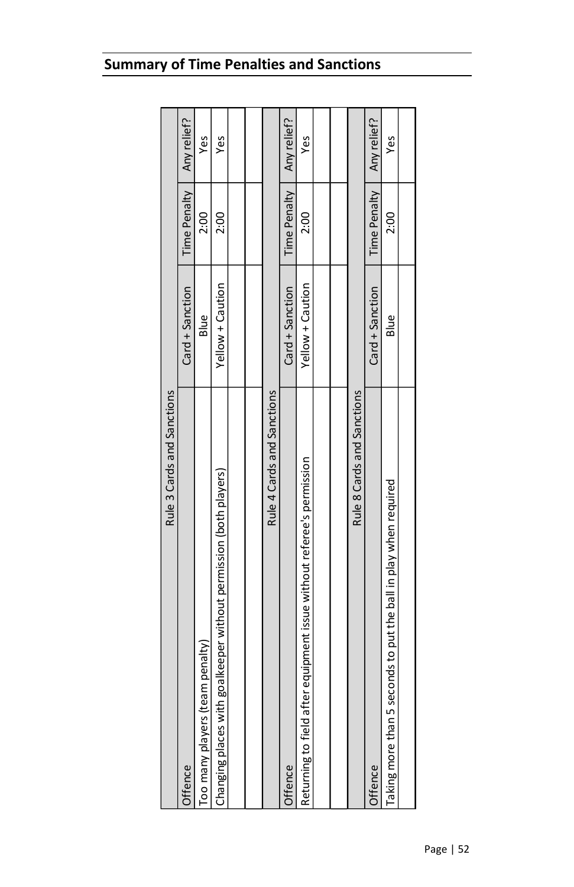## Summary of Time Penalties and Sanctions

| Rule 3 Cards and Sanctions | | | |
|---|---|---|---|
| Offence | Card + Sanction | Time Penalty | Any relief? |
| Too many players (team penalty) | Blue | 2:00 | Yes |
| Changing places with goalkeeper without permission (both players) | Yellow + Caution | 2:00 | Yes |
| | | | |

| Rule 4 Cards and Sanctions | | | |
|---|---|---|---|
| Offence | Card + Sanction | Time Penalty | Any relief? |
| Returning to field after equipment issue without referee's permission | Yellow + Caution | 2:00 | Yes |
| | | | |

| Rule 8 Cards and Sanctions | | | |
|---|---|---|---|
| Offence | Card + Sanction | Time Penalty | Any relief? |
| Taking more than 5 seconds to put the ball in play when required | Blue | 2:00 | Yes |
| | | | |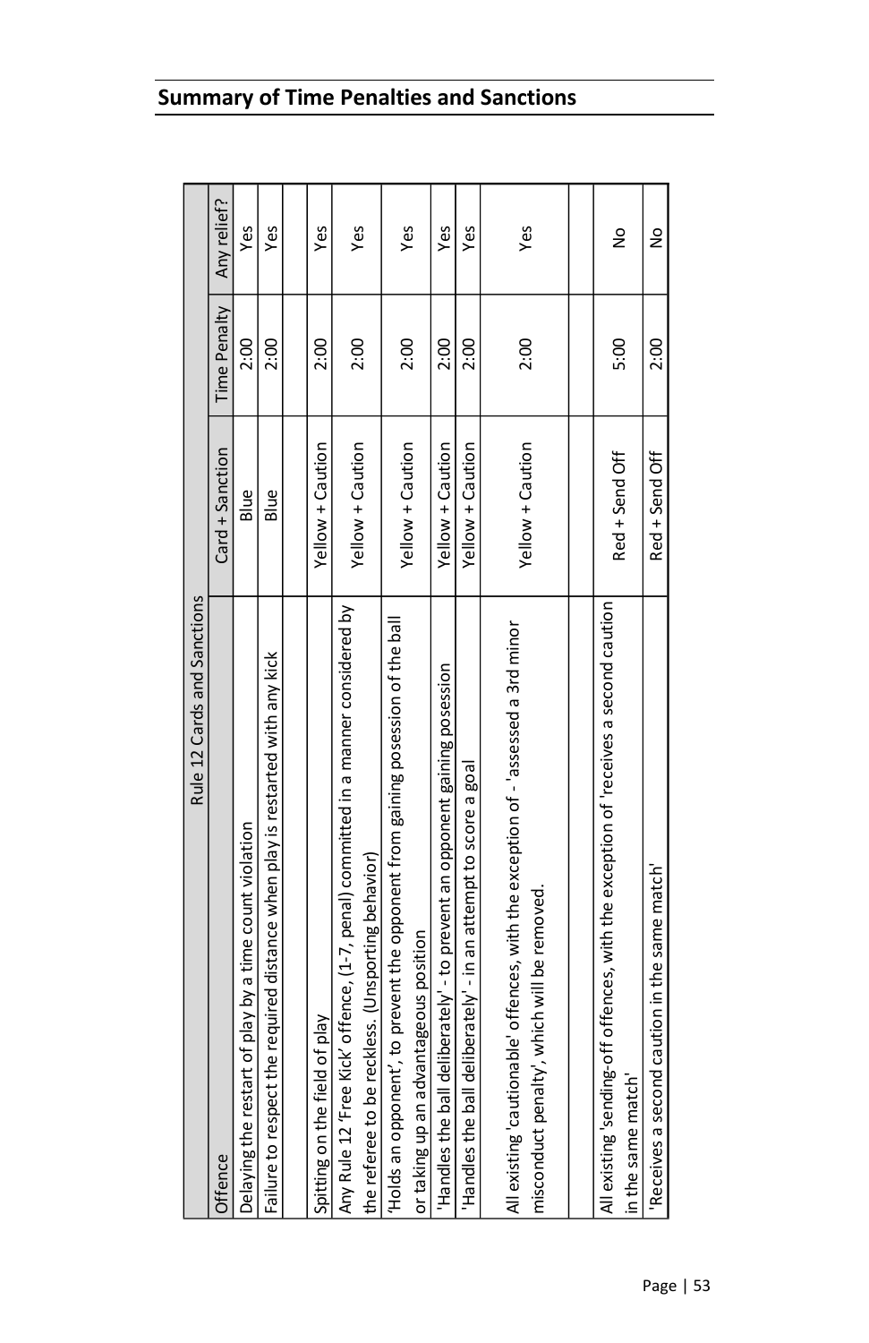## Summary of Time Penalties and Sanctions

| Rule 12 Cards and Sanctions | | | |
|---|---|---|---|
| Offence | Card + Sanction | Time Penalty | Any relief? |
| Delaying the restart of play by a time count violation | Blue | 2:00 | Yes |
| Failure to respect the required distance when play is restarted with any kick | Blue | 2:00 | Yes |
| | | | |
| Spitting on the field of play | Yellow + Caution | 2:00 | Yes |
| Any Rule 12 'Free Kick' offence, (1-7, penal) committed in a manner considered by the referee to be reckless. (Unsporting behavior) | Yellow + Caution | 2:00 | Yes |
| 'Holds an opponent', to prevent the opponent from gaining posession of the ball or taking up an advantageous position | Yellow + Caution | 2:00 | Yes |
| 'Handles the ball deliberately' - to prevent an opponent gaining posession | Yellow + Caution | 2:00 | Yes |
| 'Handles the ball deliberately' - in an attempt to score a goal | Yellow + Caution | 2:00 | Yes |
| All existing 'cautionable' offences, with the exception of - 'assessed a 3rd minor misconduct penalty', which will be removed. | Yellow + Caution | 2:00 | Yes |
| | | | |
| All existing 'sending-off offences, with the exception of 'receives a second caution in the same match' | Red + Send Off | 5:00 | No |
| 'Receives a second caution in the same match' | Red + Send Off | 2:00 | No |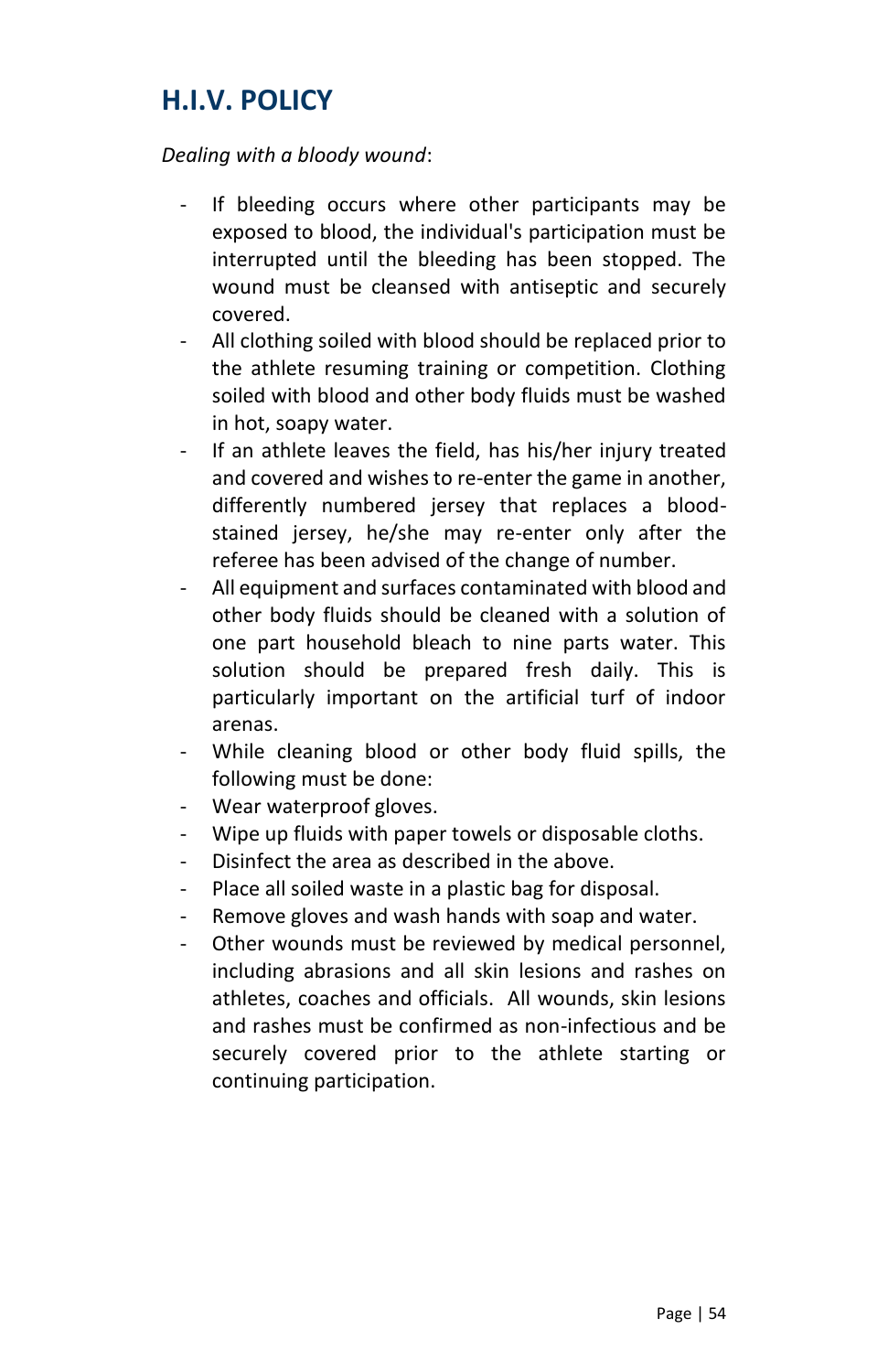## H.I.V. POLICY

*Dealing with a bloody wound*:

- If bleeding occurs where other participants may be exposed to blood, the individual's participation must be interrupted until the bleeding has been stopped. The wound must be cleansed with antiseptic and securely covered.
- All clothing soiled with blood should be replaced prior to the athlete resuming training or competition. Clothing soiled with blood and other body fluids must be washed in hot, soapy water.
- If an athlete leaves the field, has his/her injury treated and covered and wishes to re-enter the game in another, differently numbered jersey that replaces a blood-stained jersey, he/she may re-enter only after the referee has been advised of the change of number.
- All equipment and surfaces contaminated with blood and other body fluids should be cleaned with a solution of one part household bleach to nine parts water. This solution should be prepared fresh daily. This is particularly important on the artificial turf of indoor arenas.
- While cleaning blood or other body fluid spills, the following must be done:
- Wear waterproof gloves.
- Wipe up fluids with paper towels or disposable cloths.
- Disinfect the area as described in the above.
- Place all soiled waste in a plastic bag for disposal.
- Remove gloves and wash hands with soap and water.
- Other wounds must be reviewed by medical personnel, including abrasions and all skin lesions and rashes on athletes, coaches and officials. All wounds, skin lesions and rashes must be confirmed as non-infectious and be securely covered prior to the athlete starting or continuing participation.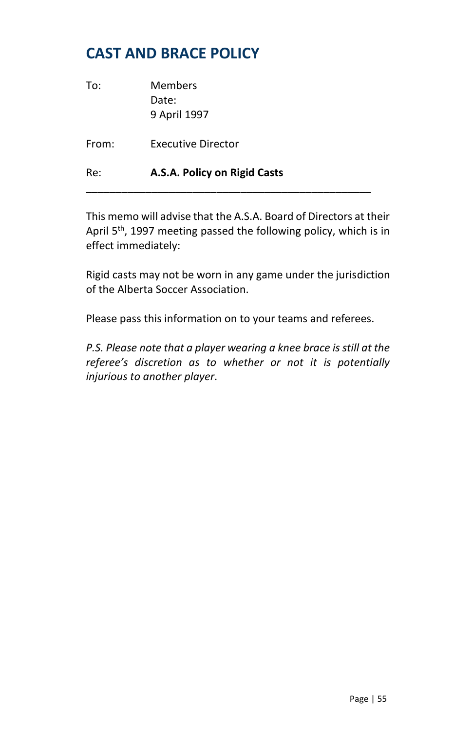# CAST AND BRACE POLICY

To: Members
Date:
9 April 1997

From: Executive Director

Re: **A.S.A. Policy on Rigid Casts**

---

This memo will advise that the A.S.A. Board of Directors at their April 5th, 1997 meeting passed the following policy, which is in effect immediately:

Rigid casts may not be worn in any game under the jurisdiction of the Alberta Soccer Association.

Please pass this information on to your teams and referees.

*P.S. Please note that a player wearing a knee brace is still at the referee's discretion as to whether or not it is potentially injurious to another player.*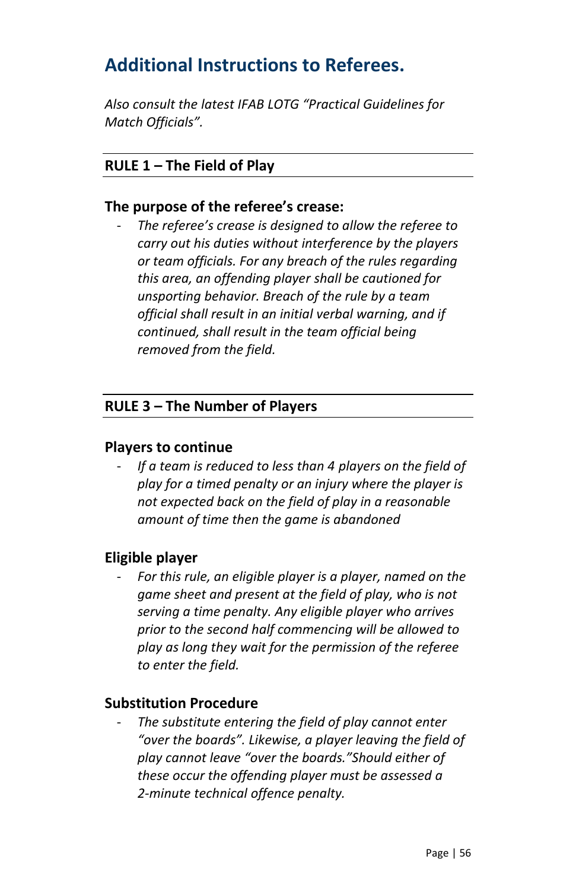# Additional Instructions to Referees.

*Also consult the latest IFAB LOTG "Practical Guidelines for Match Officials".*

## RULE 1 – The Field of Play

### The purpose of the referee's crease:

- *The referee's crease is designed to allow the referee to carry out his duties without interference by the players or team officials. For any breach of the rules regarding this area, an offending player shall be cautioned for unsporting behavior. Breach of the rule by a team official shall result in an initial verbal warning, and if continued, shall result in the team official being removed from the field.*

## RULE 3 – The Number of Players

### Players to continue

- *If a team is reduced to less than 4 players on the field of play for a timed penalty or an injury where the player is not expected back on the field of play in a reasonable amount of time then the game is abandoned*

### Eligible player

- *For this rule, an eligible player is a player, named on the game sheet and present at the field of play, who is not serving a time penalty. Any eligible player who arrives prior to the second half commencing will be allowed to play as long they wait for the permission of the referee to enter the field.*

### Substitution Procedure

- *The substitute entering the field of play cannot enter "over the boards". Likewise, a player leaving the field of play cannot leave "over the boards."Should either of these occur the offending player must be assessed a 2-minute technical offence penalty.*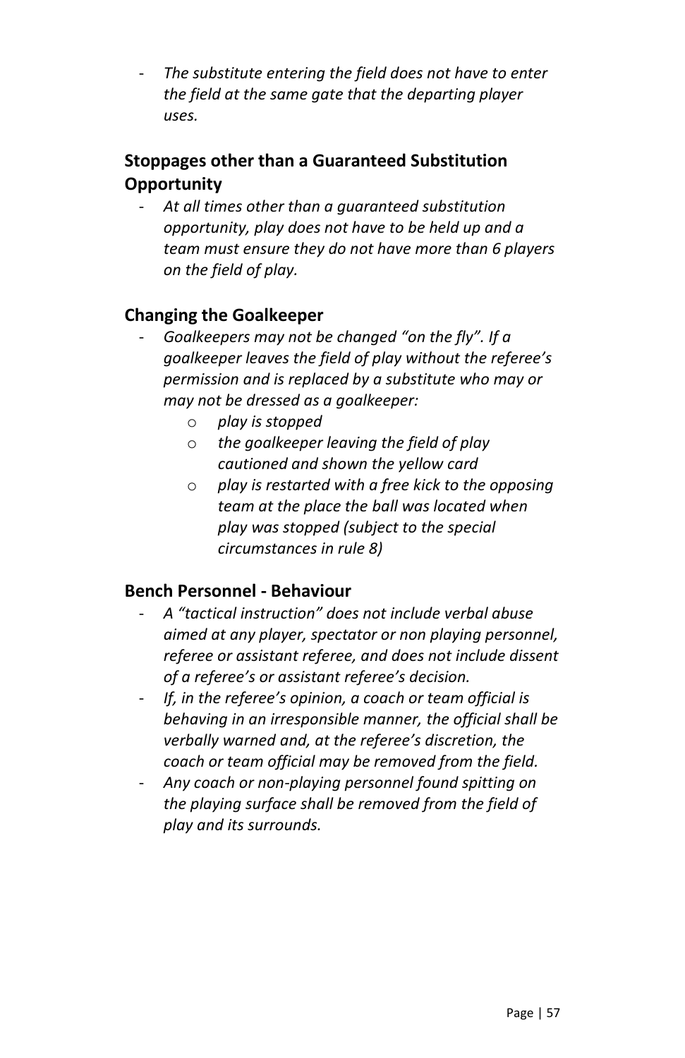- *The substitute entering the field does not have to enter the field at the same gate that the departing player uses.*

## Stoppages other than a Guaranteed Substitution Opportunity

- *At all times other than a guaranteed substitution opportunity, play does not have to be held up and a team must ensure they do not have more than 6 players on the field of play.*

## Changing the Goalkeeper

- *Goalkeepers may not be changed "on the fly". If a goalkeeper leaves the field of play without the referee's permission and is replaced by a substitute who may or may not be dressed as a goalkeeper:*
    - *play is stopped*
    - *the goalkeeper leaving the field of play cautioned and shown the yellow card*
    - *play is restarted with a free kick to the opposing team at the place the ball was located when play was stopped (subject to the special circumstances in rule 8)*

## Bench Personnel - Behaviour

- *A "tactical instruction" does not include verbal abuse aimed at any player, spectator or non playing personnel, referee or assistant referee, and does not include dissent of a referee's or assistant referee's decision.*
- *If, in the referee's opinion, a coach or team official is behaving in an irresponsible manner, the official shall be verbally warned and, at the referee's discretion, the coach or team official may be removed from the field.*
- *Any coach or non-playing personnel found spitting on the playing surface shall be removed from the field of play and its surrounds.*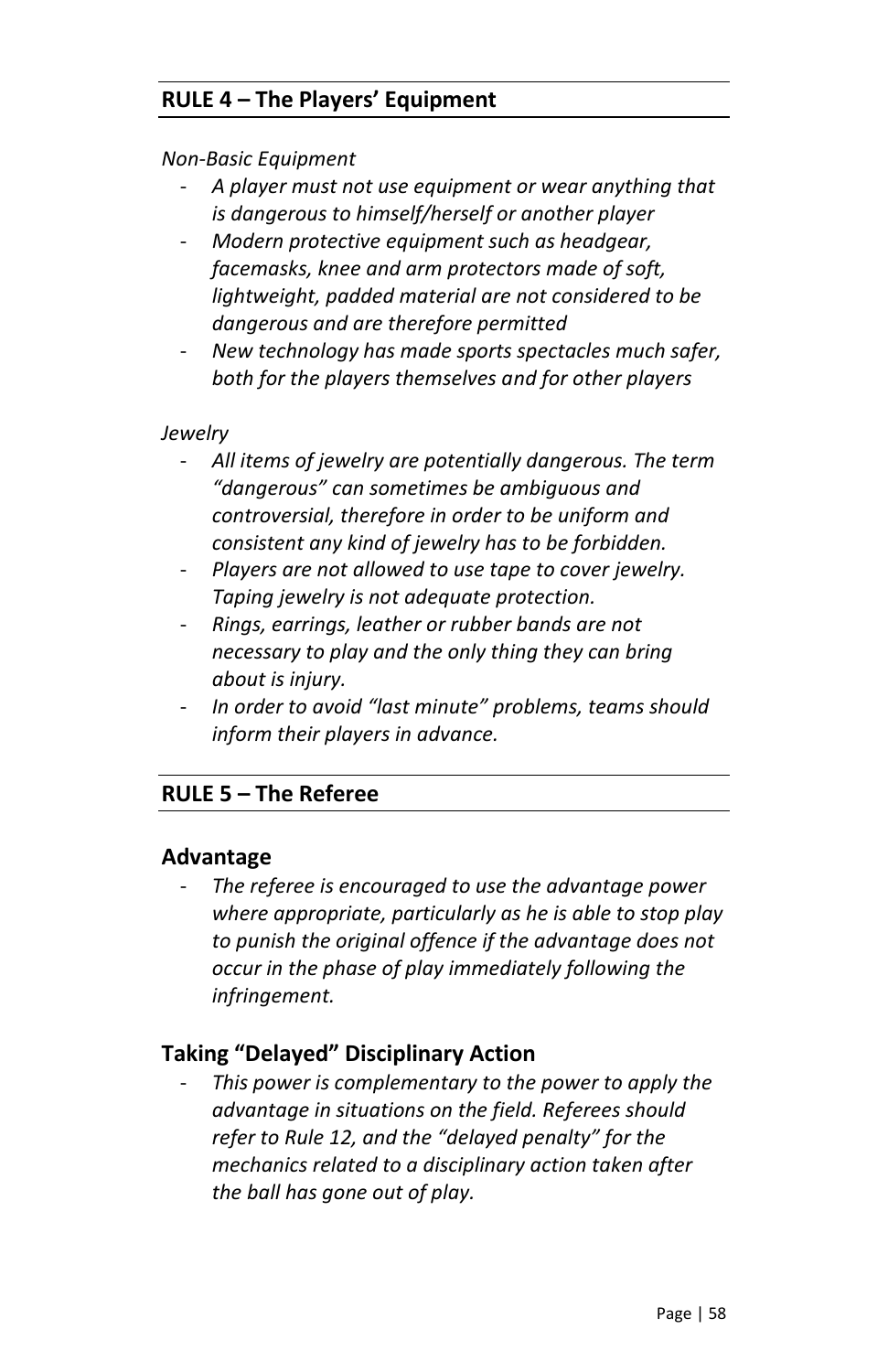## RULE 4 – The Players' Equipment

*Non-Basic Equipment*

- *A player must not use equipment or wear anything that is dangerous to himself/herself or another player*
- *Modern protective equipment such as headgear, facemasks, knee and arm protectors made of soft, lightweight, padded material are not considered to be dangerous and are therefore permitted*
- *New technology has made sports spectacles much safer, both for the players themselves and for other players*

*Jewelry*

- *All items of jewelry are potentially dangerous. The term "dangerous" can sometimes be ambiguous and controversial, therefore in order to be uniform and consistent any kind of jewelry has to be forbidden.*
- *Players are not allowed to use tape to cover jewelry. Taping jewelry is not adequate protection.*
- *Rings, earrings, leather or rubber bands are not necessary to play and the only thing they can bring about is injury.*
- *In order to avoid "last minute" problems, teams should inform their players in advance.*

## RULE 5 – The Referee

### Advantage

- *The referee is encouraged to use the advantage power where appropriate, particularly as he is able to stop play to punish the original offence if the advantage does not occur in the phase of play immediately following the infringement.*

### Taking "Delayed" Disciplinary Action

- *This power is complementary to the power to apply the advantage in situations on the field. Referees should refer to Rule 12, and the "delayed penalty" for the mechanics related to a disciplinary action taken after the ball has gone out of play.*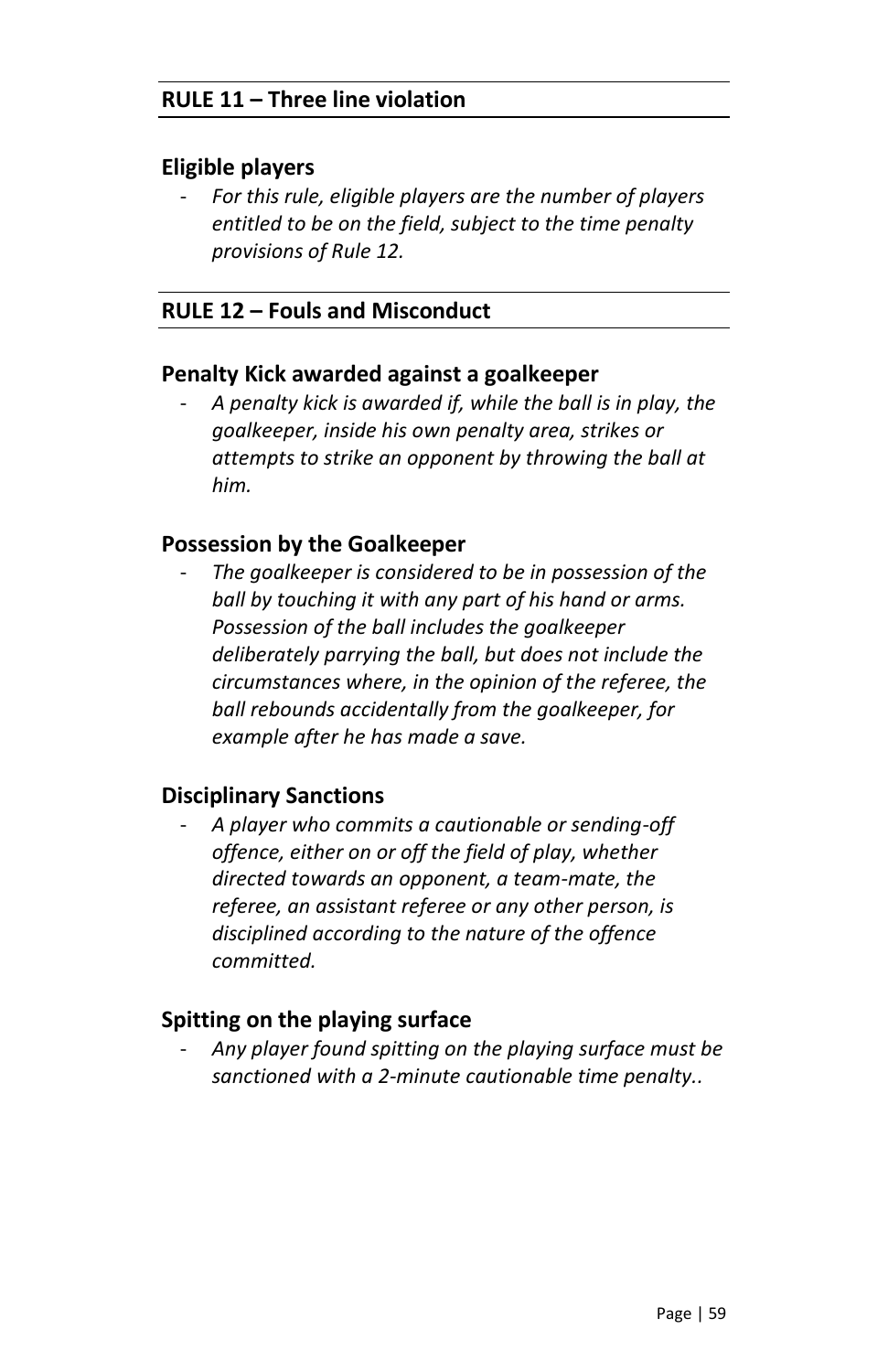## RULE 11 – Three line violation

### Eligible players

- *For this rule, eligible players are the number of players entitled to be on the field, subject to the time penalty provisions of Rule 12.*

## RULE 12 – Fouls and Misconduct

### Penalty Kick awarded against a goalkeeper

- *A penalty kick is awarded if, while the ball is in play, the goalkeeper, inside his own penalty area, strikes or attempts to strike an opponent by throwing the ball at him.*

### Possession by the Goalkeeper

- *The goalkeeper is considered to be in possession of the ball by touching it with any part of his hand or arms. Possession of the ball includes the goalkeeper deliberately parrying the ball, but does not include the circumstances where, in the opinion of the referee, the ball rebounds accidentally from the goalkeeper, for example after he has made a save.*

### Disciplinary Sanctions

- *A player who commits a cautionable or sending-off offence, either on or off the field of play, whether directed towards an opponent, a team-mate, the referee, an assistant referee or any other person, is disciplined according to the nature of the offence committed.*

### Spitting on the playing surface

- *Any player found spitting on the playing surface must be sanctioned with a 2-minute cautionable time penalty..*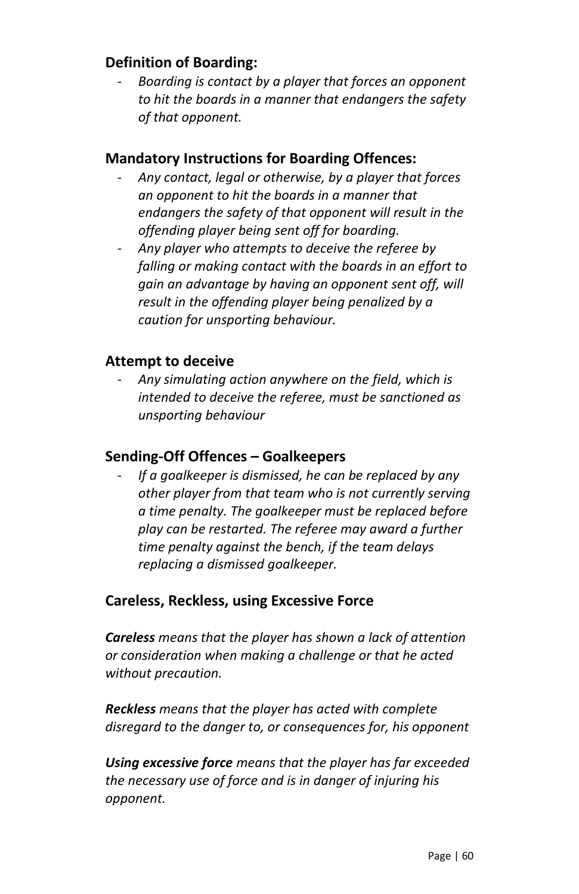### Definition of Boarding:

- *Boarding is contact by a player that forces an opponent to hit the boards in a manner that endangers the safety of that opponent.*

### Mandatory Instructions for Boarding Offences:

- *Any contact, legal or otherwise, by a player that forces an opponent to hit the boards in a manner that endangers the safety of that opponent will result in the offending player being sent off for boarding.*
- *Any player who attempts to deceive the referee by falling or making contact with the boards in an effort to gain an advantage by having an opponent sent off, will result in the offending player being penalized by a caution for unsporting behaviour.*

### Attempt to deceive

- *Any simulating action anywhere on the field, which is intended to deceive the referee, must be sanctioned as unsporting behaviour*

### Sending-Off Offences – Goalkeepers

- *If a goalkeeper is dismissed, he can be replaced by any other player from that team who is not currently serving a time penalty. The goalkeeper must be replaced before play can be restarted. The referee may award a further time penalty against the bench, if the team delays replacing a dismissed goalkeeper.*

### Careless, Reckless, using Excessive Force

***Careless*** *means that the player has shown a lack of attention or consideration when making a challenge or that he acted without precaution.*

***Reckless*** *means that the player has acted with complete disregard to the danger to, or consequences for, his opponent*

***Using excessive force*** *means that the player has far exceeded the necessary use of force and is in danger of injuring his opponent.*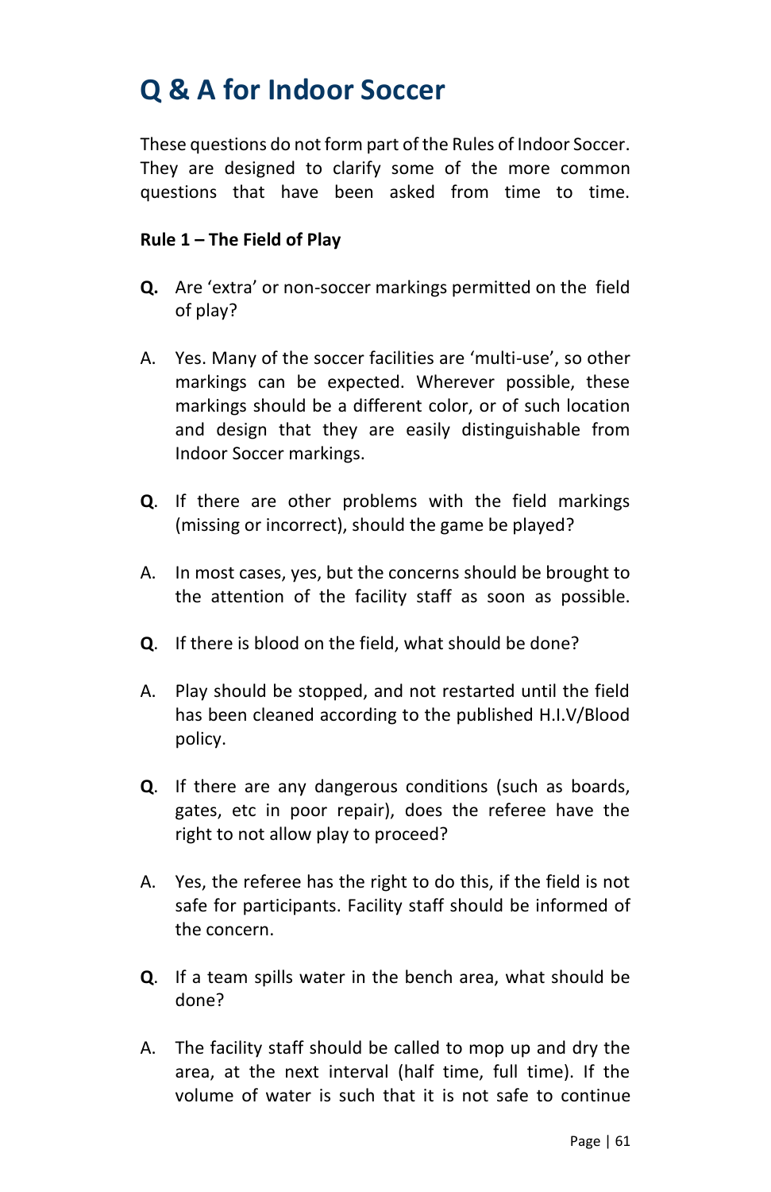# Q & A for Indoor Soccer

These questions do not form part of the Rules of Indoor Soccer. They are designed to clarify some of the more common questions that have been asked from time to time.

**Rule 1 – The Field of Play**

**Q.** Are 'extra' or non-soccer markings permitted on the field of play?

A. Yes. Many of the soccer facilities are 'multi-use', so other markings can be expected. Wherever possible, these markings should be a different color, or of such location and design that they are easily distinguishable from Indoor Soccer markings.

**Q.** If there are other problems with the field markings (missing or incorrect), should the game be played?

A. In most cases, yes, but the concerns should be brought to the attention of the facility staff as soon as possible.

**Q.** If there is blood on the field, what should be done?

A. Play should be stopped, and not restarted until the field has been cleaned according to the published H.I.V/Blood policy.

**Q.** If there are any dangerous conditions (such as boards, gates, etc in poor repair), does the referee have the right to not allow play to proceed?

A. Yes, the referee has the right to do this, if the field is not safe for participants. Facility staff should be informed of the concern.

**Q.** If a team spills water in the bench area, what should be done?

A. The facility staff should be called to mop up and dry the area, at the next interval (half time, full time). If the volume of water is such that it is not safe to continue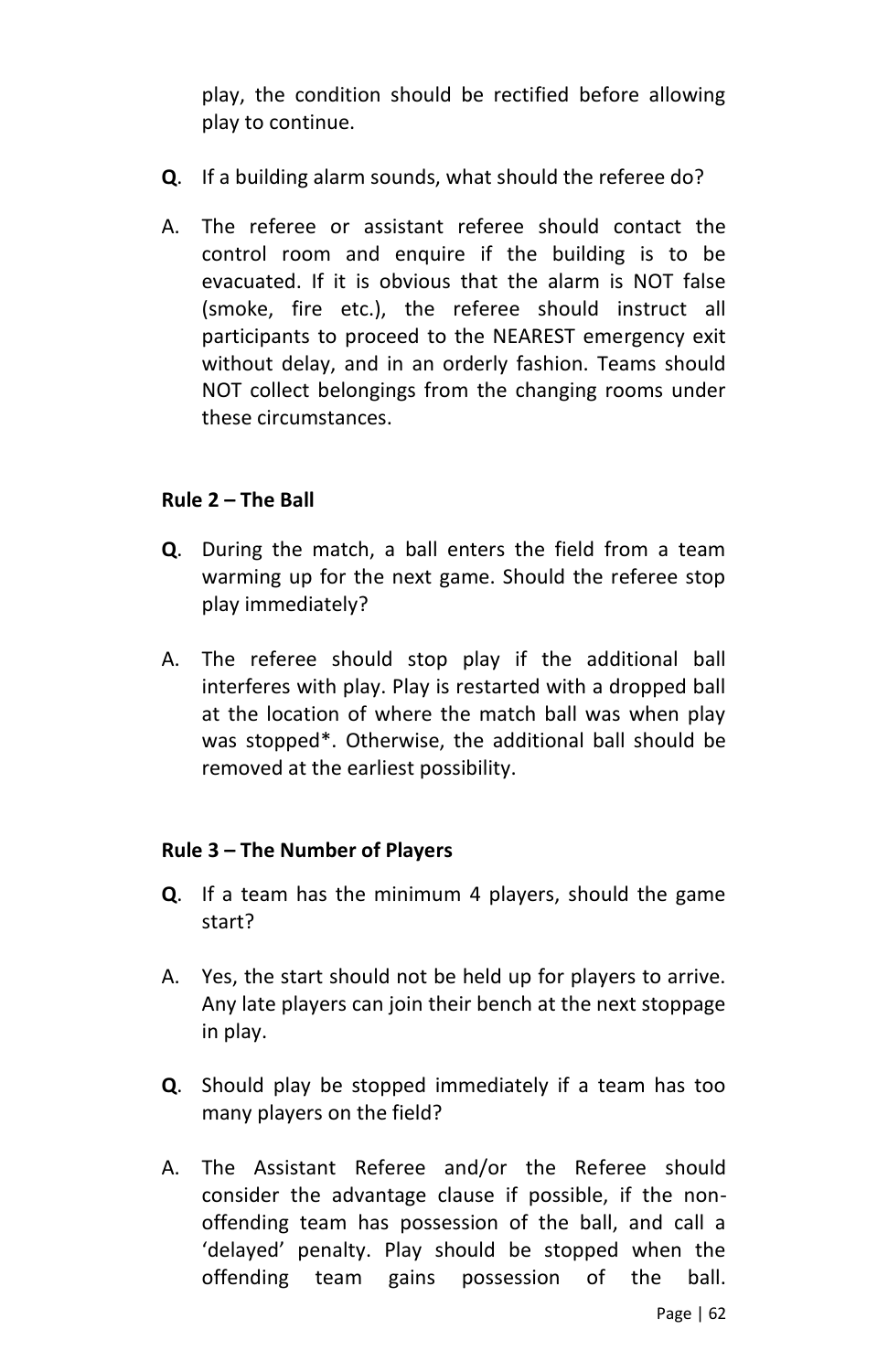play, the condition should be rectified before allowing play to continue.

**Q**. If a building alarm sounds, what should the referee do?

A. The referee or assistant referee should contact the control room and enquire if the building is to be evacuated. If it is obvious that the alarm is NOT false (smoke, fire etc.), the referee should instruct all participants to proceed to the NEAREST emergency exit without delay, and in an orderly fashion. Teams should NOT collect belongings from the changing rooms under these circumstances.

**Rule 2 – The Ball**

**Q**. During the match, a ball enters the field from a team warming up for the next game. Should the referee stop play immediately?

A. The referee should stop play if the additional ball interferes with play. Play is restarted with a dropped ball at the location of where the match ball was when play was stopped*. Otherwise, the additional ball should be removed at the earliest possibility.

**Rule 3 – The Number of Players**

**Q**. If a team has the minimum 4 players, should the game start?

A. Yes, the start should not be held up for players to arrive. Any late players can join their bench at the next stoppage in play.

**Q**. Should play be stopped immediately if a team has too many players on the field?

A. The Assistant Referee and/or the Referee should consider the advantage clause if possible, if the non-offending team has possession of the ball, and call a 'delayed' penalty. Play should be stopped when the offending team gains possession of the ball.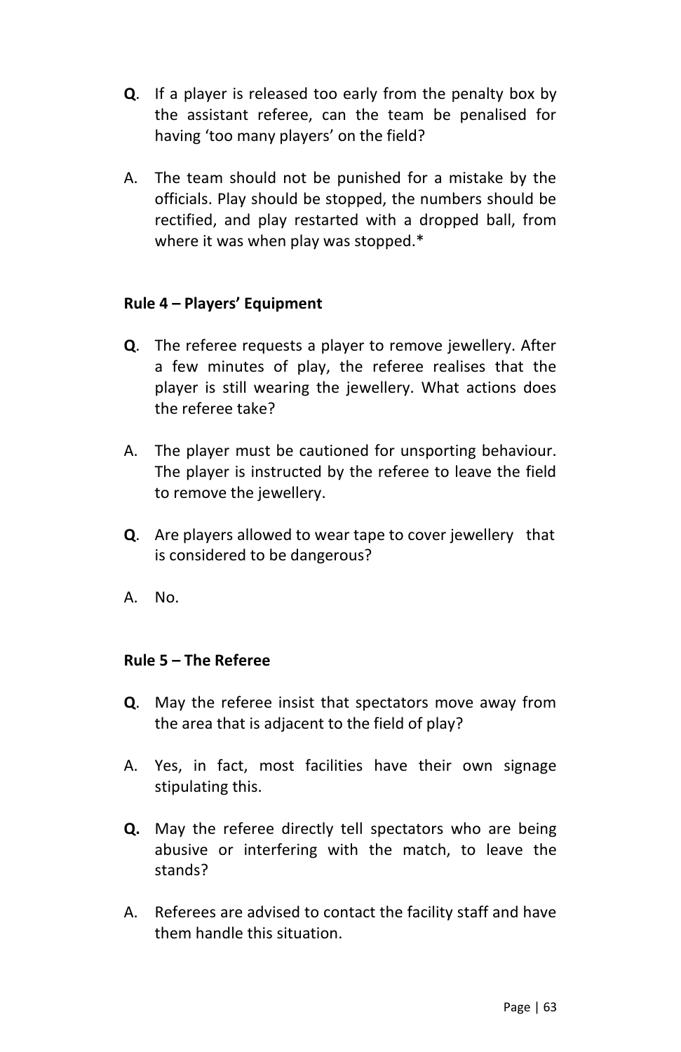**Q**. If a player is released too early from the penalty box by the assistant referee, can the team be penalised for having 'too many players' on the field?

A. The team should not be punished for a mistake by the officials. Play should be stopped, the numbers should be rectified, and play restarted with a dropped ball, from where it was when play was stopped.*

### Rule 4 – Players' Equipment

**Q**. The referee requests a player to remove jewellery. After a few minutes of play, the referee realises that the player is still wearing the jewellery. What actions does the referee take?

A. The player must be cautioned for unsporting behaviour. The player is instructed by the referee to leave the field to remove the jewellery.

**Q**. Are players allowed to wear tape to cover jewellery that is considered to be dangerous?

A. No.

### Rule 5 – The Referee

**Q**. May the referee insist that spectators move away from the area that is adjacent to the field of play?

A. Yes, in fact, most facilities have their own signage stipulating this.

**Q.** May the referee directly tell spectators who are being abusive or interfering with the match, to leave the stands?

A. Referees are advised to contact the facility staff and have them handle this situation.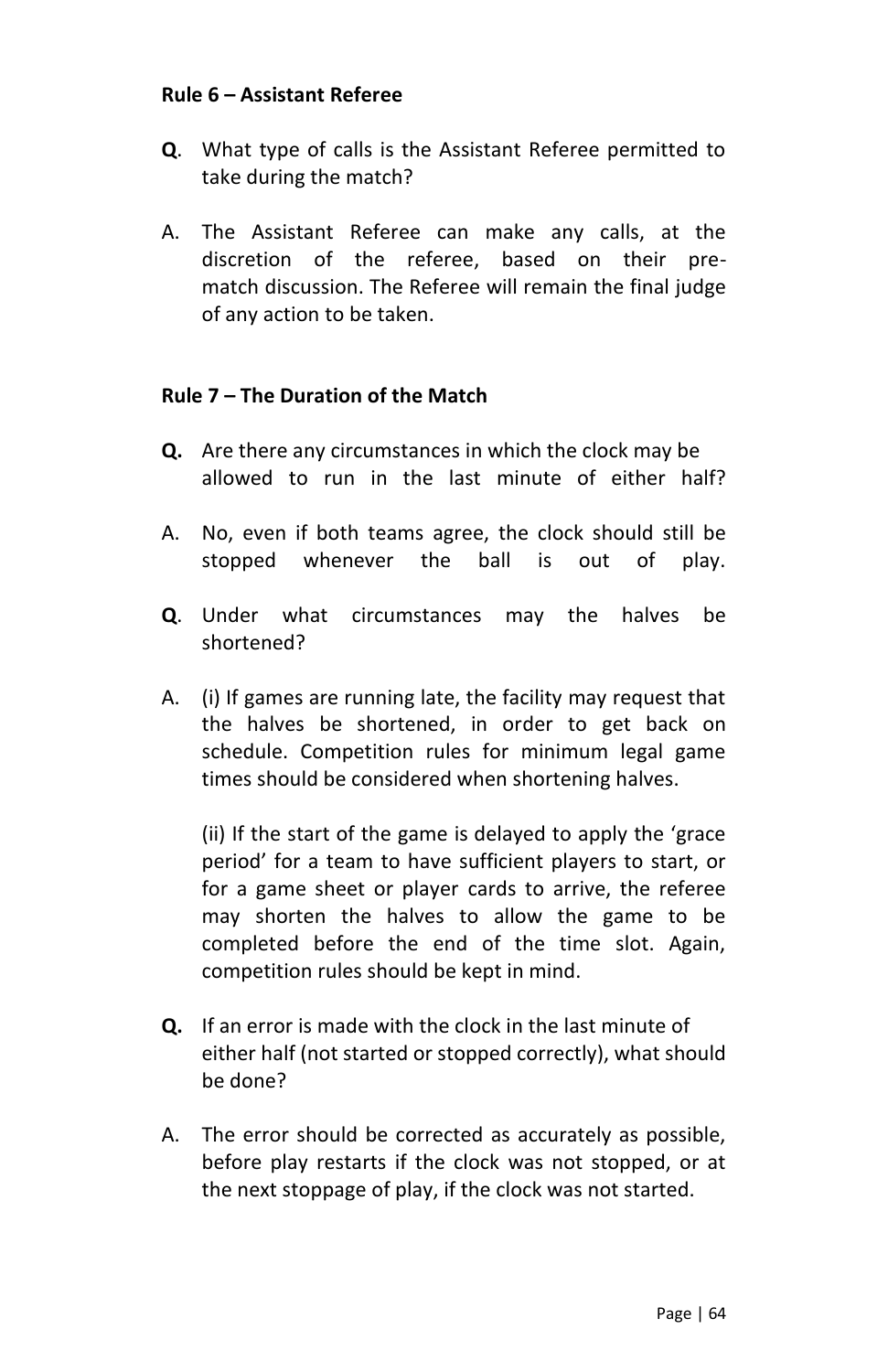**Rule 6 – Assistant Referee**

**Q**. What type of calls is the Assistant Referee permitted to take during the match?

A. The Assistant Referee can make any calls, at the discretion of the referee, based on their pre-match discussion. The Referee will remain the final judge of any action to be taken.

**Rule 7 – The Duration of the Match**

**Q.** Are there any circumstances in which the clock may be allowed to run in the last minute of either half?

A. No, even if both teams agree, the clock should still be stopped whenever the ball is out of play.

**Q**. Under what circumstances may the halves be shortened?

A. (i) If games are running late, the facility may request that the halves be shortened, in order to get back on schedule. Competition rules for minimum legal game times should be considered when shortening halves.

(ii) If the start of the game is delayed to apply the 'grace period' for a team to have sufficient players to start, or for a game sheet or player cards to arrive, the referee may shorten the halves to allow the game to be completed before the end of the time slot. Again, competition rules should be kept in mind.

**Q.** If an error is made with the clock in the last minute of either half (not started or stopped correctly), what should be done?

A. The error should be corrected as accurately as possible, before play restarts if the clock was not stopped, or at the next stoppage of play, if the clock was not started.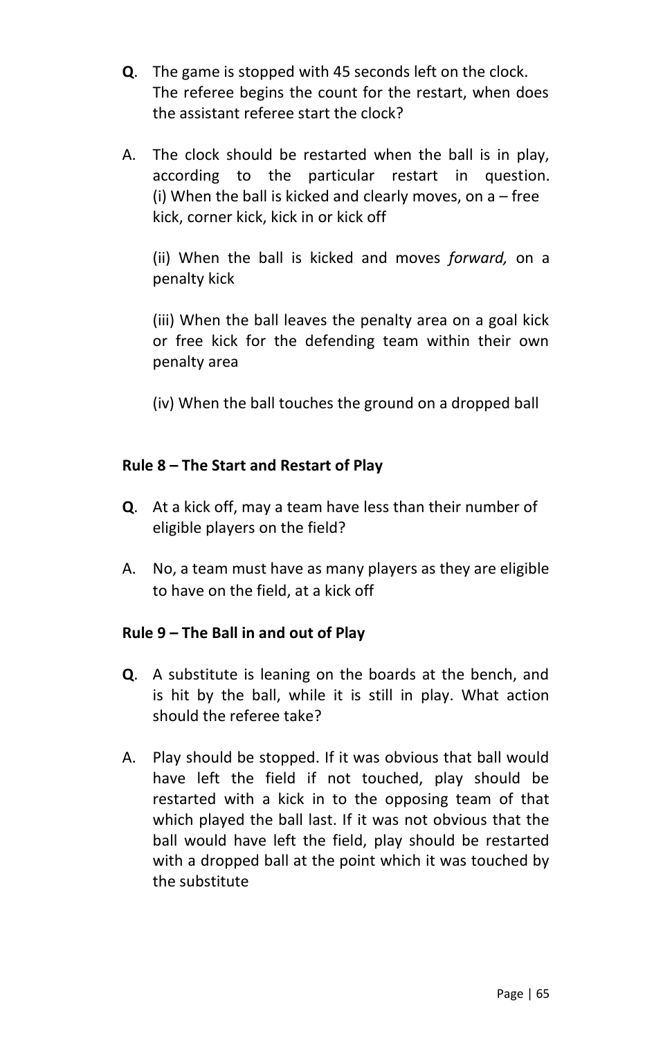**Q**. The game is stopped with 45 seconds left on the clock. The referee begins the count for the restart, when does the assistant referee start the clock?

A. The clock should be restarted when the ball is in play, according to the particular restart in question. (i) When the ball is kicked and clearly moves, on a – free kick, corner kick, kick in or kick off

(ii) When the ball is kicked and moves *forward,* on a penalty kick

(iii) When the ball leaves the penalty area on a goal kick or free kick for the defending team within their own penalty area

(iv) When the ball touches the ground on a dropped ball

### Rule 8 – The Start and Restart of Play

**Q**. At a kick off, may a team have less than their number of eligible players on the field?

A. No, a team must have as many players as they are eligible to have on the field, at a kick off

### Rule 9 – The Ball in and out of Play

**Q**. A substitute is leaning on the boards at the bench, and is hit by the ball, while it is still in play. What action should the referee take?

A. Play should be stopped. If it was obvious that ball would have left the field if not touched, play should be restarted with a kick in to the opposing team of that which played the ball last. If it was not obvious that the ball would have left the field, play should be restarted with a dropped ball at the point which it was touched by the substitute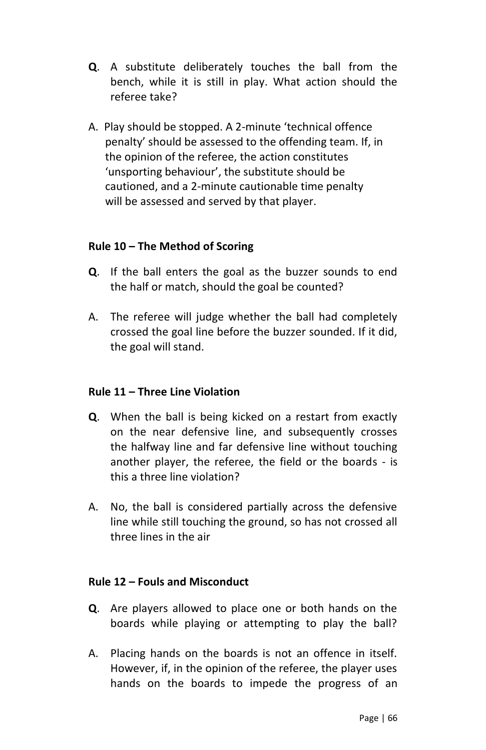**Q**. A substitute deliberately touches the ball from the bench, while it is still in play. What action should the referee take?

A. Play should be stopped. A 2-minute 'technical offence penalty' should be assessed to the offending team. If, in the opinion of the referee, the action constitutes 'unsporting behaviour', the substitute should be cautioned, and a 2-minute cautionable time penalty will be assessed and served by that player.

### Rule 10 – The Method of Scoring

**Q**. If the ball enters the goal as the buzzer sounds to end the half or match, should the goal be counted?

A. The referee will judge whether the ball had completely crossed the goal line before the buzzer sounded. If it did, the goal will stand.

### Rule 11 – Three Line Violation

**Q**. When the ball is being kicked on a restart from exactly on the near defensive line, and subsequently crosses the halfway line and far defensive line without touching another player, the referee, the field or the boards - is this a three line violation?

A. No, the ball is considered partially across the defensive line while still touching the ground, so has not crossed all three lines in the air

### Rule 12 – Fouls and Misconduct

**Q**. Are players allowed to place one or both hands on the boards while playing or attempting to play the ball?

A. Placing hands on the boards is not an offence in itself. However, if, in the opinion of the referee, the player uses hands on the boards to impede the progress of an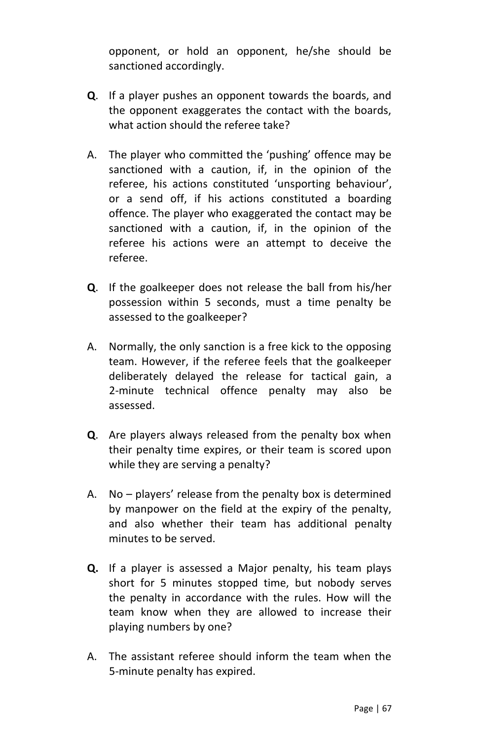opponent, or hold an opponent, he/she should be sanctioned accordingly.

**Q**. If a player pushes an opponent towards the boards, and the opponent exaggerates the contact with the boards, what action should the referee take?

A. The player who committed the 'pushing' offence may be sanctioned with a caution, if, in the opinion of the referee, his actions constituted 'unsporting behaviour', or a send off, if his actions constituted a boarding offence. The player who exaggerated the contact may be sanctioned with a caution, if, in the opinion of the referee his actions were an attempt to deceive the referee.

**Q**. If the goalkeeper does not release the ball from his/her possession within 5 seconds, must a time penalty be assessed to the goalkeeper?

A. Normally, the only sanction is a free kick to the opposing team. However, if the referee feels that the goalkeeper deliberately delayed the release for tactical gain, a 2-minute technical offence penalty may also be assessed.

**Q**. Are players always released from the penalty box when their penalty time expires, or their team is scored upon while they are serving a penalty?

A. No – players' release from the penalty box is determined by manpower on the field at the expiry of the penalty, and also whether their team has additional penalty minutes to be served.

**Q.** If a player is assessed a Major penalty, his team plays short for 5 minutes stopped time, but nobody serves the penalty in accordance with the rules. How will the team know when they are allowed to increase their playing numbers by one?

A. The assistant referee should inform the team when the 5-minute penalty has expired.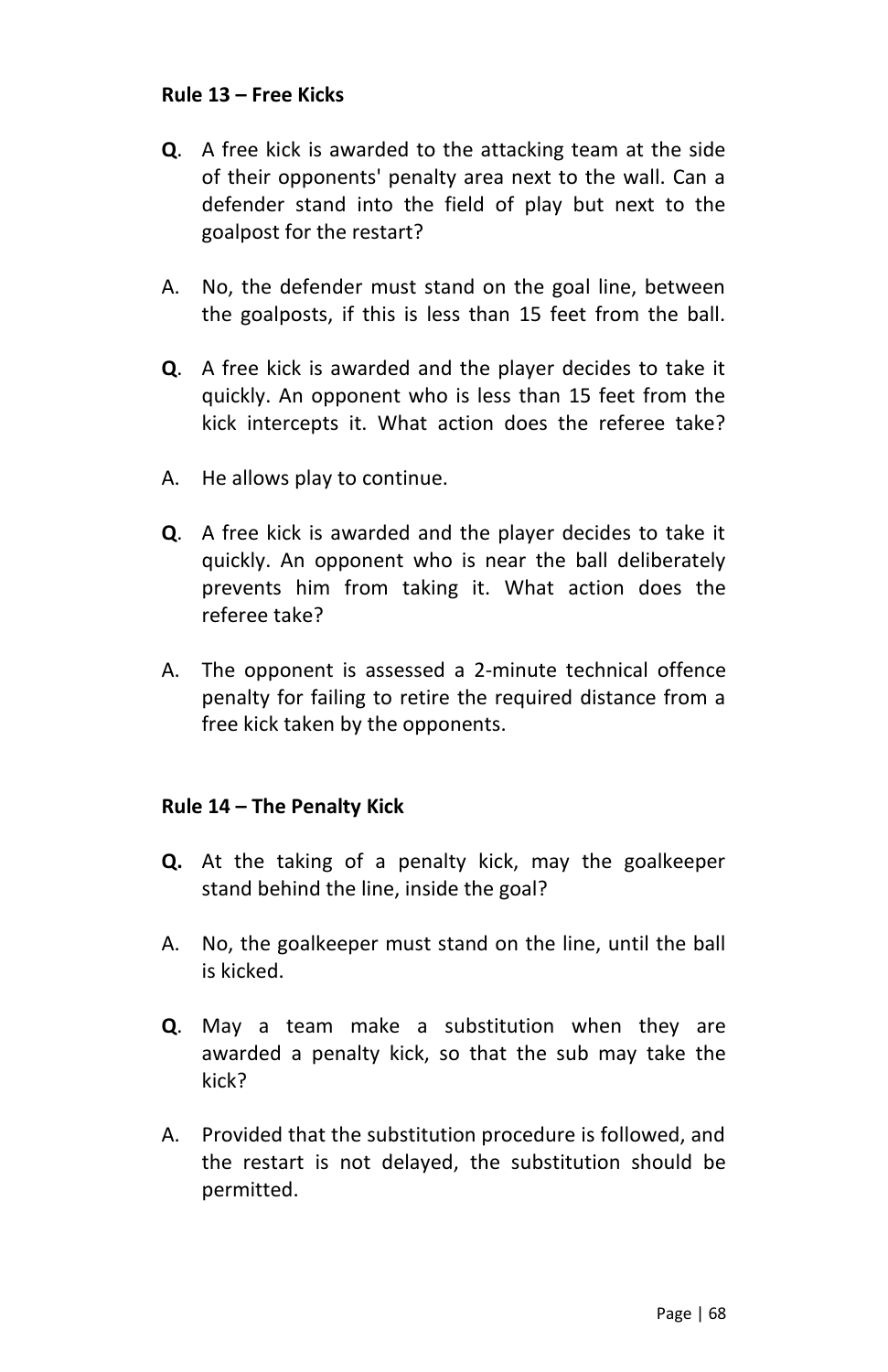**Rule 13 – Free Kicks**

**Q**. A free kick is awarded to the attacking team at the side of their opponents' penalty area next to the wall. Can a defender stand into the field of play but next to the goalpost for the restart?

A. No, the defender must stand on the goal line, between the goalposts, if this is less than 15 feet from the ball.

**Q**. A free kick is awarded and the player decides to take it quickly. An opponent who is less than 15 feet from the kick intercepts it. What action does the referee take?

A. He allows play to continue.

**Q**. A free kick is awarded and the player decides to take it quickly. An opponent who is near the ball deliberately prevents him from taking it. What action does the referee take?

A. The opponent is assessed a 2-minute technical offence penalty for failing to retire the required distance from a free kick taken by the opponents.

**Rule 14 – The Penalty Kick**

**Q.** At the taking of a penalty kick, may the goalkeeper stand behind the line, inside the goal?

A. No, the goalkeeper must stand on the line, until the ball is kicked.

**Q**. May a team make a substitution when they are awarded a penalty kick, so that the sub may take the kick?

A. Provided that the substitution procedure is followed, and the restart is not delayed, the substitution should be permitted.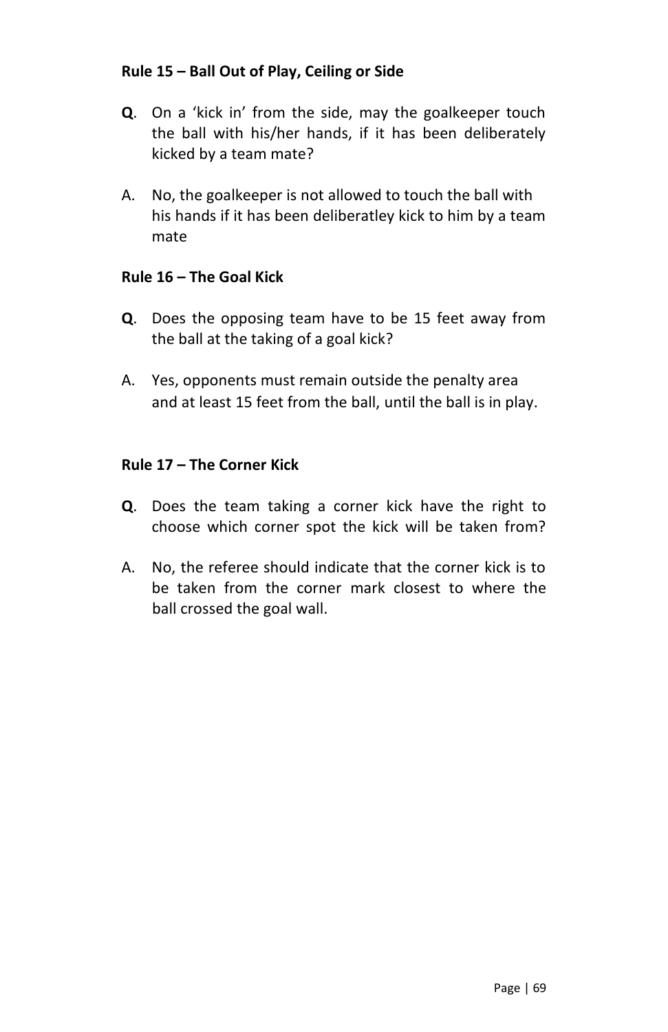**Rule 15 – Ball Out of Play, Ceiling or Side**

**Q**. On a 'kick in' from the side, may the goalkeeper touch the ball with his/her hands, if it has been deliberately kicked by a team mate?

A. No, the goalkeeper is not allowed to touch the ball with his hands if it has been deliberatley kick to him by a team mate

**Rule 16 – The Goal Kick**

**Q**. Does the opposing team have to be 15 feet away from the ball at the taking of a goal kick?

A. Yes, opponents must remain outside the penalty area and at least 15 feet from the ball, until the ball is in play.

**Rule 17 – The Corner Kick**

**Q**. Does the team taking a corner kick have the right to choose which corner spot the kick will be taken from?

A. No, the referee should indicate that the corner kick is to be taken from the corner mark closest to where the ball crossed the goal wall.